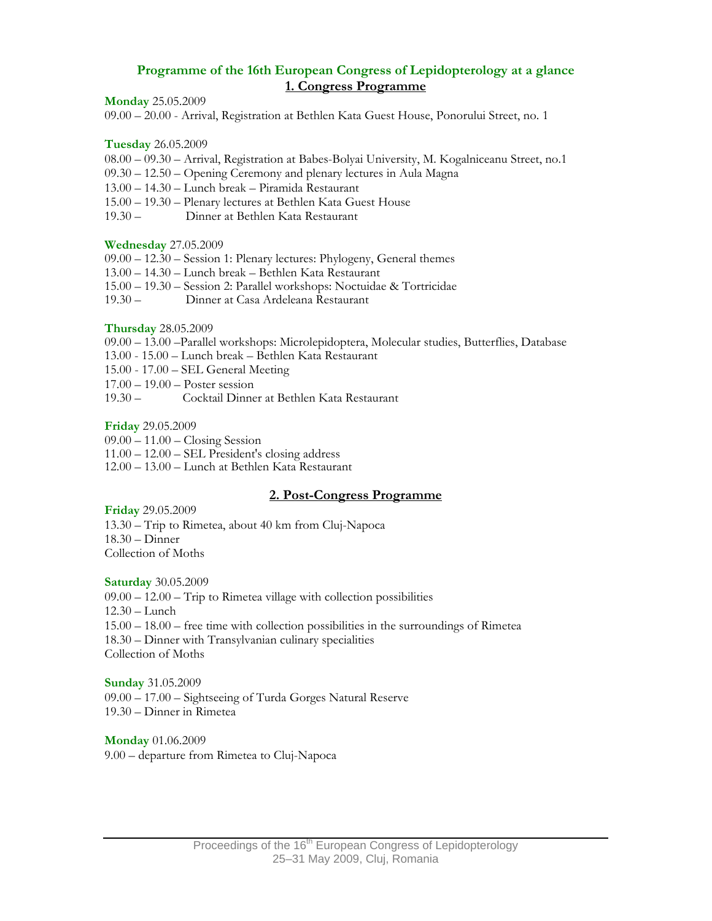# Programme of the 16th European Congress of Lepidopterology at a glance

## 1. Congress Programme

**Monday** 25.05.2009

09.00 – 20.00 - Arrival, Registration at Bethlen Kata Guest House, Ponorului Street, no. 1

**Tuesday** 26.05.2009

08.00 – 09.30 – Arrival, Registration at Babes-Bolyai University, M. Kogalniceanu Street, no.1
09.30 – 12.50 – Opening Ceremony and plenary lectures in Aula Magna
13.00 – 14.30 – Lunch break – Piramida Restaurant
15.00 – 19.30 – Plenary lectures at Bethlen Kata Guest House
19.30 – Dinner at Bethlen Kata Restaurant

**Wednesday** 27.05.2009

09.00 – 12.30 – Session 1: Plenary lectures: Phylogeny, General themes
13.00 – 14.30 – Lunch break – Bethlen Kata Restaurant
15.00 – 19.30 – Session 2: Parallel workshops: Noctuidae & Tortricidae
19.30 – Dinner at Casa Ardeleana Restaurant

**Thursday** 28.05.2009

09.00 – 13.00 –Parallel workshops: Microlepidoptera, Molecular studies, Butterflies, Database
13.00 - 15.00 – Lunch break – Bethlen Kata Restaurant
15.00 - 17.00 – SEL General Meeting
17.00 – 19.00 – Poster session
19.30 – Cocktail Dinner at Bethlen Kata Restaurant

**Friday** 29.05.2009

09.00 – 11.00 – Closing Session
11.00 – 12.00 – SEL President's closing address
12.00 – 13.00 – Lunch at Bethlen Kata Restaurant

## 2. Post-Congress Programme

**Friday** 29.05.2009

13.30 – Trip to Rimetea, about 40 km from Cluj-Napoca
18.30 – Dinner
Collection of Moths

**Saturday** 30.05.2009

09.00 – 12.00 – Trip to Rimetea village with collection possibilities
12.30 – Lunch
15.00 – 18.00 – free time with collection possibilities in the surroundings of Rimetea
18.30 – Dinner with Transylvanian culinary specialities
Collection of Moths

**Sunday** 31.05.2009

09.00 – 17.00 – Sightseeing of Turda Gorges Natural Reserve
19.30 – Dinner in Rimetea

**Monday** 01.06.2009

9.00 – departure from Rimetea to Cluj-Napoca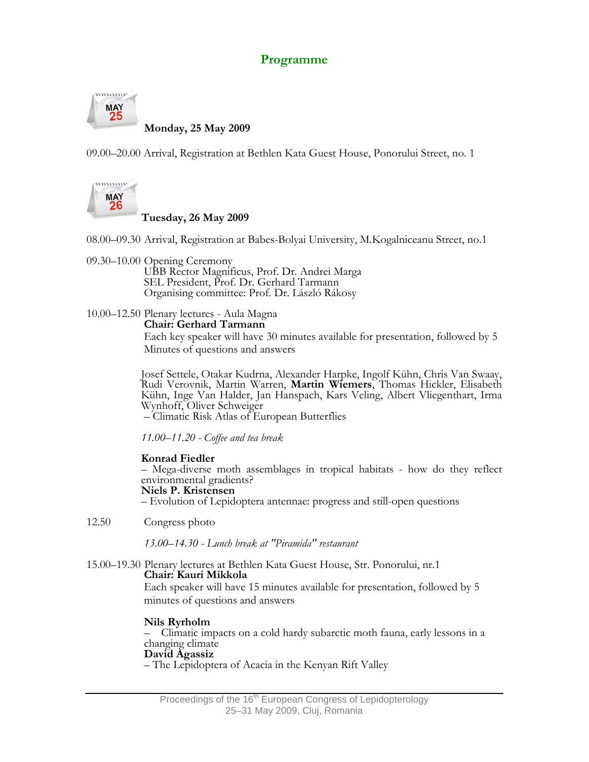## Programme

**Monday, 25 May 2009**

09.00–20.00 Arrival, Registration at Bethlen Kata Guest House, Ponorului Street, no. 1

**Tuesday, 26 May 2009**

08.00–09.30 Arrival, Registration at Babes-Bolyai University, M.Kogalniceanu Street, no.1

09.30–10.00 Opening Ceremony
UBB Rector Magnificus, Prof. Dr. Andrei Marga
SEL President, Prof. Dr. Gerhard Tarmann
Organising committee: Prof. Dr. László Rákosy

10.00–12.50 Plenary lectures - Aula Magna
**Chair: Gerhard Tarmann**
Each key speaker will have 30 minutes available for presentation, followed by 5 Minutes of questions and answers

Josef Settele, Otakar Kudrna, Alexander Harpke, Ingolf Kühn, Chris Van Swaay, Rudi Verovnik, Martin Warren, **Martin Wiemers**, Thomas Hickler, Elisabeth Kühn, Inge Van Halder, Jan Hanspach, Kars Veling, Albert Vliegenthart, Irma Wynhoff, Oliver Schweiger
– Climatic Risk Atlas of European Butterflies

*11.00–11.20 - Coffee and tea break*

**Konrad Fiedler**
– Mega-diverse moth assemblages in tropical habitats - how do they reflect environmental gradients?
**Niels P. Kristensen**
– Evolution of Lepidoptera antennae: progress and still-open questions

12.50 Congress photo

*13.00–14.30 - Lunch break at "Piramida" restaurant*

15.00–19.30 Plenary lectures at Bethlen Kata Guest House, Str. Ponorului, nr.1
**Chair: Kauri Mikkola**
Each speaker will have 15 minutes available for presentation, followed by 5 minutes of questions and answers

**Nils Ryrholm**
– Climatic impacts on a cold hardy subarctic moth fauna, early lessons in a changing climate
**David Agassiz**
– The Lepidoptera of Acacia in the Kenyan Rift Valley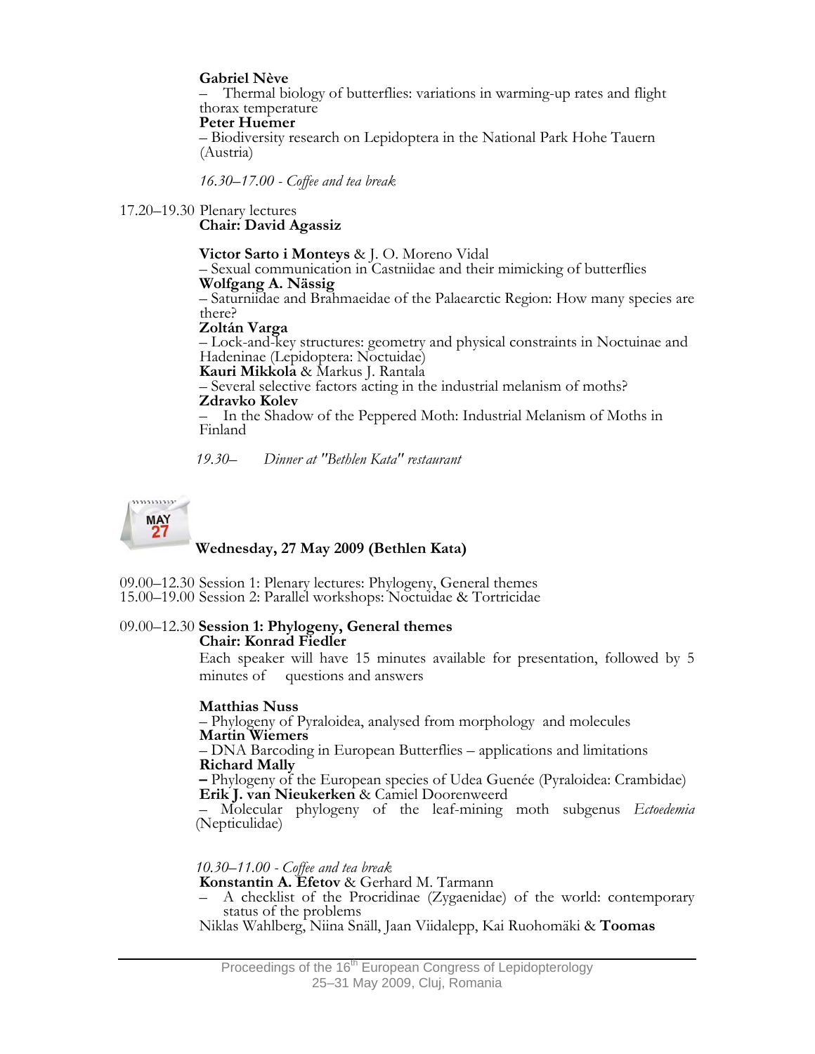**Gabriel Nève**
– Thermal biology of butterflies: variations in warming-up rates and flight thorax temperature
**Peter Huemer**
– Biodiversity research on Lepidoptera in the National Park Hohe Tauern (Austria)

*16.30–17.00 - Coffee and tea break*

17.20–19.30 Plenary lectures
**Chair: David Agassiz**

**Victor Sarto i Monteys** & J. O. Moreno Vidal
– Sexual communication in Castniidae and their mimicking of butterflies
**Wolfgang A. Nässig**
– Saturniidae and Brahmaeidae of the Palaearctic Region: How many species are there?
**Zoltán Varga**
– Lock-and-key structures: geometry and physical constraints in Noctuinae and Hadeninae (Lepidoptera: Noctuidae)
**Kauri Mikkola** & Markus J. Rantala
– Several selective factors acting in the industrial melanism of moths?
**Zdravko Kolev**
– In the Shadow of the Peppered Moth: Industrial Melanism of Moths in Finland

*19.30– Dinner at "Bethlen Kata" restaurant*

## Wednesday, 27 May 2009 (Bethlen Kata)

09.00–12.30 Session 1: Plenary lectures: Phylogeny, General themes
15.00–19.00 Session 2: Parallel workshops: Noctuidae & Tortricidae

09.00–12.30 **Session 1: Phylogeny, General themes**
**Chair: Konrad Fiedler**
Each speaker will have 15 minutes available for presentation, followed by 5 minutes of questions and answers

**Matthias Nuss**
– Phylogeny of Pyraloidea, analysed from morphology and molecules
**Martin Wiemers**
– DNA Barcoding in European Butterflies – applications and limitations
**Richard Mally**
– Phylogeny of the European species of Udea Guenée (Pyraloidea: Crambidae)
**Erik J. van Nieukerken** & Camiel Doorenweerd
– Molecular phylogeny of the leaf-mining moth subgenus *Ectoedemia* (Nepticulidae)

*10.30–11.00 - Coffee and tea break*
**Konstantin A. Efetov** & Gerhard M. Tarmann
– A checklist of the Procridinae (Zygaenidae) of the world: contemporary status of the problems
Niklas Wahlberg, Niina Snäll, Jaan Viidalepp, Kai Ruohomäki & **Toomas**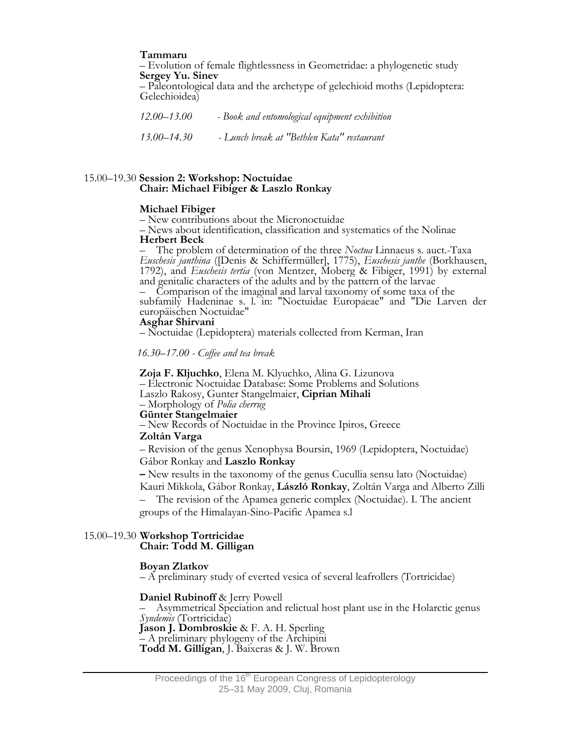**Tammaru**
– Evolution of female flightlessness in Geometridae: a phylogenetic study
**Sergey Yu. Sinev**
– Paleontological data and the archetype of gelechioid moths (Lepidoptera: Gelechioidea)

*12.00–13.00* *- Book and entomological equipment exhibition*

*13.00–14.30* *- Lunch break at "Bethlen Kata" restaurant*

15.00–19.30 **Session 2: Workshop: Noctuidae**
**Chair: Michael Fibiger & Laszlo Ronkay**

**Michael Fibiger**
– New contributions about the Micronoctuidae
– News about identification, classification and systematics of the Nolinae
**Herbert Beck**
– The problem of determination of the three *Noctua* Linnaeus s. auct.-Taxa *Euschesis janthina* ([Denis & Schiffermüller], 1775), *Euschesis janthe* (Borkhausen, 1792), and *Euschesis tertia* (von Mentzer, Moberg & Fibiger, 1991) by external and genitalic characters of the adults and by the pattern of the larvae
– Comparison of the imaginal and larval taxonomy of some taxa of the subfamily Hadeninae s. l. in: "Noctuidae Europaeae" and "Die Larven der europäischen Noctuidae"
**Asghar Shirvani**
– Noctuidae (Lepidoptera) materials collected from Kerman, Iran

*16.30–17.00 - Coffee and tea break*

**Zoja F. Kljuchko**, Elena M. Klyuchko, Alina G. Lizunova
– Electronic Noctuidae Database: Some Problems and Solutions
Laszlo Rakosy, Gunter Stangelmaier, **Ciprian Mihali**
– Morphology of *Polia cherrug*
**Günter Stangelmaier**
– New Records of Noctuidae in the Province Ipiros, Greece
**Zoltán Varga**
– Revision of the genus Xenophysa Boursin, 1969 (Lepidoptera, Noctuidae)
Gábor Ronkay and **Laszlo Ronkay**
– New results in the taxonomy of the genus Cucullia sensu lato (Noctuidae)
Kauri Mikkola, Gábor Ronkay, **László Ronkay**, Zoltán Varga and Alberto Zilli
– The revision of the Apamea generic complex (Noctuidae). I. The ancient groups of the Himalayan-Sino-Pacific Apamea s.l

15.00–19.30 **Workshop Tortricidae**
**Chair: Todd M. Gilligan**

**Boyan Zlatkov**
– A preliminary study of everted vesica of several leafrollers (Tortricidae)

**Daniel Rubinoff** & Jerry Powell
– Asymmetrical Speciation and relictual host plant use in the Holarctic genus *Syndemis* (Tortricidae)
**Jason J. Dombroskie** & F. A. H. Sperling
– A preliminary phylogeny of the Archipini
**Todd M. Gilligan**, J. Baixeras & J. W. Brown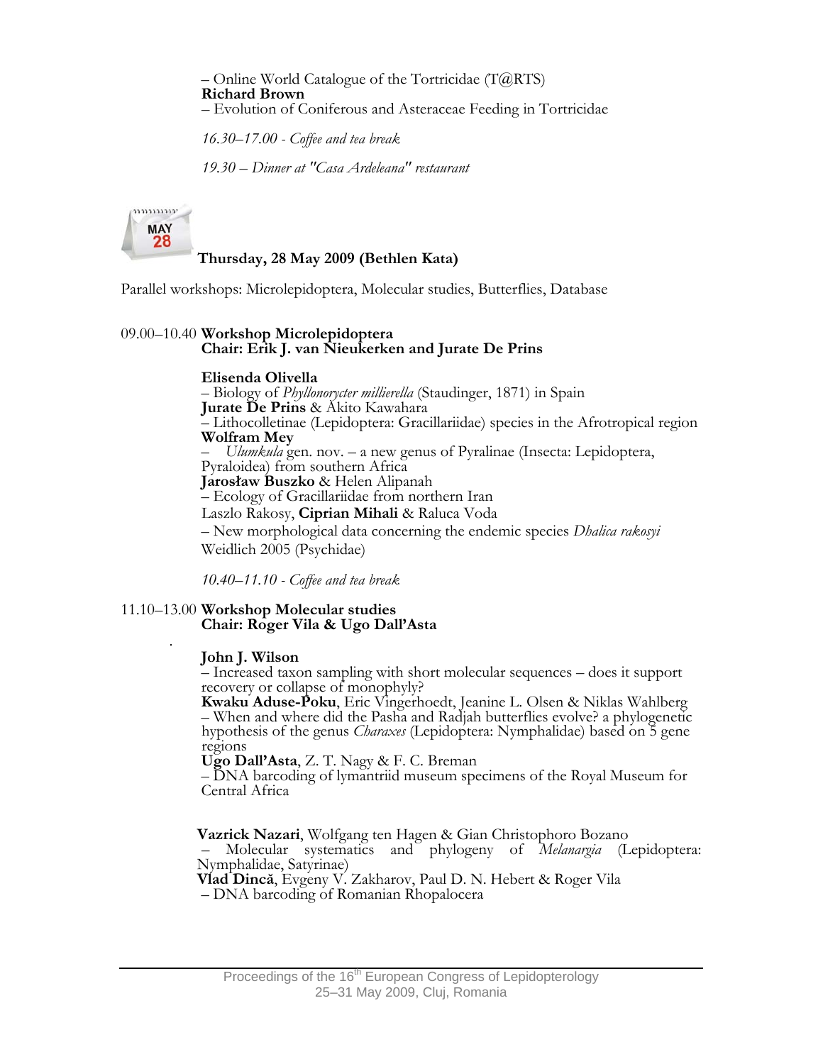– Online World Catalogue of the Tortricidae (T@RTS)
**Richard Brown**
– Evolution of Coniferous and Asteraceae Feeding in Tortricidae

*16.30–17.00 - Coffee and tea break*

*19.30 – Dinner at "Casa Ardeleana" restaurant*

MAY 28

**Thursday, 28 May 2009 (Bethlen Kata)**

Parallel workshops: Microlepidoptera, Molecular studies, Butterflies, Database

09.00–10.40 **Workshop Microlepidoptera**
**Chair: Erik J. van Nieukerken and Jurate De Prins**

**Elisenda Olivella**
– Biology of *Phyllonorycter millierella* (Staudinger, 1871) in Spain
**Jurate De Prins** & Akito Kawahara
– Lithocolletinae (Lepidoptera: Gracillariidae) species in the Afrotropical region
**Wolfram Mey**
– *Ulumkula* gen. nov. – a new genus of Pyralinae (Insecta: Lepidoptera, Pyraloidea) from southern Africa
**Jarosław Buszko** & Helen Alipanah
– Ecology of Gracillariidae from northern Iran
Laszlo Rakosy, **Ciprian Mihali** & Raluca Voda
– New morphological data concerning the endemic species *Dhalica rakosyi* Weidlich 2005 (Psychidae)

*10.40–11.10 - Coffee and tea break*

11.10–13.00 **Workshop Molecular studies**
**Chair: Roger Vila & Ugo Dall'Asta**

**John J. Wilson**
– Increased taxon sampling with short molecular sequences – does it support recovery or collapse of monophyly?
**Kwaku Aduse-Poku**, Eric Vingerhoedt, Jeanine L. Olsen & Niklas Wahlberg
– When and where did the Pasha and Radjah butterflies evolve? a phylogenetic hypothesis of the genus *Charaxes* (Lepidoptera: Nymphalidae) based on 5 gene regions
**Ugo Dall'Asta**, Z. T. Nagy & F. C. Breman
– DNA barcoding of lymantriid museum specimens of the Royal Museum for Central Africa

**Vazrick Nazari**, Wolfgang ten Hagen & Gian Christophoro Bozano
– Molecular systematics and phylogeny of *Melanargia* (Lepidoptera: Nymphalidae, Satyrinae)
**Vlad Dincă**, Evgeny V. Zakharov, Paul D. N. Hebert & Roger Vila
– DNA barcoding of Romanian Rhopalocera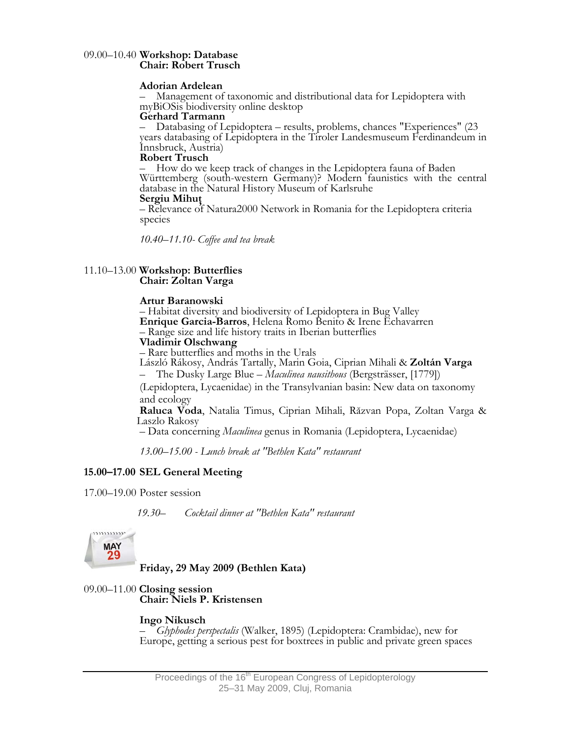09.00–10.40 **Workshop: Database**
**Chair: Robert Trusch**

**Adorian Ardelean**
– Management of taxonomic and distributional data for Lepidoptera with myBiOSis biodiversity online desktop

**Gerhard Tarmann**
– Databasing of Lepidoptera – results, problems, chances "Experiences" (23 years databasing of Lepidoptera in the Tiroler Landesmuseum Ferdinandeum in Innsbruck, Austria)

**Robert Trusch**
– How do we keep track of changes in the Lepidoptera fauna of Baden Württemberg (south-western Germany)? Modern faunistics with the central database in the Natural History Museum of Karlsruhe

**Sergiu Mihuț**
– Relevance of Natura2000 Network in Romania for the Lepidoptera criteria species

*10.40–11.10- Coffee and tea break*

11.10–13.00 **Workshop: Butterflies**
**Chair: Zoltan Varga**

**Artur Baranowski**
– Habitat diversity and biodiversity of Lepidoptera in Bug Valley

**Enrique Garcia-Barros**, Helena Romo Benito & Irene Echavarren
– Range size and life history traits in Iberian butterflies

**Vladimir Olschwang**
– Rare butterflies and moths in the Urals

László Rákosy, András Tartally, Marin Goia, Ciprian Mihali & **Zoltán Varga**
– The Dusky Large Blue – *Maculinea nausithous* (Bergsträsser, [1779]) (Lepidoptera, Lycaenidae) in the Transylvanian basin: New data on taxonomy and ecology

**Raluca Voda**, Natalia Timus, Ciprian Mihali, Răzvan Popa, Zoltan Varga & Laszlo Rakosy
– Data concerning *Maculinea* genus in Romania (Lepidoptera, Lycaenidae)

*13.00–15.00 - Lunch break at "Bethlen Kata" restaurant*

**15.00–17.00 SEL General Meeting**

17.00–19.00 Poster session

*19.30– Cocktail dinner at "Bethlen Kata" restaurant*

## Friday, 29 May 2009 (Bethlen Kata)

09.00–11.00 **Closing session**
**Chair: Niels P. Kristensen**

**Ingo Nikusch**
– *Glyphodes perspectalis* (Walker, 1895) (Lepidoptera: Crambidae), new for Europe, getting a serious pest for boxtrees in public and private green spaces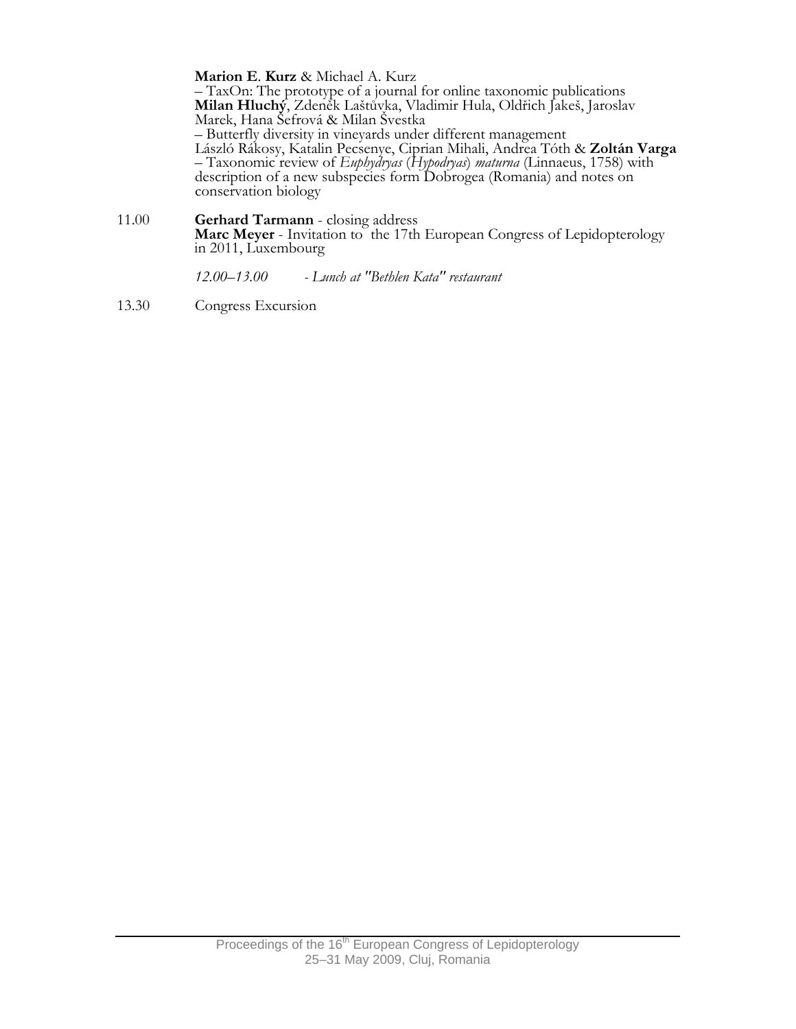**Marion E**. **Kurz** & Michael A. Kurz
– TaxOn: The prototype of a journal for online taxonomic publications

**Milan Hluchý**, Zdeněk Laštůvka, Vladimir Hula, Oldřich Jakeš, Jaroslav Marek, Hana Šefrová & Milan Švestka
– Butterfly diversity in vineyards under different management

László Rákosy, Katalin Pecsenye, Ciprian Mihali, Andrea Tóth & **Zoltán Varga**
– Taxonomic review of *Euphydryas* (*Hypodryas*) *maturna* (Linnaeus, 1758) with description of a new subspecies form Dobrogea (Romania) and notes on conservation biology

11.00 **Gerhard Tarmann** - closing address
**Marc Meyer** - Invitation to the 17th European Congress of Lepidopterology in 2011, Luxembourg

*12.00–13.00 - Lunch at "Bethlen Kata" restaurant*

13.30 Congress Excursion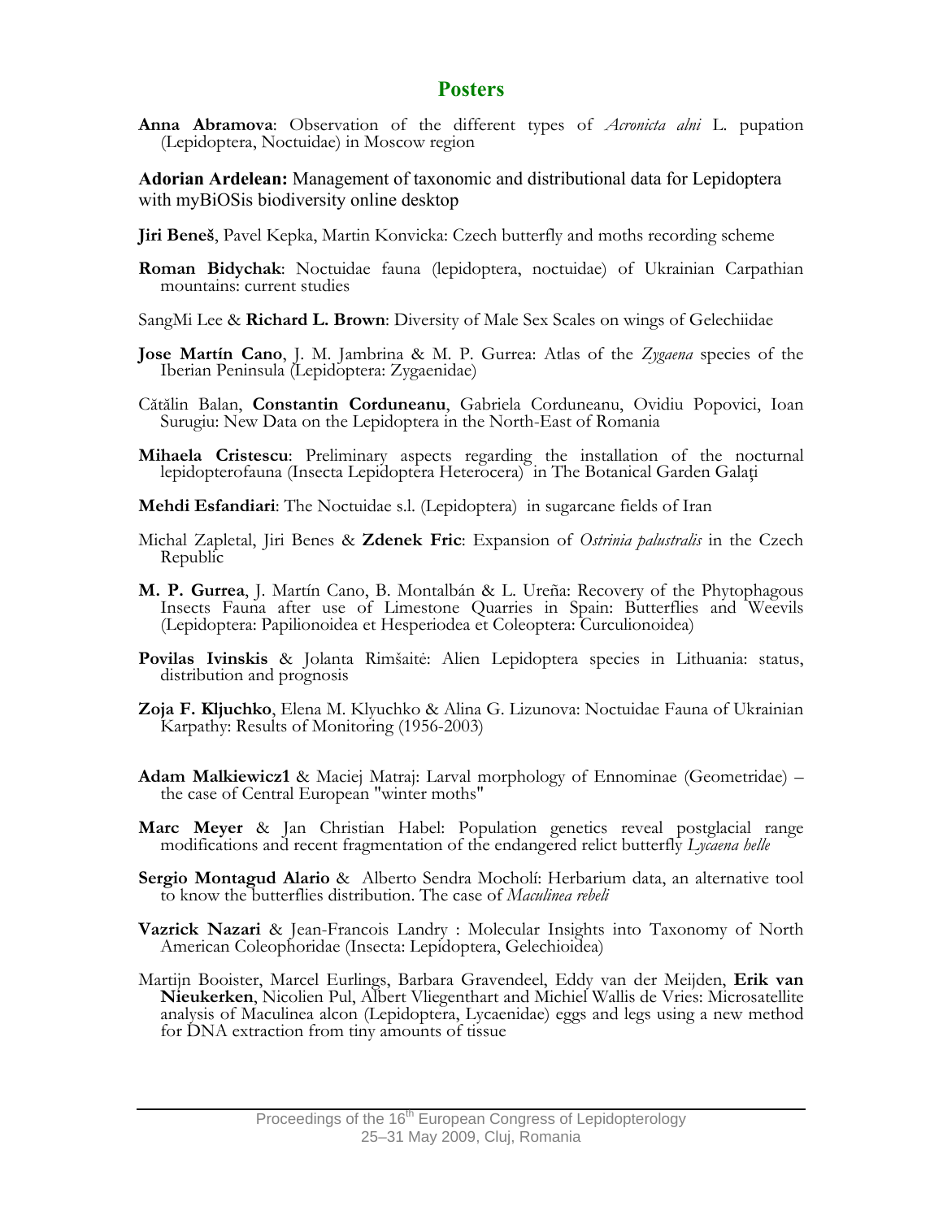## Posters

**Anna Abramova**: Observation of the different types of *Acronicta alni* L. pupation (Lepidoptera, Noctuidae) in Moscow region

**Adorian Ardelean:** Management of taxonomic and distributional data for Lepidoptera with myBiOSis biodiversity online desktop

**Jiri Beneš**, Pavel Kepka, Martin Konvicka: Czech butterfly and moths recording scheme

**Roman Bidychak**: Noctuidae fauna (lepidoptera, noctuidae) of Ukrainian Carpathian mountains: current studies

SangMi Lee & **Richard L. Brown**: Diversity of Male Sex Scales on wings of Gelechiidae

**Jose Martín Cano**, J. M. Jambrina & M. P. Gurrea: Atlas of the *Zygaena* species of the Iberian Peninsula (Lepidoptera: Zygaenidae)

Cătălin Balan, **Constantin Corduneanu**, Gabriela Corduneanu, Ovidiu Popovici, Ioan Surugiu: New Data on the Lepidoptera in the North-East of Romania

**Mihaela Cristescu**: Preliminary aspects regarding the installation of the nocturnal lepidopterofauna (Insecta Lepidoptera Heterocera) in The Botanical Garden Galaţi

**Mehdi Esfandiari**: The Noctuidae s.l. (Lepidoptera) in sugarcane fields of Iran

Michal Zapletal, Jiri Benes & **Zdenek Fric**: Expansion of *Ostrinia palustralis* in the Czech Republic

**M. P. Gurrea**, J. Martín Cano, B. Montalbán & L. Ureña: Recovery of the Phytophagous Insects Fauna after use of Limestone Quarries in Spain: Butterflies and Weevils (Lepidoptera: Papilionoidea et Hesperiodea et Coleoptera: Curculionoidea)

**Povilas Ivinskis** & Jolanta Rimšaitė: Alien Lepidoptera species in Lithuania: status, distribution and prognosis

**Zoja F. Kljuchko**, Elena M. Klyuchko & Alina G. Lizunova: Noctuidae Fauna of Ukrainian Karpathy: Results of Monitoring (1956-2003)

**Adam Malkiewicz1** & Maciej Matraj: Larval morphology of Ennominae (Geometridae) – the case of Central European "winter moths"

**Marc Meyer** & Jan Christian Habel: Population genetics reveal postglacial range modifications and recent fragmentation of the endangered relict butterfly *Lycaena helle*

**Sergio Montagud Alario** & Alberto Sendra Mocholí: Herbarium data, an alternative tool to know the butterflies distribution. The case of *Maculinea rebeli*

**Vazrick Nazari** & Jean-Francois Landry : Molecular Insights into Taxonomy of North American Coleophoridae (Insecta: Lepidoptera, Gelechioidea)

Martijn Booister, Marcel Eurlings, Barbara Gravendeel, Eddy van der Meijden, **Erik van Nieukerken**, Nicolien Pul, Albert Vliegenthart and Michiel Wallis de Vries: Microsatellite analysis of Maculinea alcon (Lepidoptera, Lycaenidae) eggs and legs using a new method for DNA extraction from tiny amounts of tissue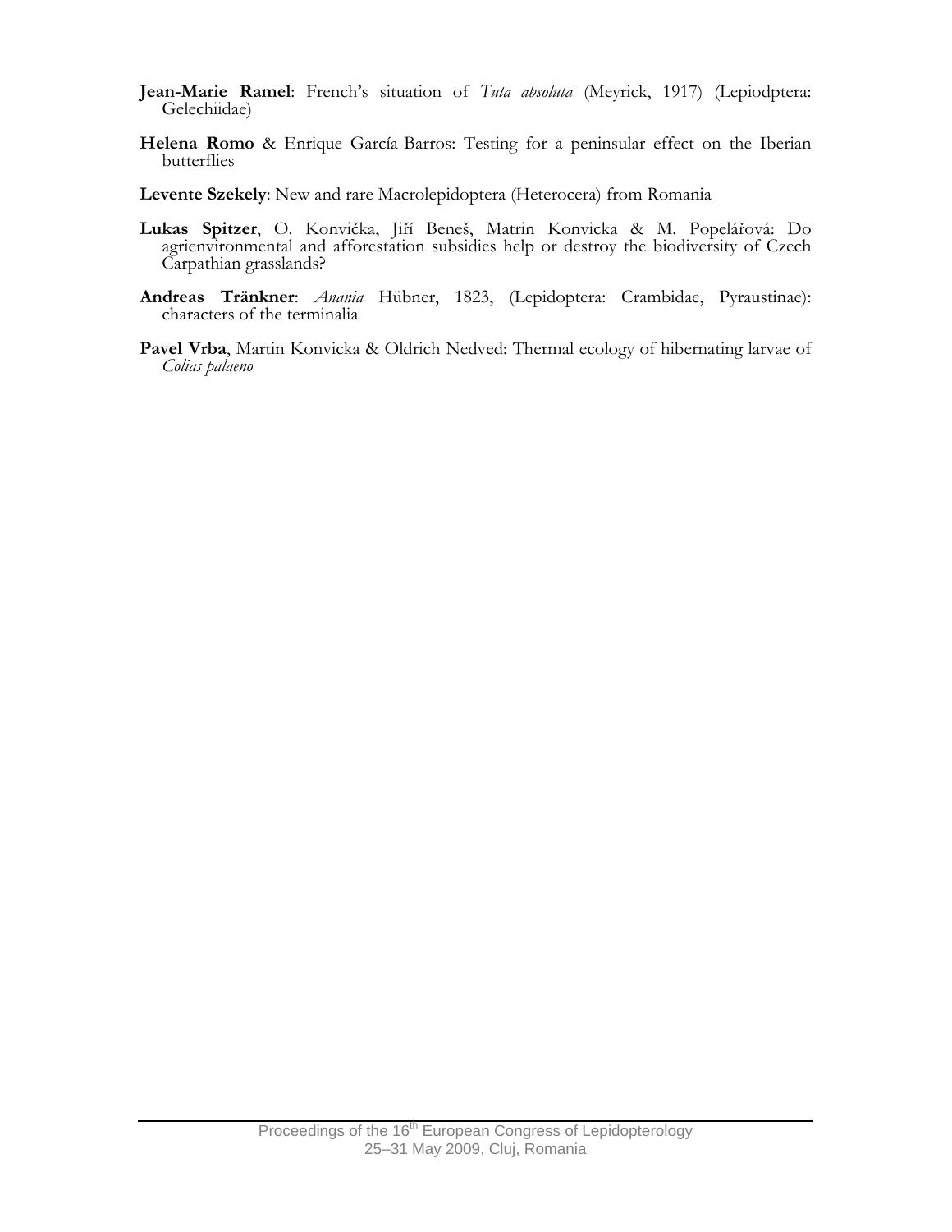**Jean-Marie Ramel**: French's situation of *Tuta absoluta* (Meyrick, 1917) (Lepiodptera: Gelechiidae)

**Helena Romo** & Enrique García-Barros: Testing for a peninsular effect on the Iberian butterflies

**Levente Szekely**: New and rare Macrolepidoptera (Heterocera) from Romania

**Lukas Spitzer**, O. Konvička, Jiří Beneš, Matrin Konvicka & M. Popelářová: Do agrienvironmental and afforestation subsidies help or destroy the biodiversity of Czech Carpathian grasslands?

**Andreas Tränkner**: *Anania* Hübner, 1823, (Lepidoptera: Crambidae, Pyraustinae): characters of the terminalia

**Pavel Vrba**, Martin Konvicka & Oldrich Nedved: Thermal ecology of hibernating larvae of *Colias palaeno*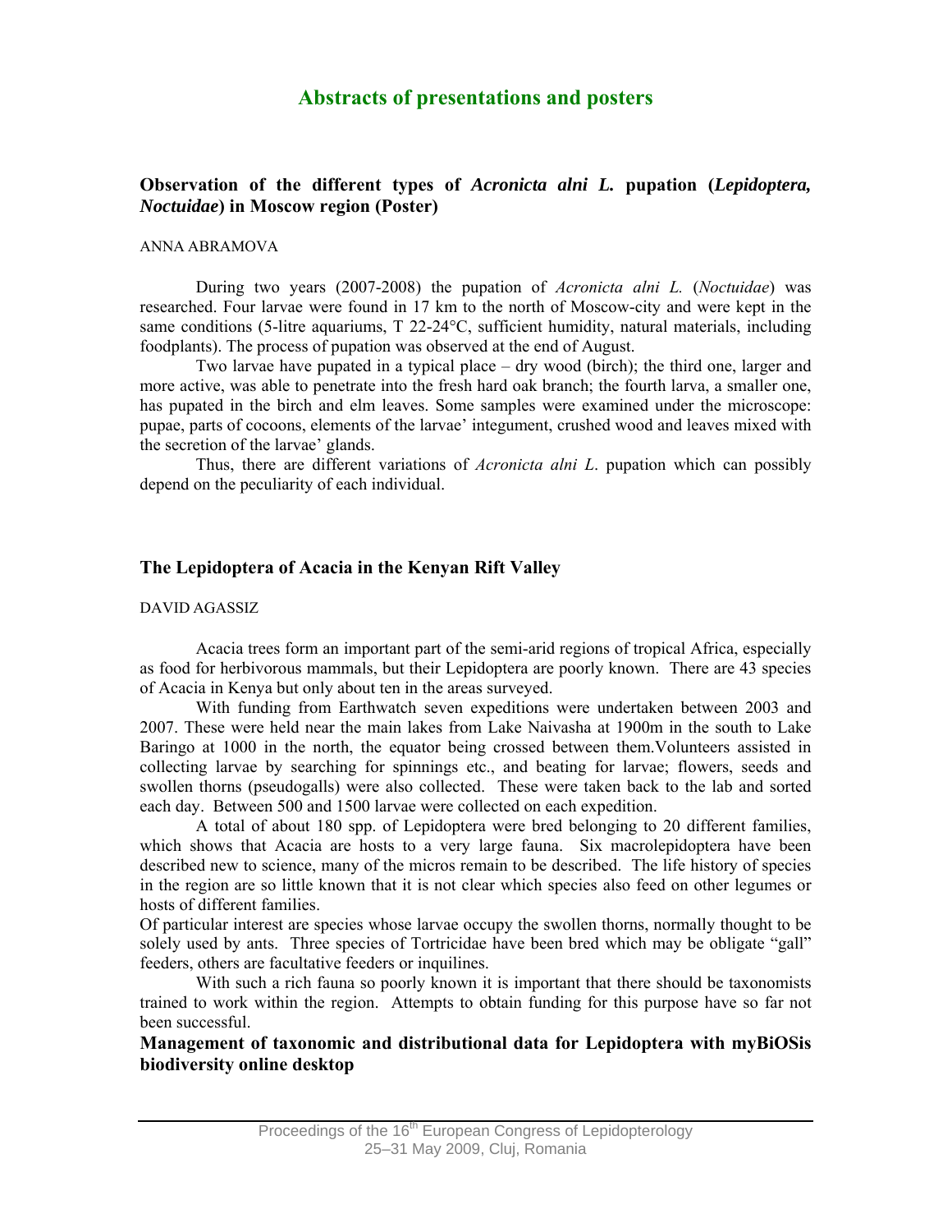# Abstracts of presentations and posters

## Observation of the different types of *Acronicta alni L.* pupation (*Lepidoptera, Noctuidae*) in Moscow region (Poster)

ANNA ABRAMOVA

During two years (2007-2008) the pupation of *Acronicta alni L.* (*Noctuidae*) was researched. Four larvae were found in 17 km to the north of Moscow-city and were kept in the same conditions (5-litre aquariums, T 22-24°C, sufficient humidity, natural materials, including foodplants). The process of pupation was observed at the end of August.

Two larvae have pupated in a typical place – dry wood (birch); the third one, larger and more active, was able to penetrate into the fresh hard oak branch; the fourth larva, a smaller one, has pupated in the birch and elm leaves. Some samples were examined under the microscope: pupae, parts of cocoons, elements of the larvae' integument, crushed wood and leaves mixed with the secretion of the larvae' glands.

Thus, there are different variations of *Acronicta alni L*. pupation which can possibly depend on the peculiarity of each individual.

## The Lepidoptera of Acacia in the Kenyan Rift Valley

DAVID AGASSIZ

Acacia trees form an important part of the semi-arid regions of tropical Africa, especially as food for herbivorous mammals, but their Lepidoptera are poorly known. There are 43 species of Acacia in Kenya but only about ten in the areas surveyed.

With funding from Earthwatch seven expeditions were undertaken between 2003 and 2007. These were held near the main lakes from Lake Naivasha at 1900m in the south to Lake Baringo at 1000 in the north, the equator being crossed between them.Volunteers assisted in collecting larvae by searching for spinnings etc., and beating for larvae; flowers, seeds and swollen thorns (pseudogalls) were also collected. These were taken back to the lab and sorted each day. Between 500 and 1500 larvae were collected on each expedition.

A total of about 180 spp. of Lepidoptera were bred belonging to 20 different families, which shows that Acacia are hosts to a very large fauna. Six macrolepidoptera have been described new to science, many of the micros remain to be described. The life history of species in the region are so little known that it is not clear which species also feed on other legumes or hosts of different families.

Of particular interest are species whose larvae occupy the swollen thorns, normally thought to be solely used by ants. Three species of Tortricidae have been bred which may be obligate "gall" feeders, others are facultative feeders or inquilines.

With such a rich fauna so poorly known it is important that there should be taxonomists trained to work within the region. Attempts to obtain funding for this purpose have so far not been successful.

## Management of taxonomic and distributional data for Lepidoptera with myBiOSis biodiversity online desktop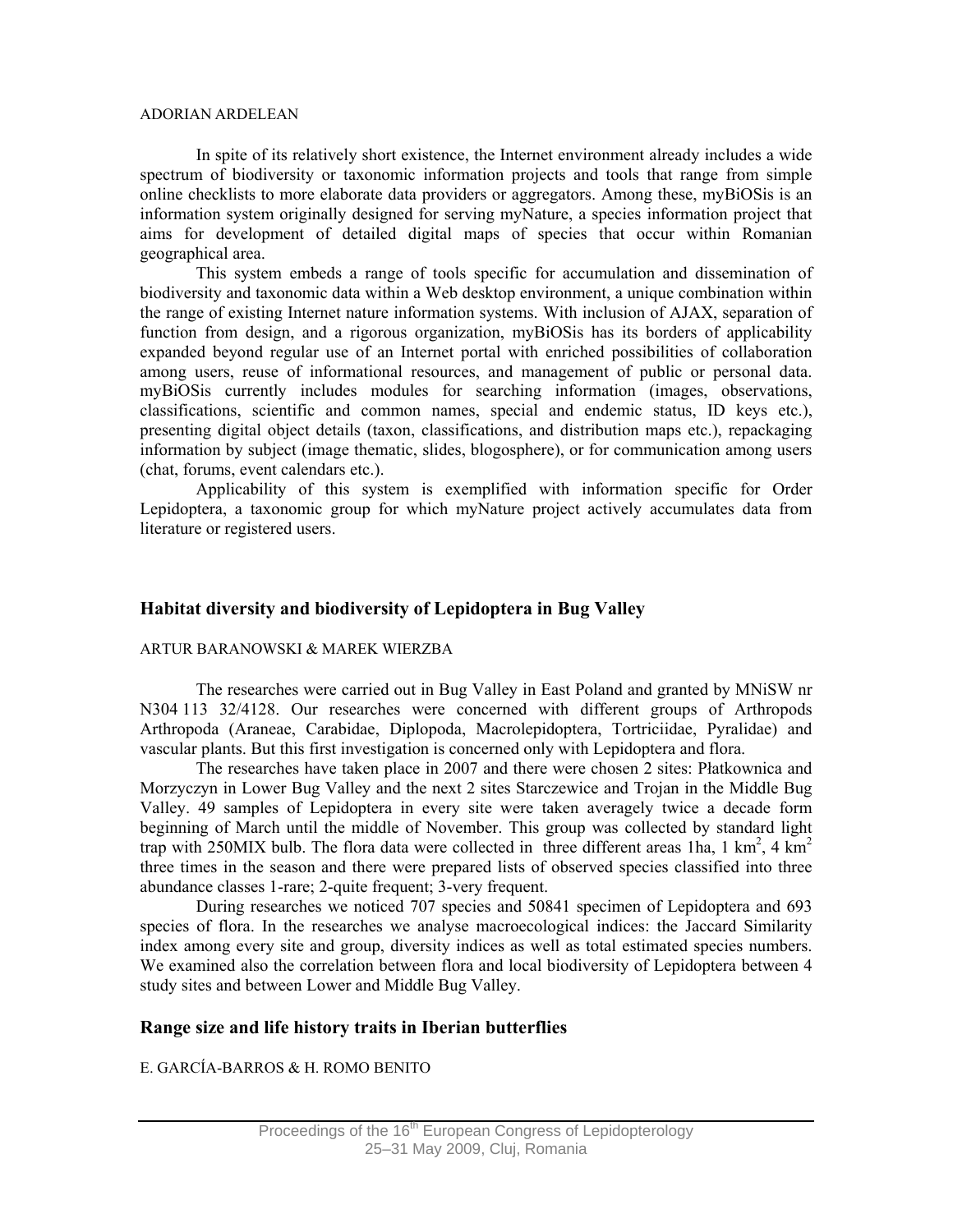ADORIAN ARDELEAN

In spite of its relatively short existence, the Internet environment already includes a wide spectrum of biodiversity or taxonomic information projects and tools that range from simple online checklists to more elaborate data providers or aggregators. Among these, myBiOSis is an information system originally designed for serving myNature, a species information project that aims for development of detailed digital maps of species that occur within Romanian geographical area.

This system embeds a range of tools specific for accumulation and dissemination of biodiversity and taxonomic data within a Web desktop environment, a unique combination within the range of existing Internet nature information systems. With inclusion of AJAX, separation of function from design, and a rigorous organization, myBiOSis has its borders of applicability expanded beyond regular use of an Internet portal with enriched possibilities of collaboration among users, reuse of informational resources, and management of public or personal data. myBiOSis currently includes modules for searching information (images, observations, classifications, scientific and common names, special and endemic status, ID keys etc.), presenting digital object details (taxon, classifications, and distribution maps etc.), repackaging information by subject (image thematic, slides, blogosphere), or for communication among users (chat, forums, event calendars etc.).

Applicability of this system is exemplified with information specific for Order Lepidoptera, a taxonomic group for which myNature project actively accumulates data from literature or registered users.

## Habitat diversity and biodiversity of Lepidoptera in Bug Valley

ARTUR BARANOWSKI & MAREK WIERZBA

The researches were carried out in Bug Valley in East Poland and granted by MNiSW nr N304 113 32/4128. Our researches were concerned with different groups of Arthropods Arthropoda (Araneae, Carabidae, Diplopoda, Macrolepidoptera, Tortriciidae, Pyralidae) and vascular plants. But this first investigation is concerned only with Lepidoptera and flora.

The researches have taken place in 2007 and there were chosen 2 sites: Płatkownica and Morzyczyn in Lower Bug Valley and the next 2 sites Starczewice and Trojan in the Middle Bug Valley. 49 samples of Lepidoptera in every site were taken averagely twice a decade form beginning of March until the middle of November. This group was collected by standard light trap with 250MIX bulb. The flora data were collected in three different areas 1ha, 1 $km^2$, 4 $km^2$ three times in the season and there were prepared lists of observed species classified into three abundance classes 1-rare; 2-quite frequent; 3-very frequent.

During researches we noticed 707 species and 50841 specimen of Lepidoptera and 693 species of flora. In the researches we analyse macroecological indices: the Jaccard Similarity index among every site and group, diversity indices as well as total estimated species numbers. We examined also the correlation between flora and local biodiversity of Lepidoptera between 4 study sites and between Lower and Middle Bug Valley.

## Range size and life history traits in Iberian butterflies

E. GARCÍA-BARROS & H. ROMO BENITO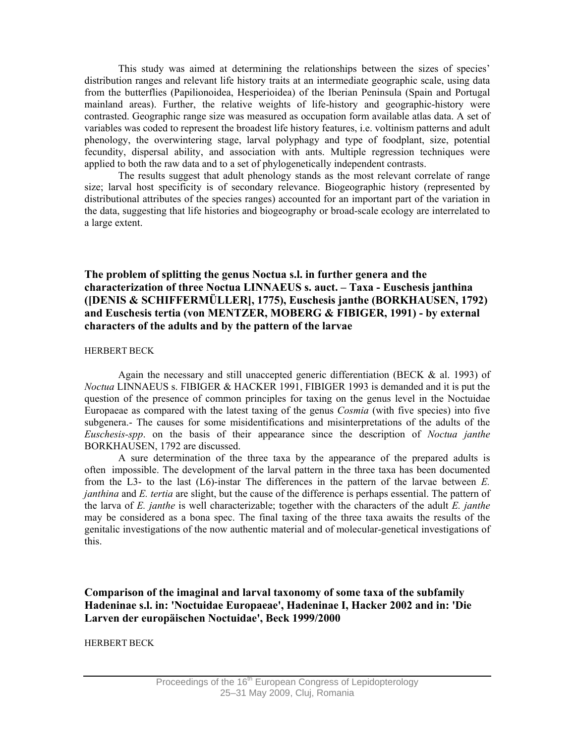This study was aimed at determining the relationships between the sizes of species' distribution ranges and relevant life history traits at an intermediate geographic scale, using data from the butterflies (Papilionoidea, Hesperioidea) of the Iberian Peninsula (Spain and Portugal mainland areas). Further, the relative weights of life-history and geographic-history were contrasted. Geographic range size was measured as occupation form available atlas data. A set of variables was coded to represent the broadest life history features, i.e. voltinism patterns and adult phenology, the overwintering stage, larval polyphagy and type of foodplant, size, potential fecundity, dispersal ability, and association with ants. Multiple regression techniques were applied to both the raw data and to a set of phylogenetically independent contrasts.

The results suggest that adult phenology stands as the most relevant correlate of range size; larval host specificity is of secondary relevance. Biogeographic history (represented by distributional attributes of the species ranges) accounted for an important part of the variation in the data, suggesting that life histories and biogeography or broad-scale ecology are interrelated to a large extent.

## The problem of splitting the genus Noctua s.l. in further genera and the characterization of three Noctua LINNAEUS s. auct. – Taxa - Euschesis janthina ([DENIS & SCHIFFERMÜLLER], 1775), Euschesis janthe (BORKHAUSEN, 1792) and Euschesis tertia (von MENTZER, MOBERG & FIBIGER, 1991) - by external characters of the adults and by the pattern of the larvae

HERBERT BECK

Again the necessary and still unaccepted generic differentiation (BECK & al. 1993) of *Noctua* LINNAEUS s. FIBIGER & HACKER 1991, FIBIGER 1993 is demanded and it is put the question of the presence of common principles for taxing on the genus level in the Noctuidae Europaeae as compared with the latest taxing of the genus *Cosmia* (with five species) into five subgenera.- The causes for some misidentifications and misinterpretations of the adults of the *Euschesis-spp*. on the basis of their appearance since the description of *Noctua janthe* BORKHAUSEN, 1792 are discussed.

A sure determination of the three taxa by the appearance of the prepared adults is often impossible. The development of the larval pattern in the three taxa has been documented from the L3- to the last (L6)-instar The differences in the pattern of the larvae between *E. janthina* and *E. tertia* are slight, but the cause of the difference is perhaps essential. The pattern of the larva of *E. janthe* is well characterizable; together with the characters of the adult *E. janthe* may be considered as a bona spec. The final taxing of the three taxa awaits the results of the genitalic investigations of the now authentic material and of molecular-genetical investigations of this.

## Comparison of the imaginal and larval taxonomy of some taxa of the subfamily Hadeninae s.l. in: 'Noctuidae Europaeae', Hadeninae I, Hacker 2002 and in: 'Die Larven der europäischen Noctuidae', Beck 1999/2000

HERBERT BECK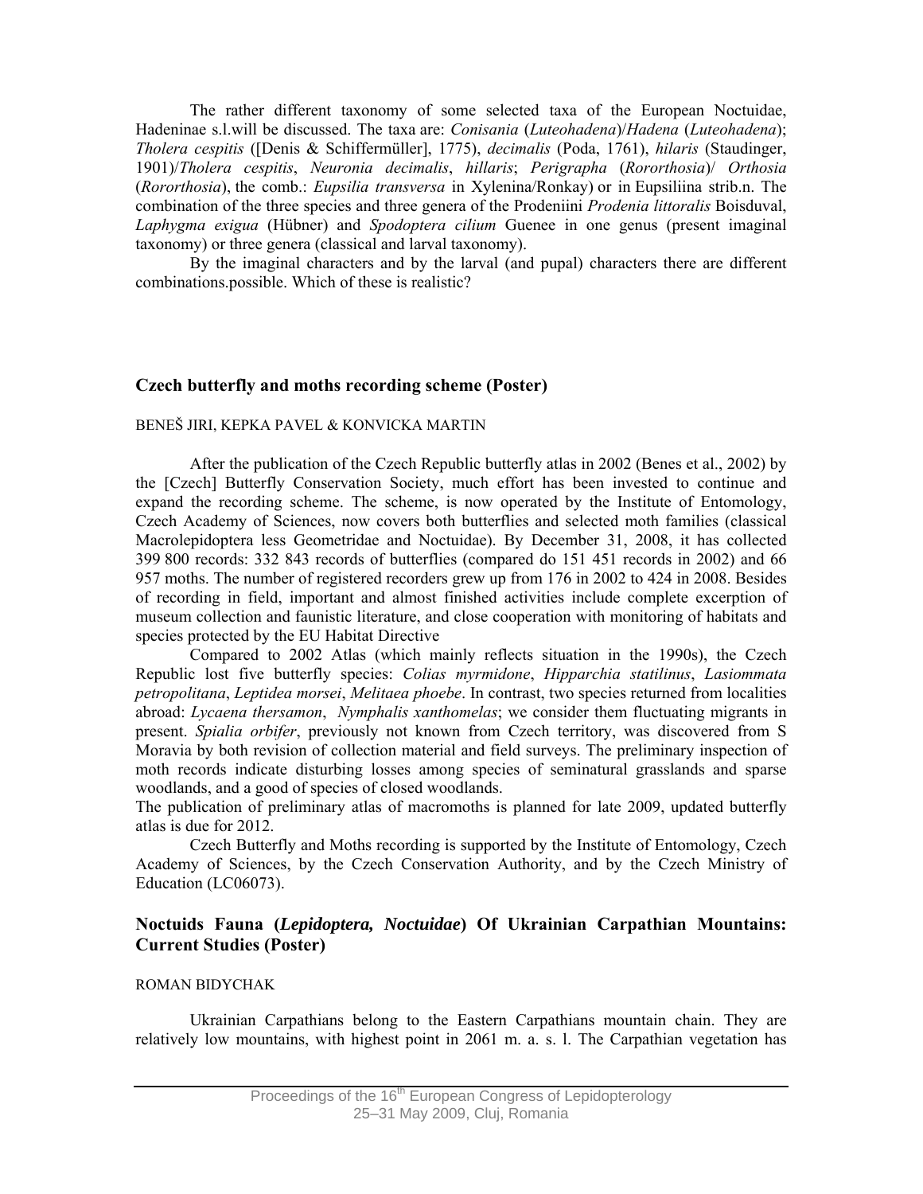The rather different taxonomy of some selected taxa of the European Noctuidae, Hadeninae s.l.will be discussed. The taxa are: *Conisania* (*Luteohadena*)/*Hadena* (*Luteohadena*); *Tholera cespitis* ([Denis & Schiffermüller], 1775), *decimalis* (Poda, 1761), *hilaris* (Staudinger, 1901)/*Tholera cespitis*, *Neuronia decimalis*, *hillaris*; *Perigrapha* (*Rororthosia*)/ *Orthosia* (*Rororthosia*), the comb.: *Eupsilia transversa* in Xylenina/Ronkay) or in Eupsiliina strib.n. The combination of the three species and three genera of the Prodeniini *Prodenia littoralis* Boisduval, *Laphygma exigua* (Hübner) and *Spodoptera cilium* Guenee in one genus (present imaginal taxonomy) or three genera (classical and larval taxonomy).

By the imaginal characters and by the larval (and pupal) characters there are different combinations.possible. Which of these is realistic?

## Czech butterfly and moths recording scheme (Poster)

BENEŠ JIRI, KEPKA PAVEL & KONVICKA MARTIN

After the publication of the Czech Republic butterfly atlas in 2002 (Benes et al., 2002) by the [Czech] Butterfly Conservation Society, much effort has been invested to continue and expand the recording scheme. The scheme, is now operated by the Institute of Entomology, Czech Academy of Sciences, now covers both butterflies and selected moth families (classical Macrolepidoptera less Geometridae and Noctuidae). By December 31, 2008, it has collected 399 800 records: 332 843 records of butterflies (compared do 151 451 records in 2002) and 66 957 moths. The number of registered recorders grew up from 176 in 2002 to 424 in 2008. Besides of recording in field, important and almost finished activities include complete excerption of museum collection and faunistic literature, and close cooperation with monitoring of habitats and species protected by the EU Habitat Directive

Compared to 2002 Atlas (which mainly reflects situation in the 1990s), the Czech Republic lost five butterfly species: *Colias myrmidone*, *Hipparchia statilinus*, *Lasiommata petropolitana*, *Leptidea morsei*, *Melitaea phoebe*. In contrast, two species returned from localities abroad: *Lycaena thersamon*, *Nymphalis xanthomelas*; we consider them fluctuating migrants in present. *Spialia orbifer*, previously not known from Czech territory, was discovered from S Moravia by both revision of collection material and field surveys. The preliminary inspection of moth records indicate disturbing losses among species of seminatural grasslands and sparse woodlands, and a good of species of closed woodlands.

The publication of preliminary atlas of macromoths is planned for late 2009, updated butterfly atlas is due for 2012.

Czech Butterfly and Moths recording is supported by the Institute of Entomology, Czech Academy of Sciences, by the Czech Conservation Authority, and by the Czech Ministry of Education (LC06073).

## Noctuids Fauna (*Lepidoptera, Noctuidae*) Of Ukrainian Carpathian Mountains: Current Studies (Poster)

ROMAN BIDYCHAK

Ukrainian Carpathians belong to the Eastern Carpathians mountain chain. They are relatively low mountains, with highest point in 2061 m. a. s. l. The Carpathian vegetation has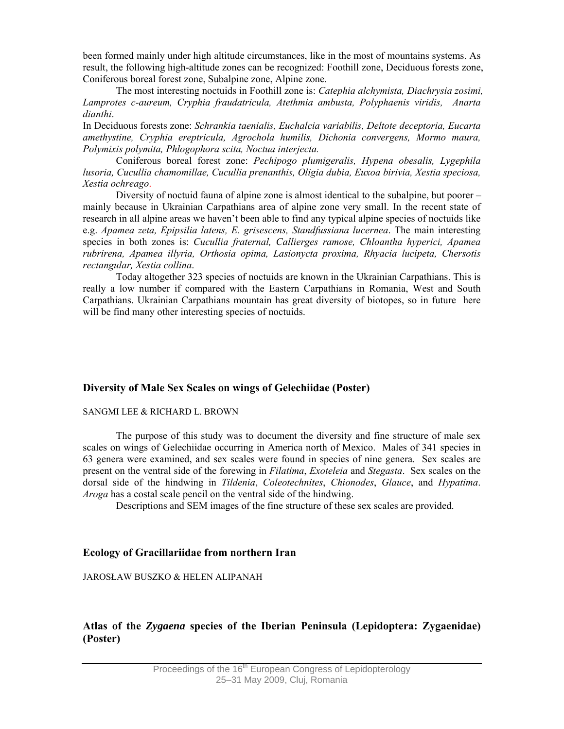been formed mainly under high altitude circumstances, like in the most of mountains systems. As result, the following high-altitude zones can be recognized: Foothill zone, Deciduous forests zone, Coniferous boreal forest zone, Subalpine zone, Alpine zone.

The most interesting noctuids in Foothill zone is: *Catephia alchymista, Diachrysia zosimi, Lamprotes c-aureum, Cryphia fraudatricula, Atethmia ambusta, Polyphaenis viridis, Anarta dianthi*.

In Deciduous forests zone: *Schrankia taenialis, Euchalcia variabilis, Deltote deceptoria, Eucarta amethystine, Cryphia ereptricula, Agrochola humilis, Dichonia convergens, Mormo maura, Polymixis polymita, Phlogophora scita, Noctua interjecta.*

Coniferous boreal forest zone: *Pechipogo plumigeralis, Hypena obesalis, Lygephila lusoria, Cucullia chamomillae, Cucullia prenanthis, Oligia dubia, Euxoa birivia, Xestia speciosa, Xestia ochreago*.

Diversity of noctuid fauna of alpine zone is almost identical to the subalpine, but poorer – mainly because in Ukrainian Carpathians area of alpine zone very small. In the recent state of research in all alpine areas we haven't been able to find any typical alpine species of noctuids like e.g. *Apamea zeta, Epipsilia latens, E. grisescens, Standfussiana lucernea*. The main interesting species in both zones is: *Cucullia fraternal, Callierges ramose, Chloantha hyperici, Apamea rubrirena, Apamea illyria, Orthosia opima, Lasionycta proxima, Rhyacia lucipeta, Chersotis rectangular, Xestia collina*.

Today altogether 323 species of noctuids are known in the Ukrainian Carpathians. This is really a low number if compared with the Eastern Carpathians in Romania, West and South Carpathians. Ukrainian Carpathians mountain has great diversity of biotopes, so in future here will be find many other interesting species of noctuids.

## Diversity of Male Sex Scales on wings of Gelechiidae (Poster)

SANGMI LEE & RICHARD L. BROWN

The purpose of this study was to document the diversity and fine structure of male sex scales on wings of Gelechiidae occurring in America north of Mexico. Males of 341 species in 63 genera were examined, and sex scales were found in species of nine genera. Sex scales are present on the ventral side of the forewing in *Filatima*, *Exoteleia* and *Stegasta*. Sex scales on the dorsal side of the hindwing in *Tildenia*, *Coleotechnites*, *Chionodes*, *Glauce*, and *Hypatima*. *Aroga* has a costal scale pencil on the ventral side of the hindwing.

Descriptions and SEM images of the fine structure of these sex scales are provided.

## Ecology of Gracillariidae from northern Iran

JAROSŁAW BUSZKO & HELEN ALIPANAH

## Atlas of the *Zygaena* species of the Iberian Peninsula (Lepidoptera: Zygaenidae) (Poster)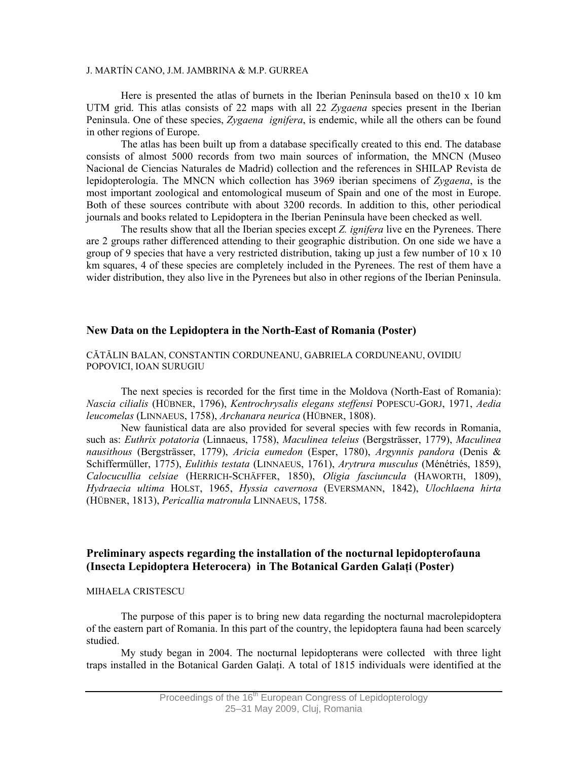J. MARTÍN CANO, J.M. JAMBRINA & M.P. GURREA

Here is presented the atlas of burnets in the Iberian Peninsula based on the10 x 10 km UTM grid. This atlas consists of 22 maps with all 22 *Zygaena* species present in the Iberian Peninsula. One of these species, *Zygaena ignifera*, is endemic, while all the others can be found in other regions of Europe.

The atlas has been built up from a database specifically created to this end. The database consists of almost 5000 records from two main sources of information, the MNCN (Museo Nacional de Ciencias Naturales de Madrid) collection and the references in SHILAP Revista de lepidopterología. The MNCN which collection has 3969 iberian specimens of *Zygaena*, is the most important zoological and entomological museum of Spain and one of the most in Europe. Both of these sources contribute with about 3200 records. In addition to this, other periodical journals and books related to Lepidoptera in the Iberian Peninsula have been checked as well.

The results show that all the Iberian species except *Z. ignifera* live en the Pyrenees. There are 2 groups rather differenced attending to their geographic distribution. On one side we have a group of 9 species that have a very restricted distribution, taking up just a few number of 10 x 10 km squares, 4 of these species are completely included in the Pyrenees. The rest of them have a wider distribution, they also live in the Pyrenees but also in other regions of the Iberian Peninsula.

## New Data on the Lepidoptera in the North-East of Romania (Poster)

CĂTĂLIN BALAN, CONSTANTIN CORDUNEANU, GABRIELA CORDUNEANU, OVIDIU POPOVICI, IOAN SURUGIU

The next species is recorded for the first time in the Moldova (North-East of Romania): *Nascia cilialis* (HÜBNER, 1796), *Kentrochrysalis elegans steffensi* POPESCU-GORJ, 1971, *Aedia leucomelas* (LINNAEUS, 1758), *Archanara neurica* (HÜBNER, 1808).

New faunistical data are also provided for several species with few records in Romania, such as: *Euthrix potatoria* (Linnaeus, 1758), *Maculinea teleius* (Bergsträsser, 1779), *Maculinea nausithous* (Bergsträsser, 1779), *Aricia eumedon* (Esper, 1780), *Argynnis pandora* (Denis & Schiffermüller, 1775), *Eulithis testata* (LINNAEUS, 1761), *Arytrura musculus* (Ménétriés, 1859), *Calocucullia celsiae* (HERRICH-SCHÄFFER, 1850), *Oligia fasciuncula* (HAWORTH, 1809), *Hydraecia ultima* HOLST, 1965, *Hyssia cavernosa* (EVERSMANN, 1842), *Ulochlaena hirta* (HÜBNER, 1813), *Pericallia matronula* LINNAEUS, 1758.

## Preliminary aspects regarding the installation of the nocturnal lepidopterofauna (Insecta Lepidoptera Heterocera) in The Botanical Garden Galați (Poster)

MIHAELA CRISTESCU

The purpose of this paper is to bring new data regarding the nocturnal macrolepidoptera of the eastern part of Romania. In this part of the country, the lepidoptera fauna had been scarcely studied.

My study began in 2004. The nocturnal lepidopterans were collected with three light traps installed in the Botanical Garden Galați. A total of 1815 individuals were identified at the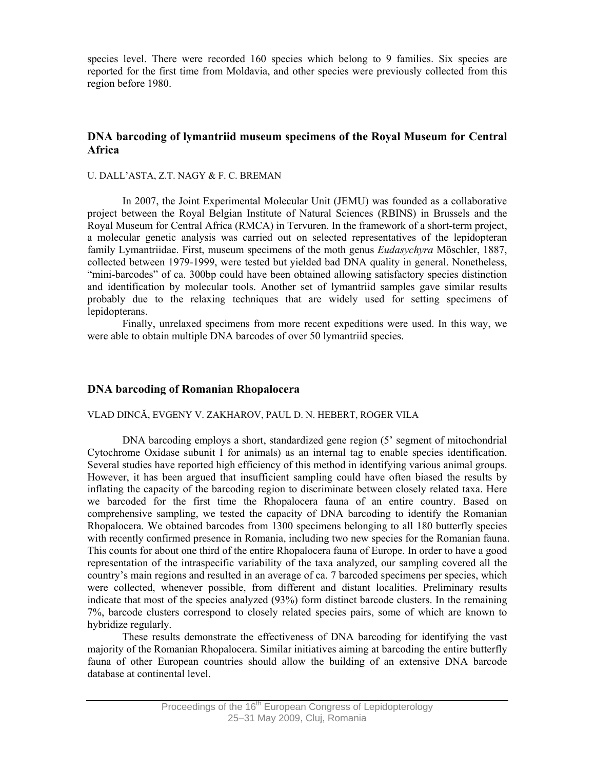species level. There were recorded 160 species which belong to 9 families. Six species are reported for the first time from Moldavia, and other species were previously collected from this region before 1980.

## DNA barcoding of lymantriid museum specimens of the Royal Museum for Central Africa

U. DALL'ASTA, Z.T. NAGY & F. C. BREMAN

In 2007, the Joint Experimental Molecular Unit (JEMU) was founded as a collaborative project between the Royal Belgian Institute of Natural Sciences (RBINS) in Brussels and the Royal Museum for Central Africa (RMCA) in Tervuren. In the framework of a short-term project, a molecular genetic analysis was carried out on selected representatives of the lepidopteran family Lymantriidae. First, museum specimens of the moth genus *Eudasychyra* Möschler, 1887, collected between 1979-1999, were tested but yielded bad DNA quality in general. Nonetheless, "mini-barcodes" of ca. 300bp could have been obtained allowing satisfactory species distinction and identification by molecular tools. Another set of lymantriid samples gave similar results probably due to the relaxing techniques that are widely used for setting specimens of lepidopterans.

Finally, unrelaxed specimens from more recent expeditions were used. In this way, we were able to obtain multiple DNA barcodes of over 50 lymantriid species.

## DNA barcoding of Romanian Rhopalocera

VLAD DINCĂ, EVGENY V. ZAKHAROV, PAUL D. N. HEBERT, ROGER VILA

DNA barcoding employs a short, standardized gene region (5' segment of mitochondrial Cytochrome Oxidase subunit I for animals) as an internal tag to enable species identification. Several studies have reported high efficiency of this method in identifying various animal groups. However, it has been argued that insufficient sampling could have often biased the results by inflating the capacity of the barcoding region to discriminate between closely related taxa. Here we barcoded for the first time the Rhopalocera fauna of an entire country. Based on comprehensive sampling, we tested the capacity of DNA barcoding to identify the Romanian Rhopalocera. We obtained barcodes from 1300 specimens belonging to all 180 butterfly species with recently confirmed presence in Romania, including two new species for the Romanian fauna. This counts for about one third of the entire Rhopalocera fauna of Europe. In order to have a good representation of the intraspecific variability of the taxa analyzed, our sampling covered all the country's main regions and resulted in an average of ca. 7 barcoded specimens per species, which were collected, whenever possible, from different and distant localities. Preliminary results indicate that most of the species analyzed (93%) form distinct barcode clusters. In the remaining 7%, barcode clusters correspond to closely related species pairs, some of which are known to hybridize regularly.

These results demonstrate the effectiveness of DNA barcoding for identifying the vast majority of the Romanian Rhopalocera. Similar initiatives aiming at barcoding the entire butterfly fauna of other European countries should allow the building of an extensive DNA barcode database at continental level.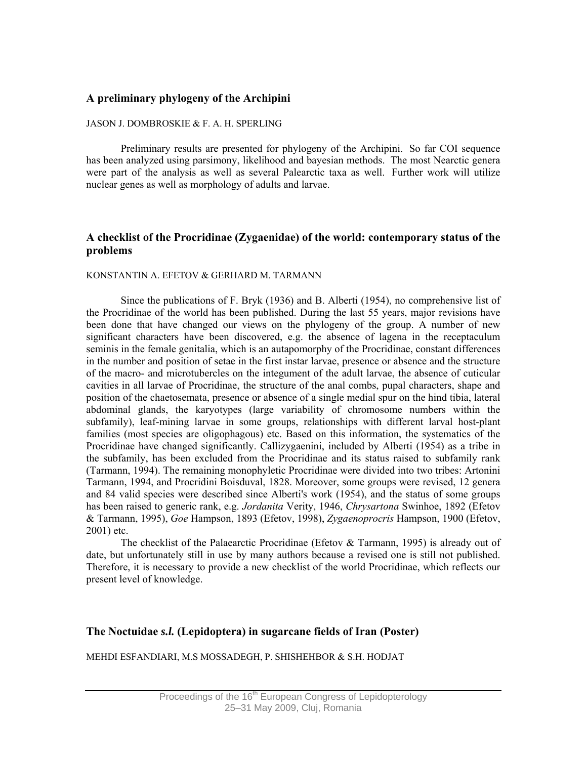## A preliminary phylogeny of the Archipini

JASON J. DOMBROSKIE & F. A. H. SPERLING

Preliminary results are presented for phylogeny of the Archipini. So far COI sequence has been analyzed using parsimony, likelihood and bayesian methods. The most Nearctic genera were part of the analysis as well as several Palearctic taxa as well. Further work will utilize nuclear genes as well as morphology of adults and larvae.

## A checklist of the Procridinae (Zygaenidae) of the world: contemporary status of the problems

KONSTANTIN A. EFETOV & GERHARD M. TARMANN

Since the publications of F. Bryk (1936) and B. Alberti (1954), no comprehensive list of the Procridinae of the world has been published. During the last 55 years, major revisions have been done that have changed our views on the phylogeny of the group. A number of new significant characters have been discovered, e.g. the absence of lagena in the receptaculum seminis in the female genitalia, which is an autapomorphy of the Procridinae, constant differences in the number and position of setae in the first instar larvae, presence or absence and the structure of the macro- and microtubercles on the integument of the adult larvae, the absence of cuticular cavities in all larvae of Procridinae, the structure of the anal combs, pupal characters, shape and position of the chaetosemata, presence or absence of a single medial spur on the hind tibia, lateral abdominal glands, the karyotypes (large variability of chromosome numbers within the subfamily), leaf-mining larvae in some groups, relationships with different larval host-plant families (most species are oligophagous) etc. Based on this information, the systematics of the Procridinae have changed significantly. Callizygaenini, included by Alberti (1954) as a tribe in the subfamily, has been excluded from the Procridinae and its status raised to subfamily rank (Tarmann, 1994). The remaining monophyletic Procridinae were divided into two tribes: Artonini Tarmann, 1994, and Procridini Boisduval, 1828. Moreover, some groups were revised, 12 genera and 84 valid species were described since Alberti's work (1954), and the status of some groups has been raised to generic rank, e.g. *Jordanita* Verity, 1946, *Chrysartona* Swinhoe, 1892 (Efetov & Tarmann, 1995), *Goe* Hampson, 1893 (Efetov, 1998), *Zygaenoprocris* Hampson, 1900 (Efetov, 2001) etc.

The checklist of the Palaearctic Procridinae (Efetov & Tarmann, 1995) is already out of date, but unfortunately still in use by many authors because a revised one is still not published. Therefore, it is necessary to provide a new checklist of the world Procridinae, which reflects our present level of knowledge.

## The Noctuidae *s.l.* (Lepidoptera) in sugarcane fields of Iran (Poster)

MEHDI ESFANDIARI, M.S MOSSADEGH, P. SHISHEHBOR & S.H. HODJAT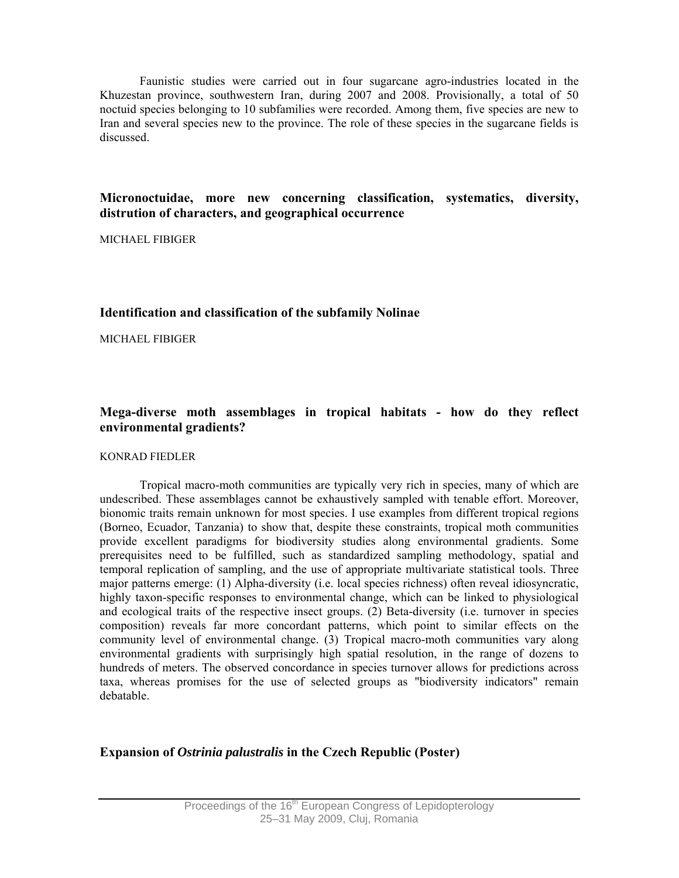Faunistic studies were carried out in four sugarcane agro-industries located in the Khuzestan province, southwestern Iran, during 2007 and 2008. Provisionally, a total of 50 noctuid species belonging to 10 subfamilies were recorded. Among them, five species are new to Iran and several species new to the province. The role of these species in the sugarcane fields is discussed.

### Micronoctuidae, more new concerning classification, systematics, diversity, distrution of characters, and geographical occurrence

MICHAEL FIBIGER

### Identification and classification of the subfamily Nolinae

MICHAEL FIBIGER

### Mega-diverse moth assemblages in tropical habitats - how do they reflect environmental gradients?

KONRAD FIEDLER

Tropical macro-moth communities are typically very rich in species, many of which are undescribed. These assemblages cannot be exhaustively sampled with tenable effort. Moreover, bionomic traits remain unknown for most species. I use examples from different tropical regions (Borneo, Ecuador, Tanzania) to show that, despite these constraints, tropical moth communities provide excellent paradigms for biodiversity studies along environmental gradients. Some prerequisites need to be fulfilled, such as standardized sampling methodology, spatial and temporal replication of sampling, and the use of appropriate multivariate statistical tools. Three major patterns emerge: (1) Alpha-diversity (i.e. local species richness) often reveal idiosyncratic, highly taxon-specific responses to environmental change, which can be linked to physiological and ecological traits of the respective insect groups. (2) Beta-diversity (i.e. turnover in species composition) reveals far more concordant patterns, which point to similar effects on the community level of environmental change. (3) Tropical macro-moth communities vary along environmental gradients with surprisingly high spatial resolution, in the range of dozens to hundreds of meters. The observed concordance in species turnover allows for predictions across taxa, whereas promises for the use of selected groups as "biodiversity indicators" remain debatable.

### Expansion of *Ostrinia palustralis* in the Czech Republic (Poster)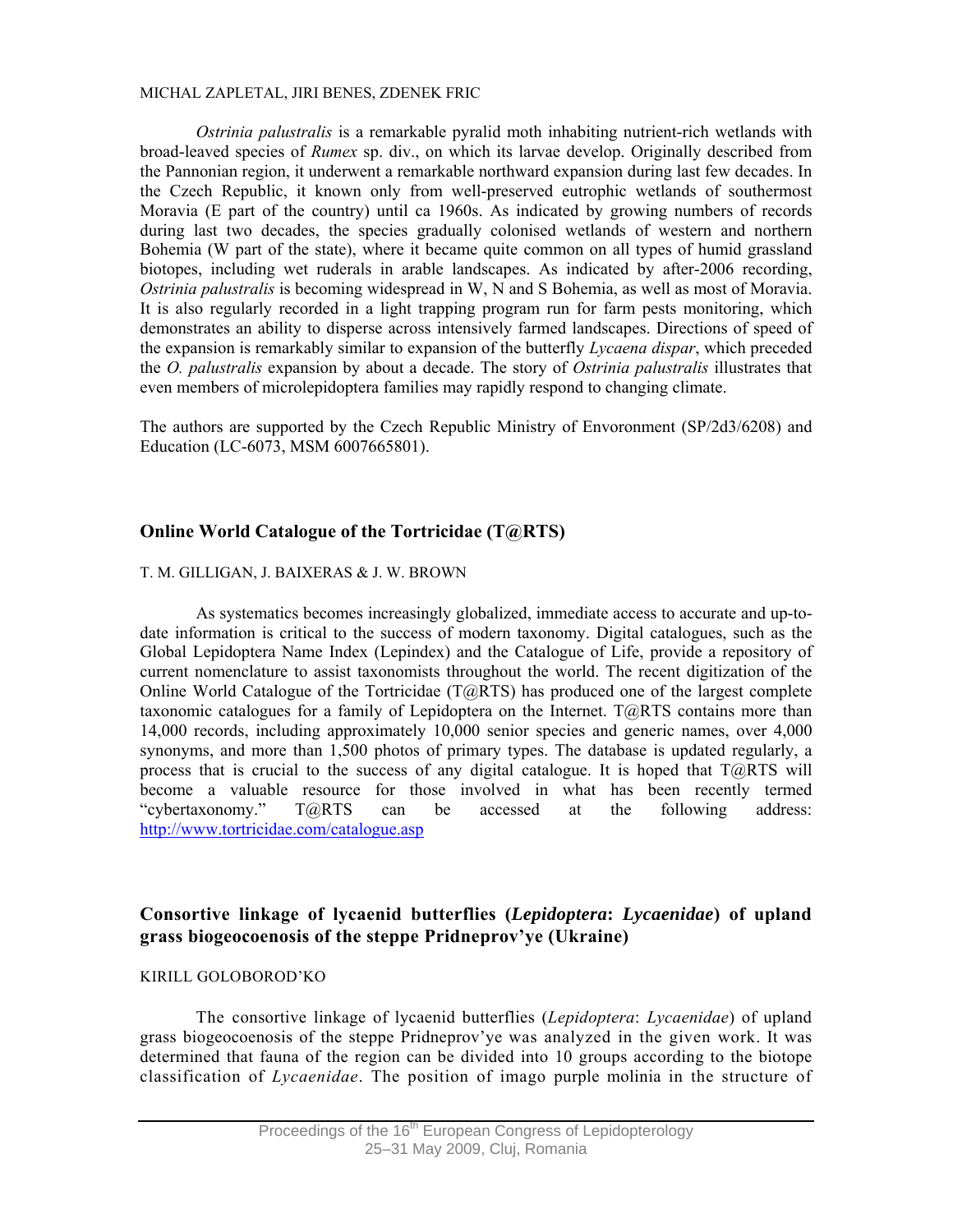MICHAL ZAPLETAL, JIRI BENES, ZDENEK FRIC

*Ostrinia palustralis* is a remarkable pyralid moth inhabiting nutrient-rich wetlands with broad-leaved species of *Rumex* sp. div., on which its larvae develop. Originally described from the Pannonian region, it underwent a remarkable northward expansion during last few decades. In the Czech Republic, it known only from well-preserved eutrophic wetlands of southermost Moravia (E part of the country) until ca 1960s. As indicated by growing numbers of records during last two decades, the species gradually colonised wetlands of western and northern Bohemia (W part of the state), where it became quite common on all types of humid grassland biotopes, including wet ruderals in arable landscapes. As indicated by after-2006 recording, *Ostrinia palustralis* is becoming widespread in W, N and S Bohemia, as well as most of Moravia. It is also regularly recorded in a light trapping program run for farm pests monitoring, which demonstrates an ability to disperse across intensively farmed landscapes. Directions of speed of the expansion is remarkably similar to expansion of the butterfly *Lycaena dispar*, which preceded the *O. palustralis* expansion by about a decade. The story of *Ostrinia palustralis* illustrates that even members of microlepidoptera families may rapidly respond to changing climate.

The authors are supported by the Czech Republic Ministry of Envoronment (SP/2d3/6208) and Education (LC-6073, MSM 6007665801).

## Online World Catalogue of the Tortricidae (T@RTS)

T. M. GILLIGAN, J. BAIXERAS & J. W. BROWN

As systematics becomes increasingly globalized, immediate access to accurate and up-to-date information is critical to the success of modern taxonomy. Digital catalogues, such as the Global Lepidoptera Name Index (Lepindex) and the Catalogue of Life, provide a repository of current nomenclature to assist taxonomists throughout the world. The recent digitization of the Online World Catalogue of the Tortricidae (T@RTS) has produced one of the largest complete taxonomic catalogues for a family of Lepidoptera on the Internet. T@RTS contains more than 14,000 records, including approximately 10,000 senior species and generic names, over 4,000 synonyms, and more than 1,500 photos of primary types. The database is updated regularly, a process that is crucial to the success of any digital catalogue. It is hoped that T@RTS will become a valuable resource for those involved in what has been recently termed "cybertaxonomy." T@RTS can be accessed at the following address: http://www.tortricidae.com/catalogue.asp

## Consortive linkage of lycaenid butterflies (*Lepidoptera*: *Lycaenidae*) of upland grass biogeocoenosis of the steppe Pridneprov'ye (Ukraine)

KIRILL GOLOBOROD'KO

The consortive linkage of lycaenid butterflies (*Lepidoptera*: *Lycaenidae*) of upland grass biogeocoenosis of the steppe Pridneprov'ye was analyzed in the given work. It was determined that fauna of the region can be divided into 10 groups according to the biotope classification of *Lycaenidae*. The position of imago purple molinia in the structure of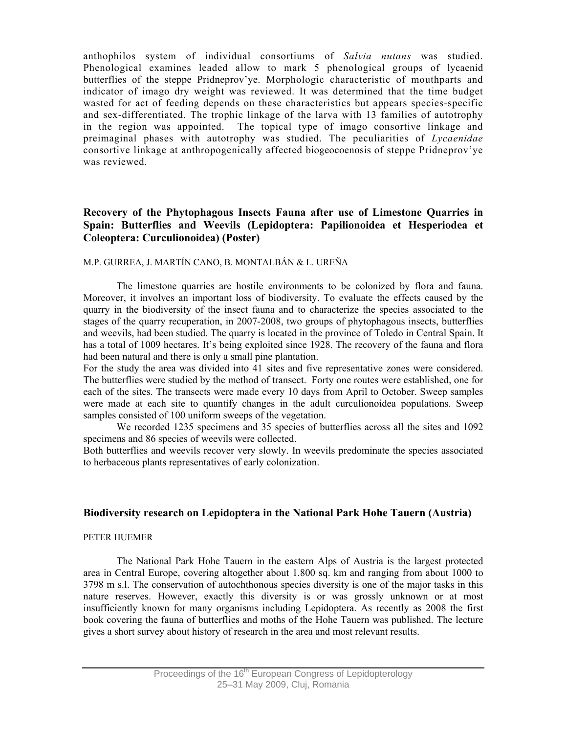anthophilos system of individual consortiums of *Salvia nutans* was studied. Phenological examines leaded allow to mark 5 phenological groups of lycaenid butterflies of the steppe Pridneprov'ye. Morphologic characteristic of mouthparts and indicator of imago dry weight was reviewed. It was determined that the time budget wasted for act of feeding depends on these characteristics but appears species-specific and sex-differentiated. The trophic linkage of the larva with 13 families of autotrophy in the region was appointed. The topical type of imago consortive linkage and preimaginal phases with autotrophy was studied. The peculiarities of *Lycaenidae* consortive linkage at anthropogenically affected biogeocoenosis of steppe Pridneprov'ye was reviewed.

### Recovery of the Phytophagous Insects Fauna after use of Limestone Quarries in Spain: Butterflies and Weevils (Lepidoptera: Papilionoidea et Hesperiodea et Coleoptera: Curculionoidea) (Poster)

M.P. GURREA, J. MARTÍN CANO, B. MONTALBÁN & L. UREÑA

The limestone quarries are hostile environments to be colonized by flora and fauna. Moreover, it involves an important loss of biodiversity. To evaluate the effects caused by the quarry in the biodiversity of the insect fauna and to characterize the species associated to the stages of the quarry recuperation, in 2007-2008, two groups of phytophagous insects, butterflies and weevils, had been studied. The quarry is located in the province of Toledo in Central Spain. It has a total of 1009 hectares. It's being exploited since 1928. The recovery of the fauna and flora had been natural and there is only a small pine plantation.

For the study the area was divided into 41 sites and five representative zones were considered. The butterflies were studied by the method of transect. Forty one routes were established, one for each of the sites. The transects were made every 10 days from April to October. Sweep samples were made at each site to quantify changes in the adult curculionoidea populations. Sweep samples consisted of 100 uniform sweeps of the vegetation.

We recorded 1235 specimens and 35 species of butterflies across all the sites and 1092 specimens and 86 species of weevils were collected.

Both butterflies and weevils recover very slowly. In weevils predominate the species associated to herbaceous plants representatives of early colonization.

### Biodiversity research on Lepidoptera in the National Park Hohe Tauern (Austria)

PETER HUEMER

The National Park Hohe Tauern in the eastern Alps of Austria is the largest protected area in Central Europe, covering altogether about 1.800 sq. km and ranging from about 1000 to 3798 m s.l. The conservation of autochthonous species diversity is one of the major tasks in this nature reserves. However, exactly this diversity is or was grossly unknown or at most insufficiently known for many organisms including Lepidoptera. As recently as 2008 the first book covering the fauna of butterflies and moths of the Hohe Tauern was published. The lecture gives a short survey about history of research in the area and most relevant results.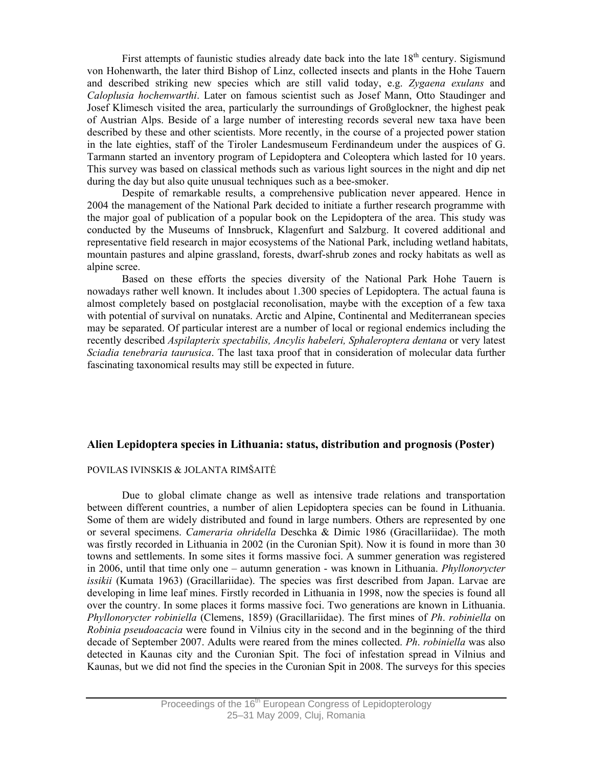First attempts of faunistic studies already date back into the late 18th century. Sigismund von Hohenwarth, the later third Bishop of Linz, collected insects and plants in the Hohe Tauern and described striking new species which are still valid today, e.g. *Zygaena exulans* and *Caloplusia hochenwarthi*. Later on famous scientist such as Josef Mann, Otto Staudinger and Josef Klimesch visited the area, particularly the surroundings of Großglockner, the highest peak of Austrian Alps. Beside of a large number of interesting records several new taxa have been described by these and other scientists. More recently, in the course of a projected power station in the late eighties, staff of the Tiroler Landesmuseum Ferdinandeum under the auspices of G. Tarmann started an inventory program of Lepidoptera and Coleoptera which lasted for 10 years. This survey was based on classical methods such as various light sources in the night and dip net during the day but also quite unusual techniques such as a bee-smoker.

Despite of remarkable results, a comprehensive publication never appeared. Hence in 2004 the management of the National Park decided to initiate a further research programme with the major goal of publication of a popular book on the Lepidoptera of the area. This study was conducted by the Museums of Innsbruck, Klagenfurt and Salzburg. It covered additional and representative field research in major ecosystems of the National Park, including wetland habitats, mountain pastures and alpine grassland, forests, dwarf-shrub zones and rocky habitats as well as alpine scree.

Based on these efforts the species diversity of the National Park Hohe Tauern is nowadays rather well known. It includes about 1.300 species of Lepidoptera. The actual fauna is almost completely based on postglacial reconolisation, maybe with the exception of a few taxa with potential of survival on nunataks. Arctic and Alpine, Continental and Mediterranean species may be separated. Of particular interest are a number of local or regional endemics including the recently described *Aspilapterix spectabilis, Ancylis habeleri, Sphaleroptera dentana* or very latest *Sciadia tenebraria taurusica*. The last taxa proof that in consideration of molecular data further fascinating taxonomical results may still be expected in future.

## Alien Lepidoptera species in Lithuania: status, distribution and prognosis (Poster)

POVILAS IVINSKIS & JOLANTA RIMŠAITĖ

Due to global climate change as well as intensive trade relations and transportation between different countries, a number of alien Lepidoptera species can be found in Lithuania. Some of them are widely distributed and found in large numbers. Others are represented by one or several specimens. *Cameraria ohridella* Deschka & Dimic 1986 (Gracillariidae). The moth was firstly recorded in Lithuania in 2002 (in the Curonian Spit). Now it is found in more than 30 towns and settlements. In some sites it forms massive foci. A summer generation was registered in 2006, until that time only one – autumn generation - was known in Lithuania. *Phyllonorycter issikii* (Kumata 1963) (Gracillariidae). The species was first described from Japan. Larvae are developing in lime leaf mines. Firstly recorded in Lithuania in 1998, now the species is found all over the country. In some places it forms massive foci. Two generations are known in Lithuania. *Phyllonorycter robiniella* (Clemens, 1859) (Gracillariidae). The first mines of *Ph*. *robiniella* on *Robinia pseudoacacia* were found in Vilnius city in the second and in the beginning of the third decade of September 2007. Adults were reared from the mines collected. *Ph*. *robiniella* was also detected in Kaunas city and the Curonian Spit. The foci of infestation spread in Vilnius and Kaunas, but we did not find the species in the Curonian Spit in 2008. The surveys for this species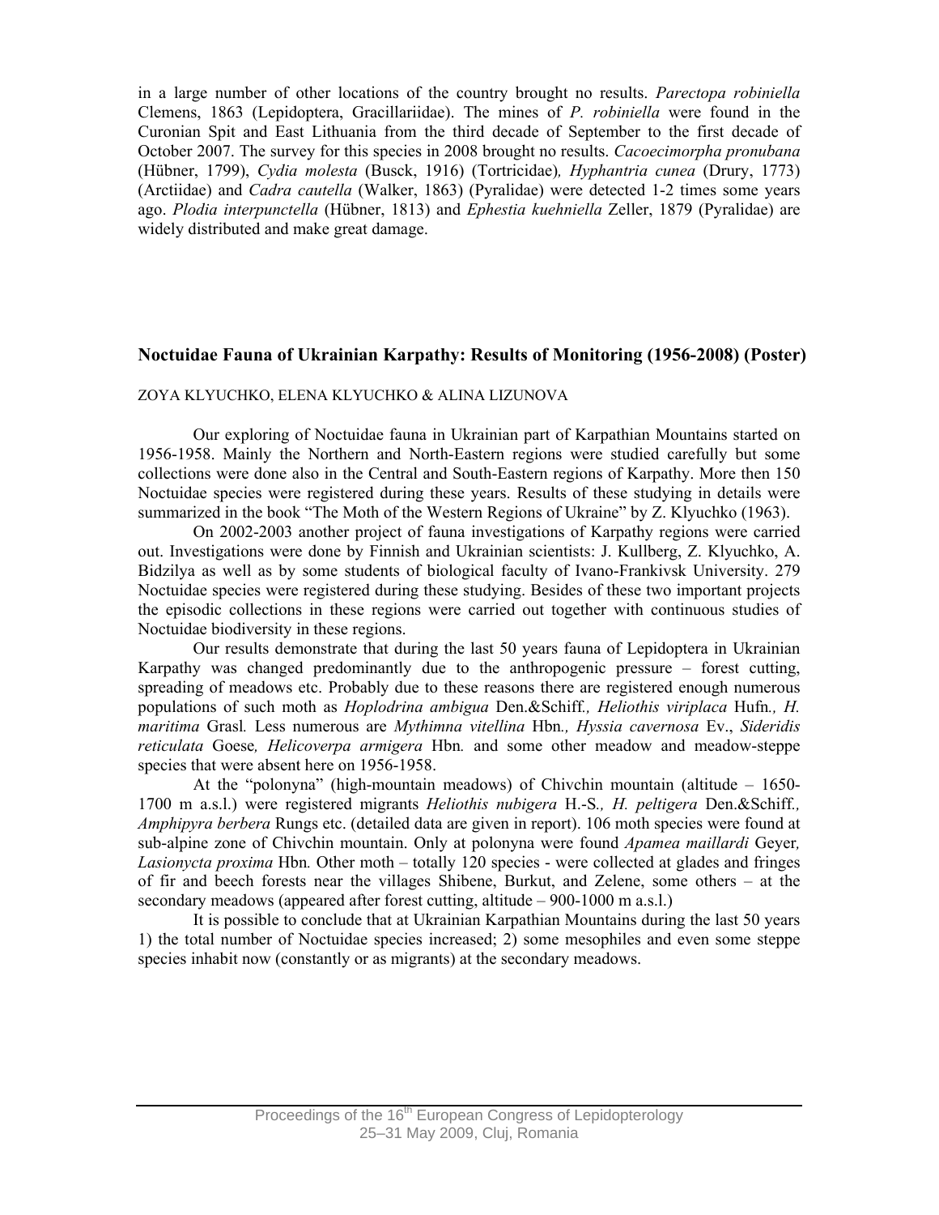in a large number of other locations of the country brought no results. *Parectopa robiniella* Clemens, 1863 (Lepidoptera, Gracillariidae). The mines of *P. robiniella* were found in the Curonian Spit and East Lithuania from the third decade of September to the first decade of October 2007. The survey for this species in 2008 brought no results. *Cacoecimorpha pronubana* (Hübner, 1799), *Cydia molesta* (Busck, 1916) (Tortricidae)*, Hyphantria cunea* (Drury, 1773) (Arctiidae) and *Cadra cautella* (Walker, 1863) (Pyralidae) were detected 1-2 times some years ago. *Plodia interpunctella* (Hübner, 1813) and *Ephestia kuehniella* Zeller, 1879 (Pyralidae) are widely distributed and make great damage.

## Noctuidae Fauna of Ukrainian Karpathy: Results of Monitoring (1956-2008) (Poster)

ZOYA KLYUCHKO, ELENA KLYUCHKO & ALINA LIZUNOVA

Our exploring of Noctuidae fauna in Ukrainian part of Karpathian Mountains started on 1956-1958. Mainly the Northern and North-Eastern regions were studied carefully but some collections were done also in the Central and South-Eastern regions of Karpathy. More then 150 Noctuidae species were registered during these years. Results of these studying in details were summarized in the book "The Moth of the Western Regions of Ukraine" by Z. Klyuchko (1963).

On 2002-2003 another project of fauna investigations of Karpathy regions were carried out. Investigations were done by Finnish and Ukrainian scientists: J. Kullberg, Z. Klyuchko, A. Bidzilya as well as by some students of biological faculty of Ivano-Frankivsk University. 279 Noctuidae species were registered during these studying. Besides of these two important projects the episodic collections in these regions were carried out together with continuous studies of Noctuidae biodiversity in these regions.

Our results demonstrate that during the last 50 years fauna of Lepidoptera in Ukrainian Karpathy was changed predominantly due to the anthropogenic pressure – forest cutting, spreading of meadows etc. Probably due to these reasons there are registered enough numerous populations of such moth as *Hoplodrina ambigua* Den.&Schiff*., Heliothis viriplaca* Hufn*., H. maritima* Grasl*.* Less numerous are *Mythimna vitellina* Hbn*., Hyssia cavernosa* Ev., *Sideridis reticulata* Goese*, Helicoverpa armigera* Hbn*.* and some other meadow and meadow-steppe species that were absent here on 1956-1958.

At the "polonyna" (high-mountain meadows) of Chivchin mountain (altitude – 1650-1700 m a.s.l.) were registered migrants *Heliothis nubigera* H.-S*., H. peltigera* Den.&Schiff*., Amphipyra berbera* Rungs etc. (detailed data are given in report). 106 moth species were found at sub-alpine zone of Chivchin mountain. Only at polonyna were found *Apamea maillardi* Geyer*, Lasionycta proxima* Hbn*.* Other moth – totally 120 species - were collected at glades and fringes of fir and beech forests near the villages Shibene, Burkut, and Zelene, some others – at the secondary meadows (appeared after forest cutting, altitude – 900-1000 m a.s.l.)

It is possible to conclude that at Ukrainian Karpathian Mountains during the last 50 years 1) the total number of Noctuidae species increased; 2) some mesophiles and even some steppe species inhabit now (constantly or as migrants) at the secondary meadows.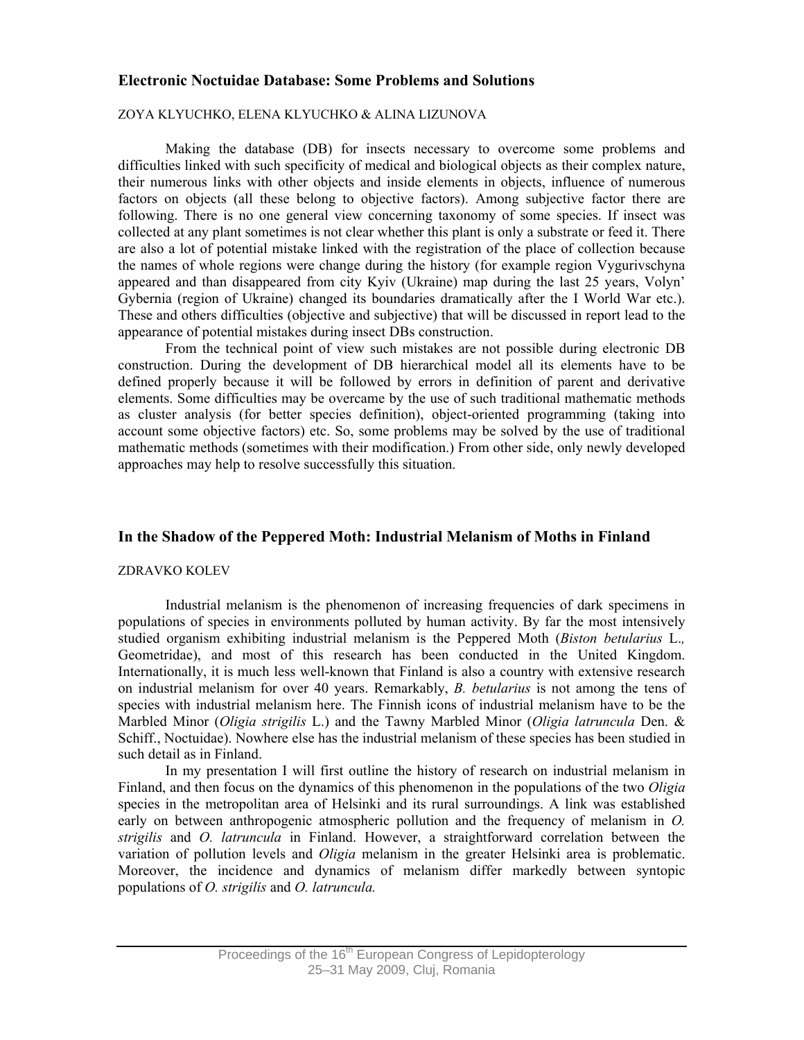## Electronic Noctuidae Database: Some Problems and Solutions

ZOYA KLYUCHKO, ELENA KLYUCHKO & ALINA LIZUNOVA

Making the database (DB) for insects necessary to overcome some problems and difficulties linked with such specificity of medical and biological objects as their complex nature, their numerous links with other objects and inside elements in objects, influence of numerous factors on objects (all these belong to objective factors). Among subjective factor there are following. There is no one general view concerning taxonomy of some species. If insect was collected at any plant sometimes is not clear whether this plant is only a substrate or feed it. There are also a lot of potential mistake linked with the registration of the place of collection because the names of whole regions were change during the history (for example region Vygurivschyna appeared and than disappeared from city Kyiv (Ukraine) map during the last 25 years, Volyn' Gybernia (region of Ukraine) changed its boundaries dramatically after the I World War etc.). These and others difficulties (objective and subjective) that will be discussed in report lead to the appearance of potential mistakes during insect DBs construction.

From the technical point of view such mistakes are not possible during electronic DB construction. During the development of DB hierarchical model all its elements have to be defined properly because it will be followed by errors in definition of parent and derivative elements. Some difficulties may be overcame by the use of such traditional mathematic methods as cluster analysis (for better species definition), object-oriented programming (taking into account some objective factors) etc. So, some problems may be solved by the use of traditional mathematic methods (sometimes with their modification.) From other side, only newly developed approaches may help to resolve successfully this situation.

## In the Shadow of the Peppered Moth: Industrial Melanism of Moths in Finland

ZDRAVKO KOLEV

Industrial melanism is the phenomenon of increasing frequencies of dark specimens in populations of species in environments polluted by human activity. By far the most intensively studied organism exhibiting industrial melanism is the Peppered Moth (*Biston betularius* L.*,* Geometridae), and most of this research has been conducted in the United Kingdom. Internationally, it is much less well-known that Finland is also a country with extensive research on industrial melanism for over 40 years. Remarkably, *B. betularius* is not among the tens of species with industrial melanism here. The Finnish icons of industrial melanism have to be the Marbled Minor (*Oligia strigilis* L.) and the Tawny Marbled Minor (*Oligia latruncula* Den. & Schiff., Noctuidae). Nowhere else has the industrial melanism of these species has been studied in such detail as in Finland.

In my presentation I will first outline the history of research on industrial melanism in Finland, and then focus on the dynamics of this phenomenon in the populations of the two *Oligia* species in the metropolitan area of Helsinki and its rural surroundings. A link was established early on between anthropogenic atmospheric pollution and the frequency of melanism in *O. strigilis* and *O. latruncula* in Finland. However, a straightforward correlation between the variation of pollution levels and *Oligia* melanism in the greater Helsinki area is problematic. Moreover, the incidence and dynamics of melanism differ markedly between syntopic populations of *O. strigilis* and *O. latruncula.*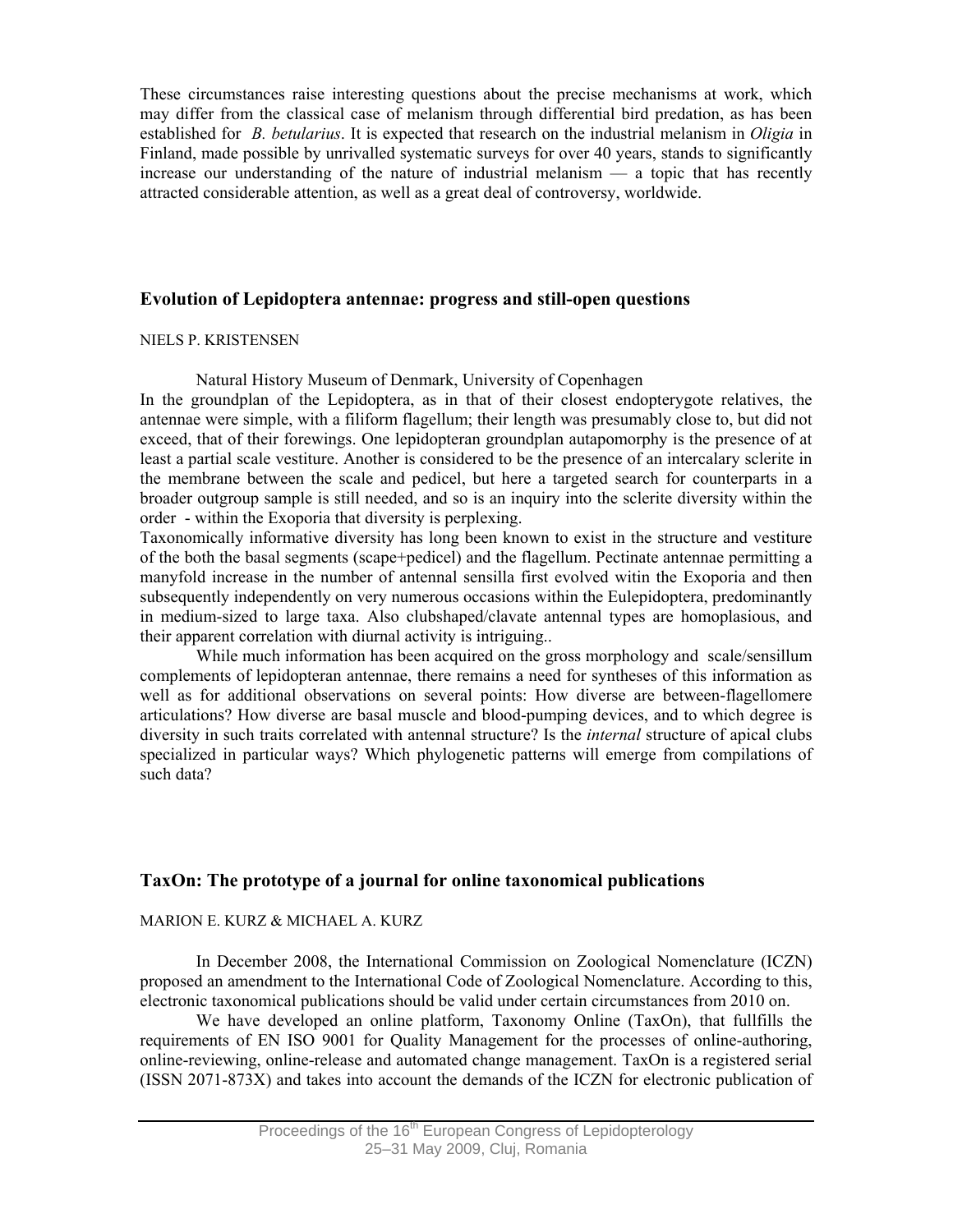These circumstances raise interesting questions about the precise mechanisms at work, which may differ from the classical case of melanism through differential bird predation, as has been established for *B. betularius*. It is expected that research on the industrial melanism in *Oligia* in Finland, made possible by unrivalled systematic surveys for over 40 years, stands to significantly increase our understanding of the nature of industrial melanism — a topic that has recently attracted considerable attention, as well as a great deal of controversy, worldwide.

## Evolution of Lepidoptera antennae: progress and still-open questions

NIELS P. KRISTENSEN

Natural History Museum of Denmark, University of Copenhagen

In the groundplan of the Lepidoptera, as in that of their closest endopterygote relatives, the antennae were simple, with a filiform flagellum; their length was presumably close to, but did not exceed, that of their forewings. One lepidopteran groundplan autapomorphy is the presence of at least a partial scale vestiture. Another is considered to be the presence of an intercalary sclerite in the membrane between the scale and pedicel, but here a targeted search for counterparts in a broader outgroup sample is still needed, and so is an inquiry into the sclerite diversity within the order - within the Exoporia that diversity is perplexing.

Taxonomically informative diversity has long been known to exist in the structure and vestiture of the both the basal segments (scape+pedicel) and the flagellum. Pectinate antennae permitting a manyfold increase in the number of antennal sensilla first evolved witin the Exoporia and then subsequently independently on very numerous occasions within the Eulepidoptera, predominantly in medium-sized to large taxa. Also clubshaped/clavate antennal types are homoplasious, and their apparent correlation with diurnal activity is intriguing..

While much information has been acquired on the gross morphology and scale/sensillum complements of lepidopteran antennae, there remains a need for syntheses of this information as well as for additional observations on several points: How diverse are between-flagellomere articulations? How diverse are basal muscle and blood-pumping devices, and to which degree is diversity in such traits correlated with antennal structure? Is the *internal* structure of apical clubs specialized in particular ways? Which phylogenetic patterns will emerge from compilations of such data?

## TaxOn: The prototype of a journal for online taxonomical publications

MARION E. KURZ & MICHAEL A. KURZ

In December 2008, the International Commission on Zoological Nomenclature (ICZN) proposed an amendment to the International Code of Zoological Nomenclature. According to this, electronic taxonomical publications should be valid under certain circumstances from 2010 on.

We have developed an online platform, Taxonomy Online (TaxOn), that fullfills the requirements of EN ISO 9001 for Quality Management for the processes of online-authoring, online-reviewing, online-release and automated change management. TaxOn is a registered serial (ISSN 2071-873X) and takes into account the demands of the ICZN for electronic publication of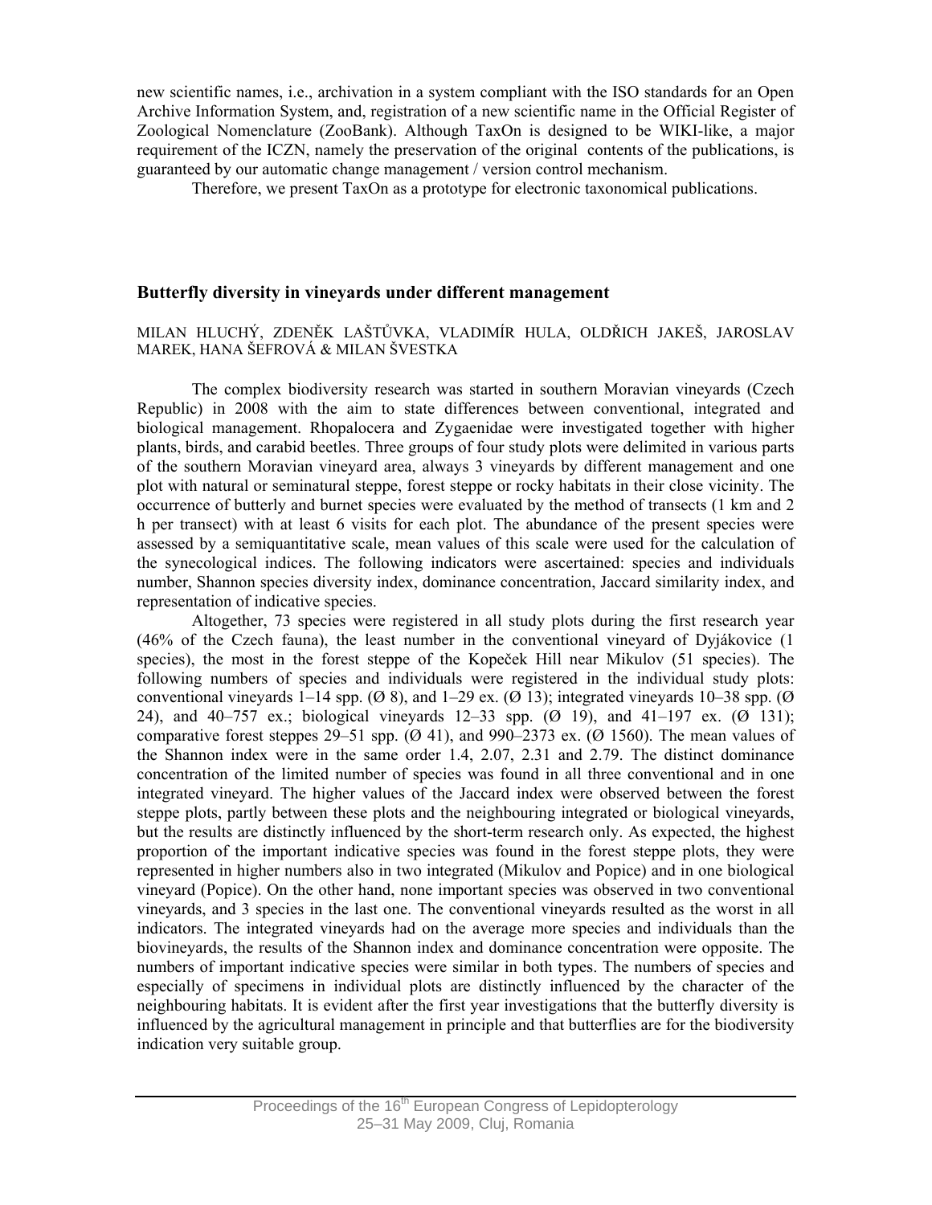new scientific names, i.e., archivation in a system compliant with the ISO standards for an Open Archive Information System, and, registration of a new scientific name in the Official Register of Zoological Nomenclature (ZooBank). Although TaxOn is designed to be WIKI-like, a major requirement of the ICZN, namely the preservation of the original contents of the publications, is guaranteed by our automatic change management / version control mechanism.

Therefore, we present TaxOn as a prototype for electronic taxonomical publications.

## Butterfly diversity in vineyards under different management

MILAN HLUCHÝ, ZDENĚK LAŠTŮVKA, VLADIMÍR HULA, OLDŘICH JAKEŠ, JAROSLAV MAREK, HANA ŠEFROVÁ & MILAN ŠVESTKA

The complex biodiversity research was started in southern Moravian vineyards (Czech Republic) in 2008 with the aim to state differences between conventional, integrated and biological management. Rhopalocera and Zygaenidae were investigated together with higher plants, birds, and carabid beetles. Three groups of four study plots were delimited in various parts of the southern Moravian vineyard area, always 3 vineyards by different management and one plot with natural or seminatural steppe, forest steppe or rocky habitats in their close vicinity. The occurrence of butterly and burnet species were evaluated by the method of transects (1 km and 2 h per transect) with at least 6 visits for each plot. The abundance of the present species were assessed by a semiquantitative scale, mean values of this scale were used for the calculation of the synecological indices. The following indicators were ascertained: species and individuals number, Shannon species diversity index, dominance concentration, Jaccard similarity index, and representation of indicative species.

Altogether, 73 species were registered in all study plots during the first research year (46% of the Czech fauna), the least number in the conventional vineyard of Dyjákovice (1 species), the most in the forest steppe of the Kopeček Hill near Mikulov (51 species). The following numbers of species and individuals were registered in the individual study plots: conventional vineyards 1–14 spp. (Ø 8), and 1–29 ex. (Ø 13); integrated vineyards 10–38 spp. (Ø 24), and 40–757 ex.; biological vineyards 12–33 spp. (Ø 19), and 41–197 ex. (Ø 131); comparative forest steppes 29–51 spp. (Ø 41), and 990–2373 ex. (Ø 1560). The mean values of the Shannon index were in the same order 1.4, 2.07, 2.31 and 2.79. The distinct dominance concentration of the limited number of species was found in all three conventional and in one integrated vineyard. The higher values of the Jaccard index were observed between the forest steppe plots, partly between these plots and the neighbouring integrated or biological vineyards, but the results are distinctly influenced by the short-term research only. As expected, the highest proportion of the important indicative species was found in the forest steppe plots, they were represented in higher numbers also in two integrated (Mikulov and Popice) and in one biological vineyard (Popice). On the other hand, none important species was observed in two conventional vineyards, and 3 species in the last one. The conventional vineyards resulted as the worst in all indicators. The integrated vineyards had on the average more species and individuals than the biovineyards, the results of the Shannon index and dominance concentration were opposite. The numbers of important indicative species were similar in both types. The numbers of species and especially of specimens in individual plots are distinctly influenced by the character of the neighbouring habitats. It is evident after the first year investigations that the butterfly diversity is influenced by the agricultural management in principle and that butterflies are for the biodiversity indication very suitable group.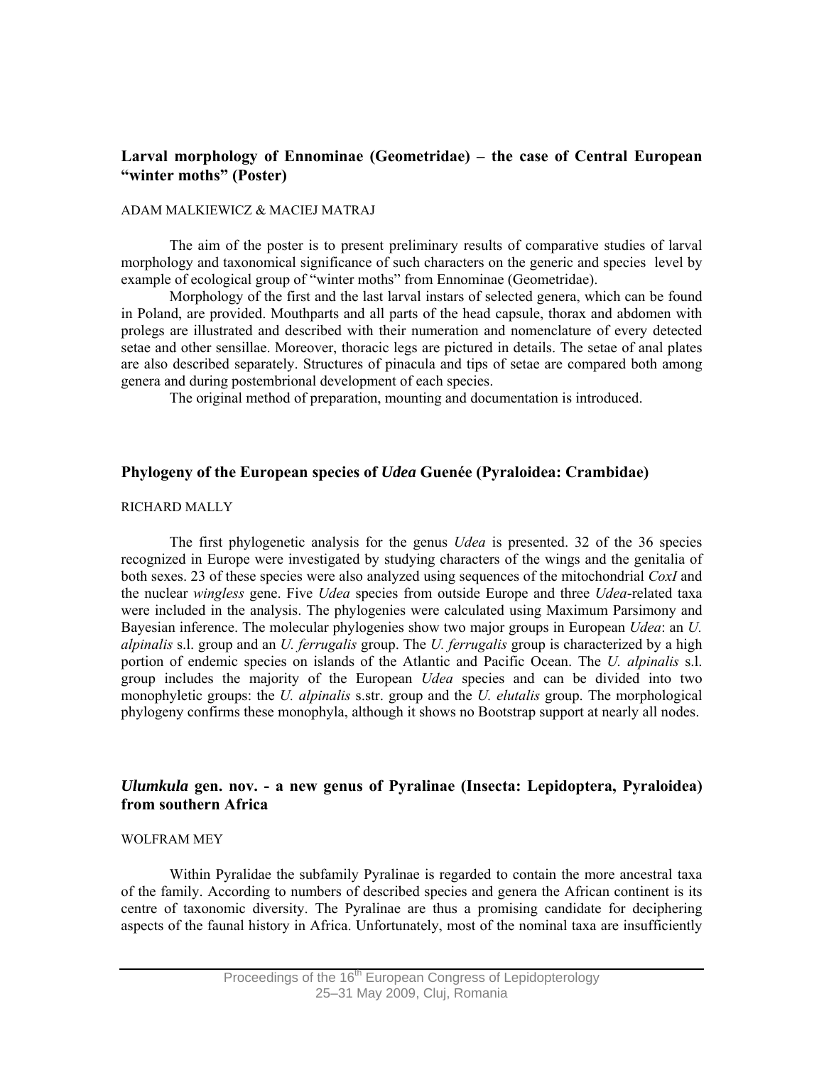## Larval morphology of Ennominae (Geometridae) – the case of Central European "winter moths" (Poster)

ADAM MALKIEWICZ & MACIEJ MATRAJ

The aim of the poster is to present preliminary results of comparative studies of larval morphology and taxonomical significance of such characters on the generic and species level by example of ecological group of "winter moths" from Ennominae (Geometridae).

Morphology of the first and the last larval instars of selected genera, which can be found in Poland, are provided. Mouthparts and all parts of the head capsule, thorax and abdomen with prolegs are illustrated and described with their numeration and nomenclature of every detected setae and other sensillae. Moreover, thoracic legs are pictured in details. The setae of anal plates are also described separately. Structures of pinacula and tips of setae are compared both among genera and during postembrional development of each species.

The original method of preparation, mounting and documentation is introduced.

## Phylogeny of the European species of *Udea* Guenée (Pyraloidea: Crambidae)

RICHARD MALLY

The first phylogenetic analysis for the genus *Udea* is presented. 32 of the 36 species recognized in Europe were investigated by studying characters of the wings and the genitalia of both sexes. 23 of these species were also analyzed using sequences of the mitochondrial *CoxI* and the nuclear *wingless* gene. Five *Udea* species from outside Europe and three *Udea*-related taxa were included in the analysis. The phylogenies were calculated using Maximum Parsimony and Bayesian inference. The molecular phylogenies show two major groups in European *Udea*: an *U. alpinalis* s.l. group and an *U. ferrugalis* group. The *U. ferrugalis* group is characterized by a high portion of endemic species on islands of the Atlantic and Pacific Ocean. The *U. alpinalis* s.l. group includes the majority of the European *Udea* species and can be divided into two monophyletic groups: the *U. alpinalis* s.str. group and the *U. elutalis* group. The morphological phylogeny confirms these monophyla, although it shows no Bootstrap support at nearly all nodes.

## *Ulumkula* gen. nov. - a new genus of Pyralinae (Insecta: Lepidoptera, Pyraloidea) from southern Africa

WOLFRAM MEY

Within Pyralidae the subfamily Pyralinae is regarded to contain the more ancestral taxa of the family. According to numbers of described species and genera the African continent is its centre of taxonomic diversity. The Pyralinae are thus a promising candidate for deciphering aspects of the faunal history in Africa. Unfortunately, most of the nominal taxa are insufficiently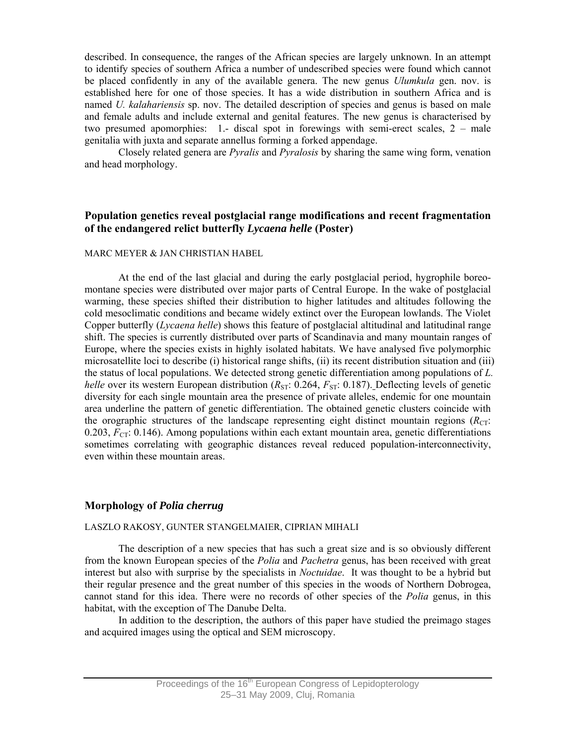described. In consequence, the ranges of the African species are largely unknown. In an attempt to identify species of southern Africa a number of undescribed species were found which cannot be placed confidently in any of the available genera. The new genus *Ulumkula* gen. nov. is established here for one of those species. It has a wide distribution in southern Africa and is named *U. kalahariensis* sp. nov. The detailed description of species and genus is based on male and female adults and include external and genital features. The new genus is characterised by two presumed apomorphies: 1.- discal spot in forewings with semi-erect scales, 2 – male genitalia with juxta and separate annellus forming a forked appendage.

Closely related genera are *Pyralis* and *Pyralosis* by sharing the same wing form, venation and head morphology.

## Population genetics reveal postglacial range modifications and recent fragmentation of the endangered relict butterfly *Lycaena helle* (Poster)

MARC MEYER & JAN CHRISTIAN HABEL

At the end of the last glacial and during the early postglacial period, hygrophile boreo-montane species were distributed over major parts of Central Europe. In the wake of postglacial warming, these species shifted their distribution to higher latitudes and altitudes following the cold mesoclimatic conditions and became widely extinct over the European lowlands. The Violet Copper butterfly (*Lycaena helle*) shows this feature of postglacial altitudinal and latitudinal range shift. The species is currently distributed over parts of Scandinavia and many mountain ranges of Europe, where the species exists in highly isolated habitats. We have analysed five polymorphic microsatellite loci to describe (i) historical range shifts, (ii) its recent distribution situation and (iii) the status of local populations. We detected strong genetic differentiation among populations of *L. helle* over its western European distribution ($R_{ST}$: 0.264, $F_{ST}$: 0.187). Deflecting levels of genetic diversity for each single mountain area the presence of private alleles, endemic for one mountain area underline the pattern of genetic differentiation. The obtained genetic clusters coincide with the orographic structures of the landscape representing eight distinct mountain regions ($R_{CT}$: 0.203, $F_{CT}$: 0.146). Among populations within each extant mountain area, genetic differentiations sometimes correlating with geographic distances reveal reduced population-interconnectivity, even within these mountain areas.

## Morphology of *Polia cherrug*

LASZLO RAKOSY, GUNTER STANGELMAIER, CIPRIAN MIHALI

The description of a new species that has such a great size and is so obviously different from the known European species of the *Polia* and *Pachetra* genus, has been received with great interest but also with surprise by the specialists in *Noctuidae*. It was thought to be a hybrid but their regular presence and the great number of this species in the woods of Northern Dobrogea, cannot stand for this idea. There were no records of other species of the *Polia* genus, in this habitat, with the exception of The Danube Delta.

In addition to the description, the authors of this paper have studied the preimago stages and acquired images using the optical and SEM microscopy.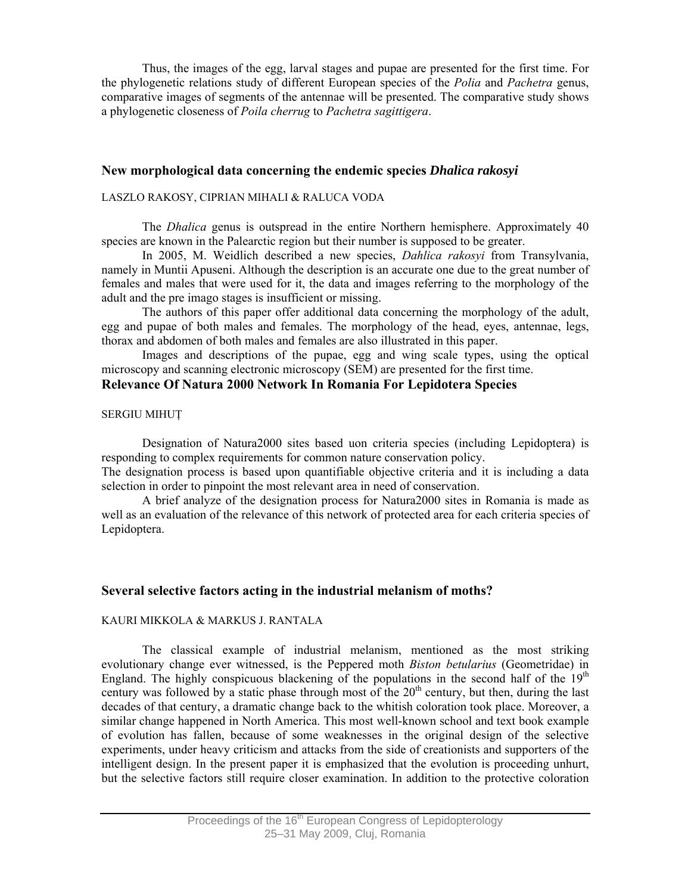Thus, the images of the egg, larval stages and pupae are presented for the first time. For the phylogenetic relations study of different European species of the *Polia* and *Pachetra* genus, comparative images of segments of the antennae will be presented. The comparative study shows a phylogenetic closeness of *Poila cherrug* to *Pachetra sagittigera*.

### New morphological data concerning the endemic species *Dhalica rakosyi*

LASZLO RAKOSY, CIPRIAN MIHALI & RALUCA VODA

The *Dhalica* genus is outspread in the entire Northern hemisphere. Approximately 40 species are known in the Palearctic region but their number is supposed to be greater.

In 2005, M. Weidlich described a new species, *Dahlica rakosyi* from Transylvania, namely in Muntii Apuseni. Although the description is an accurate one due to the great number of females and males that were used for it, the data and images referring to the morphology of the adult and the pre imago stages is insufficient or missing.

The authors of this paper offer additional data concerning the morphology of the adult, egg and pupae of both males and females. The morphology of the head, eyes, antennae, legs, thorax and abdomen of both males and females are also illustrated in this paper.

Images and descriptions of the pupae, egg and wing scale types, using the optical microscopy and scanning electronic microscopy (SEM) are presented for the first time.

### Relevance Of Natura 2000 Network In Romania For Lepidotera Species

SERGIU MIHUȚ

Designation of Natura2000 sites based uon criteria species (including Lepidoptera) is responding to complex requirements for common nature conservation policy.

The designation process is based upon quantifiable objective criteria and it is including a data selection in order to pinpoint the most relevant area in need of conservation.

A brief analyze of the designation process for Natura2000 sites in Romania is made as well as an evaluation of the relevance of this network of protected area for each criteria species of Lepidoptera.

### Several selective factors acting in the industrial melanism of moths?

KAURI MIKKOLA & MARKUS J. RANTALA

The classical example of industrial melanism, mentioned as the most striking evolutionary change ever witnessed, is the Peppered moth *Biston betularius* (Geometridae) in England. The highly conspicuous blackening of the populations in the second half of the 19th century was followed by a static phase through most of the 20th century, but then, during the last decades of that century, a dramatic change back to the whitish coloration took place. Moreover, a similar change happened in North America. This most well-known school and text book example of evolution has fallen, because of some weaknesses in the original design of the selective experiments, under heavy criticism and attacks from the side of creationists and supporters of the intelligent design. In the present paper it is emphasized that the evolution is proceeding unhurt, but the selective factors still require closer examination. In addition to the protective coloration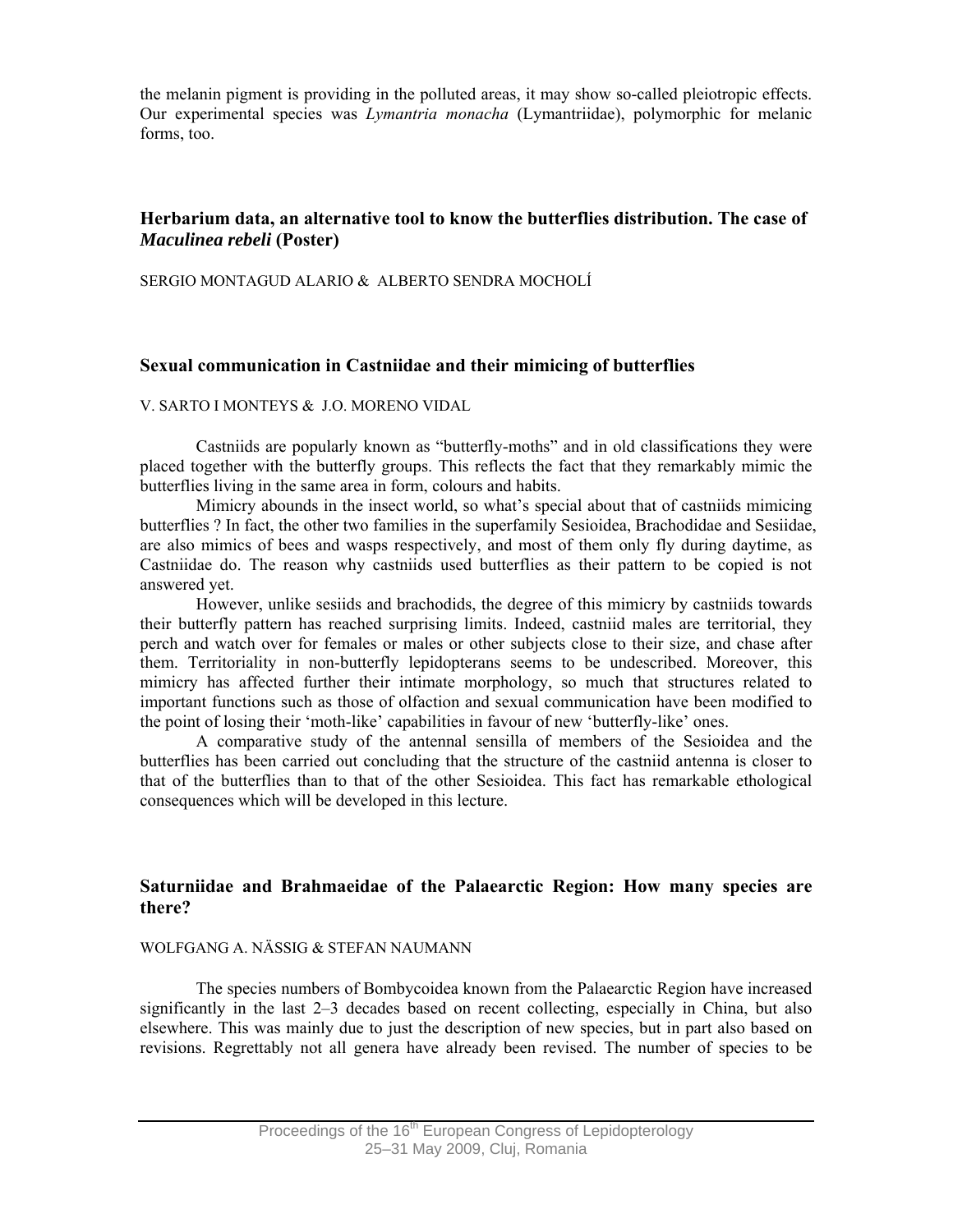the melanin pigment is providing in the polluted areas, it may show so-called pleiotropic effects. Our experimental species was *Lymantria monacha* (Lymantriidae), polymorphic for melanic forms, too.

### Herbarium data, an alternative tool to know the butterflies distribution. The case of *Maculinea rebeli* (Poster)

SERGIO MONTAGUD ALARIO & ALBERTO SENDRA MOCHOLÍ

### Sexual communication in Castniidae and their mimicing of butterflies

V. SARTO I MONTEYS & J.O. MORENO VIDAL

Castniids are popularly known as "butterfly-moths" and in old classifications they were placed together with the butterfly groups. This reflects the fact that they remarkably mimic the butterflies living in the same area in form, colours and habits.

Mimicry abounds in the insect world, so what's special about that of castniids mimicing butterflies ? In fact, the other two families in the superfamily Sesioidea, Brachodidae and Sesiidae, are also mimics of bees and wasps respectively, and most of them only fly during daytime, as Castniidae do. The reason why castniids used butterflies as their pattern to be copied is not answered yet.

However, unlike sesiids and brachodids, the degree of this mimicry by castniids towards their butterfly pattern has reached surprising limits. Indeed, castniid males are territorial, they perch and watch over for females or males or other subjects close to their size, and chase after them. Territoriality in non-butterfly lepidopterans seems to be undescribed. Moreover, this mimicry has affected further their intimate morphology, so much that structures related to important functions such as those of olfaction and sexual communication have been modified to the point of losing their 'moth-like' capabilities in favour of new 'butterfly-like' ones.

A comparative study of the antennal sensilla of members of the Sesioidea and the butterflies has been carried out concluding that the structure of the castniid antenna is closer to that of the butterflies than to that of the other Sesioidea. This fact has remarkable ethological consequences which will be developed in this lecture.

### Saturniidae and Brahmaeidae of the Palaearctic Region: How many species are there?

WOLFGANG A. NÄSSIG & STEFAN NAUMANN

The species numbers of Bombycoidea known from the Palaearctic Region have increased significantly in the last 2–3 decades based on recent collecting, especially in China, but also elsewhere. This was mainly due to just the description of new species, but in part also based on revisions. Regrettably not all genera have already been revised. The number of species to be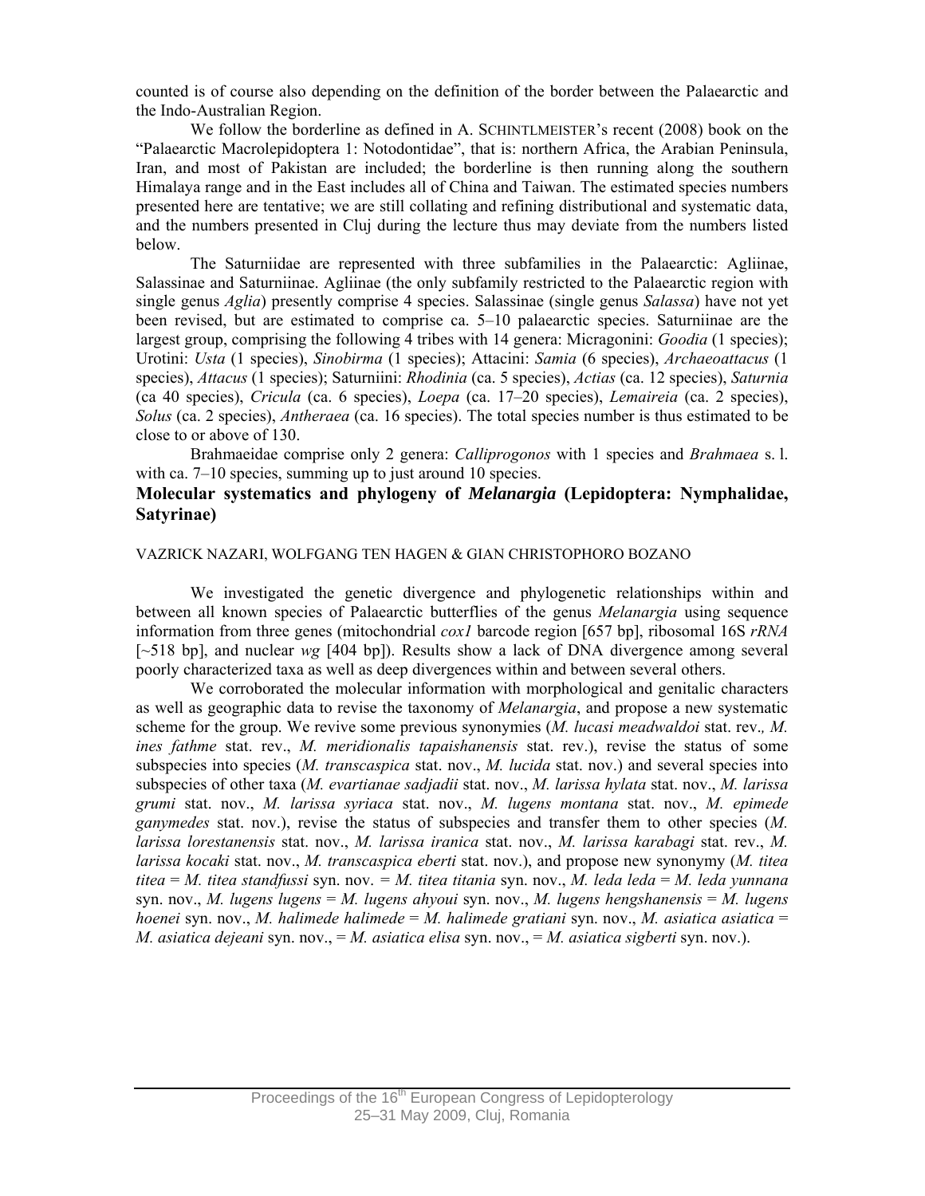counted is of course also depending on the definition of the border between the Palaearctic and the Indo-Australian Region.

We follow the borderline as defined in A. SCHINTLMEISTER's recent (2008) book on the "Palaearctic Macrolepidoptera 1: Notodontidae", that is: northern Africa, the Arabian Peninsula, Iran, and most of Pakistan are included; the borderline is then running along the southern Himalaya range and in the East includes all of China and Taiwan. The estimated species numbers presented here are tentative; we are still collating and refining distributional and systematic data, and the numbers presented in Cluj during the lecture thus may deviate from the numbers listed below.

The Saturniidae are represented with three subfamilies in the Palaearctic: Agliinae, Salassinae and Saturniinae. Agliinae (the only subfamily restricted to the Palaearctic region with single genus *Aglia*) presently comprise 4 species. Salassinae (single genus *Salassa*) have not yet been revised, but are estimated to comprise ca. 5–10 palaearctic species. Saturniinae are the largest group, comprising the following 4 tribes with 14 genera: Micragonini: *Goodia* (1 species); Urotini: *Usta* (1 species), *Sinobirma* (1 species); Attacini: *Samia* (6 species), *Archaeoattacus* (1 species), *Attacus* (1 species); Saturniini: *Rhodinia* (ca. 5 species), *Actias* (ca. 12 species), *Saturnia* (ca 40 species), *Cricula* (ca. 6 species), *Loepa* (ca. 17–20 species), *Lemaireia* (ca. 2 species), *Solus* (ca. 2 species), *Antheraea* (ca. 16 species). The total species number is thus estimated to be close to or above of 130.

Brahmaeidae comprise only 2 genera: *Calliprogonos* with 1 species and *Brahmaea* s. l. with ca. 7–10 species, summing up to just around 10 species.

## Molecular systematics and phylogeny of *Melanargia* (Lepidoptera: Nymphalidae, Satyrinae)

VAZRICK NAZARI, WOLFGANG TEN HAGEN & GIAN CHRISTOPHORO BOZANO

We investigated the genetic divergence and phylogenetic relationships within and between all known species of Palaearctic butterflies of the genus *Melanargia* using sequence information from three genes (mitochondrial *cox1* barcode region [657 bp], ribosomal 16S *rRNA* [~518 bp], and nuclear *wg* [404 bp]). Results show a lack of DNA divergence among several poorly characterized taxa as well as deep divergences within and between several others.

We corroborated the molecular information with morphological and genitalic characters as well as geographic data to revise the taxonomy of *Melanargia*, and propose a new systematic scheme for the group. We revive some previous synonymies (*M. lucasi meadwaldoi* stat. rev*., M. ines fathme* stat. rev., *M. meridionalis tapaishanensis* stat. rev.), revise the status of some subspecies into species (*M. transcaspica* stat. nov., *M. lucida* stat. nov.) and several species into subspecies of other taxa (*M. evartianae sadjadii* stat. nov., *M. larissa hylata* stat. nov., *M. larissa grumi* stat. nov., *M. larissa syriaca* stat. nov., *M. lugens montana* stat. nov., *M. epimede ganymedes* stat. nov.), revise the status of subspecies and transfer them to other species (*M. larissa lorestanensis* stat. nov., *M. larissa iranica* stat. nov., *M. larissa karabagi* stat. rev., *M. larissa kocaki* stat. nov., *M. transcaspica eberti* stat. nov.), and propose new synonymy (*M. titea titea* = *M. titea standfussi* syn. nov. *= M. titea titania* syn. nov., *M. leda leda* = *M. leda yunnana* syn. nov., *M. lugens lugens* = *M. lugens ahyoui* syn. nov., *M. lugens hengshanensis* = *M. lugens hoenei* syn. nov., *M. halimede halimede* = *M. halimede gratiani* syn. nov., *M. asiatica asiatica* = *M. asiatica dejeani* syn. nov., = *M. asiatica elisa* syn. nov., = *M. asiatica sigberti* syn. nov.).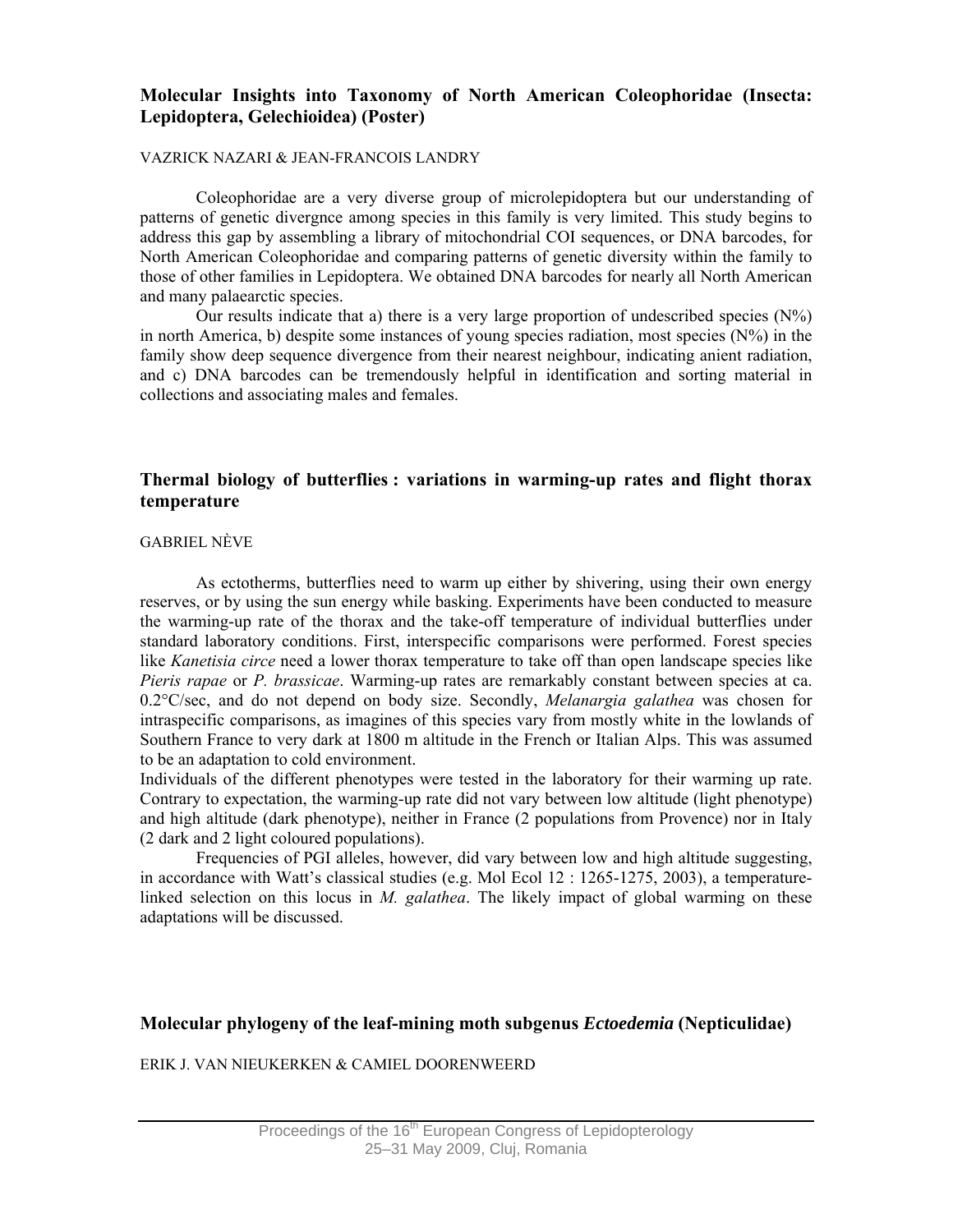## Molecular Insights into Taxonomy of North American Coleophoridae (Insecta: Lepidoptera, Gelechioidea) (Poster)

VAZRICK NAZARI & JEAN-FRANCOIS LANDRY

Coleophoridae are a very diverse group of microlepidoptera but our understanding of patterns of genetic divergnce among species in this family is very limited. This study begins to address this gap by assembling a library of mitochondrial COI sequences, or DNA barcodes, for North American Coleophoridae and comparing patterns of genetic diversity within the family to those of other families in Lepidoptera. We obtained DNA barcodes for nearly all North American and many palaearctic species.

Our results indicate that a) there is a very large proportion of undescribed species (N%) in north America, b) despite some instances of young species radiation, most species (N%) in the family show deep sequence divergence from their nearest neighbour, indicating anient radiation, and c) DNA barcodes can be tremendously helpful in identification and sorting material in collections and associating males and females.

## Thermal biology of butterflies : variations in warming-up rates and flight thorax temperature

GABRIEL NÈVE

As ectotherms, butterflies need to warm up either by shivering, using their own energy reserves, or by using the sun energy while basking. Experiments have been conducted to measure the warming-up rate of the thorax and the take-off temperature of individual butterflies under standard laboratory conditions. First, interspecific comparisons were performed. Forest species like *Kanetisia circe* need a lower thorax temperature to take off than open landscape species like *Pieris rapae* or *P. brassicae*. Warming-up rates are remarkably constant between species at ca. 0.2°C/sec, and do not depend on body size. Secondly, *Melanargia galathea* was chosen for intraspecific comparisons, as imagines of this species vary from mostly white in the lowlands of Southern France to very dark at 1800 m altitude in the French or Italian Alps. This was assumed to be an adaptation to cold environment.

Individuals of the different phenotypes were tested in the laboratory for their warming up rate. Contrary to expectation, the warming-up rate did not vary between low altitude (light phenotype) and high altitude (dark phenotype), neither in France (2 populations from Provence) nor in Italy (2 dark and 2 light coloured populations).

Frequencies of PGI alleles, however, did vary between low and high altitude suggesting, in accordance with Watt's classical studies (e.g. Mol Ecol 12 : 1265-1275, 2003), a temperature-linked selection on this locus in *M. galathea*. The likely impact of global warming on these adaptations will be discussed.

## Molecular phylogeny of the leaf-mining moth subgenus *Ectoedemia* (Nepticulidae)

ERIK J. VAN NIEUKERKEN & CAMIEL DOORENWEERD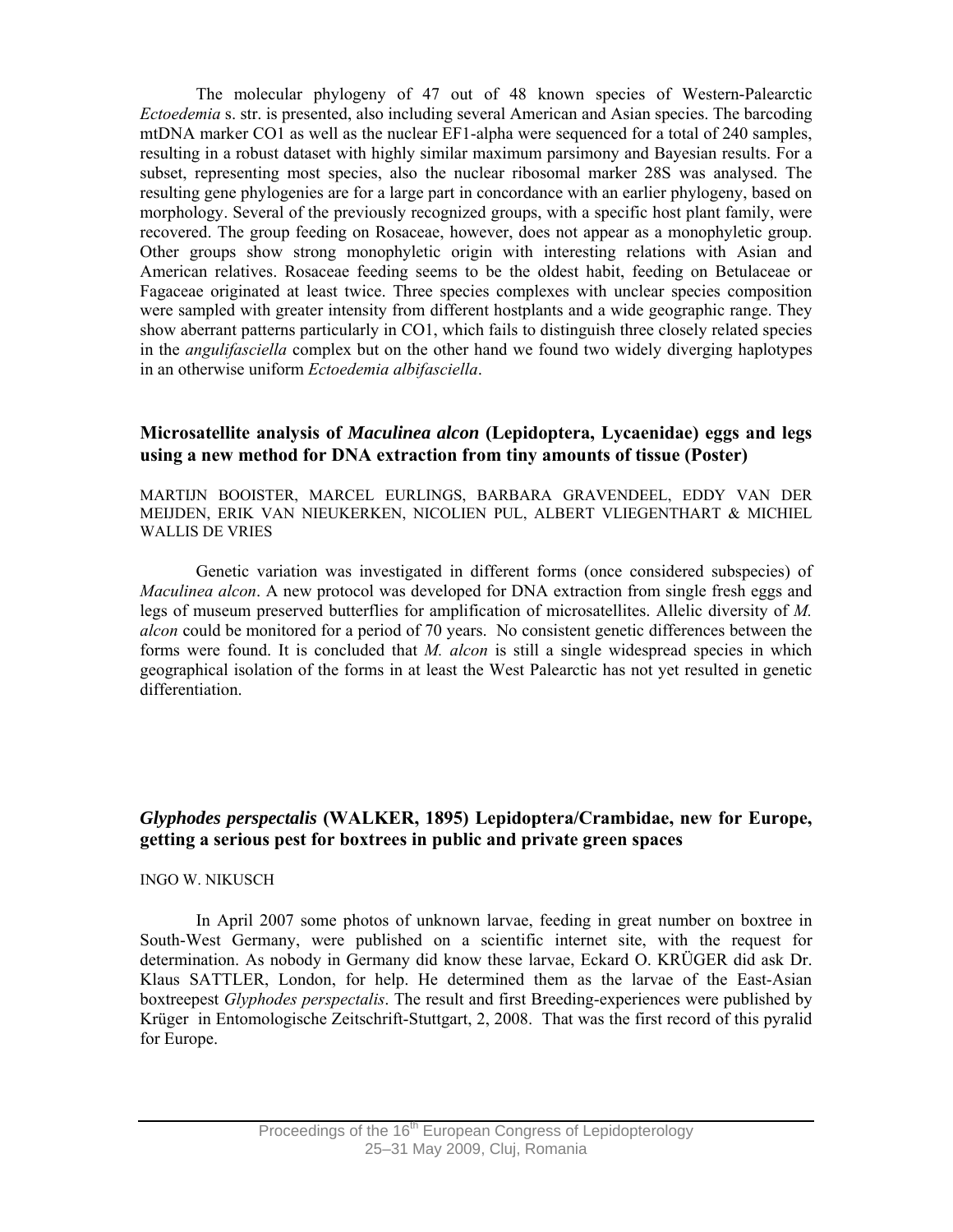The molecular phylogeny of 47 out of 48 known species of Western-Palearctic *Ectoedemia* s. str. is presented, also including several American and Asian species. The barcoding mtDNA marker CO1 as well as the nuclear EF1-alpha were sequenced for a total of 240 samples, resulting in a robust dataset with highly similar maximum parsimony and Bayesian results. For a subset, representing most species, also the nuclear ribosomal marker 28S was analysed. The resulting gene phylogenies are for a large part in concordance with an earlier phylogeny, based on morphology. Several of the previously recognized groups, with a specific host plant family, were recovered. The group feeding on Rosaceae, however, does not appear as a monophyletic group. Other groups show strong monophyletic origin with interesting relations with Asian and American relatives. Rosaceae feeding seems to be the oldest habit, feeding on Betulaceae or Fagaceae originated at least twice. Three species complexes with unclear species composition were sampled with greater intensity from different hostplants and a wide geographic range. They show aberrant patterns particularly in CO1, which fails to distinguish three closely related species in the *angulifasciella* complex but on the other hand we found two widely diverging haplotypes in an otherwise uniform *Ectoedemia albifasciella*.

## Microsatellite analysis of *Maculinea alcon* (Lepidoptera, Lycaenidae) eggs and legs using a new method for DNA extraction from tiny amounts of tissue (Poster)

MARTIJN BOOISTER, MARCEL EURLINGS, BARBARA GRAVENDEEL, EDDY VAN DER MEIJDEN, ERIK VAN NIEUKERKEN, NICOLIEN PUL, ALBERT VLIEGENTHART & MICHIEL WALLIS DE VRIES

Genetic variation was investigated in different forms (once considered subspecies) of *Maculinea alcon*. A new protocol was developed for DNA extraction from single fresh eggs and legs of museum preserved butterflies for amplification of microsatellites. Allelic diversity of *M. alcon* could be monitored for a period of 70 years. No consistent genetic differences between the forms were found. It is concluded that *M. alcon* is still a single widespread species in which geographical isolation of the forms in at least the West Palearctic has not yet resulted in genetic differentiation.

## *Glyphodes perspectalis* (WALKER, 1895) Lepidoptera/Crambidae, new for Europe, getting a serious pest for boxtrees in public and private green spaces

INGO W. NIKUSCH

In April 2007 some photos of unknown larvae, feeding in great number on boxtree in South-West Germany, were published on a scientific internet site, with the request for determination. As nobody in Germany did know these larvae, Eckard O. KRÜGER did ask Dr. Klaus SATTLER, London, for help. He determined them as the larvae of the East-Asian boxtreepest *Glyphodes perspectalis*. The result and first Breeding-experiences were published by Krüger in Entomologische Zeitschrift-Stuttgart, 2, 2008. That was the first record of this pyralid for Europe.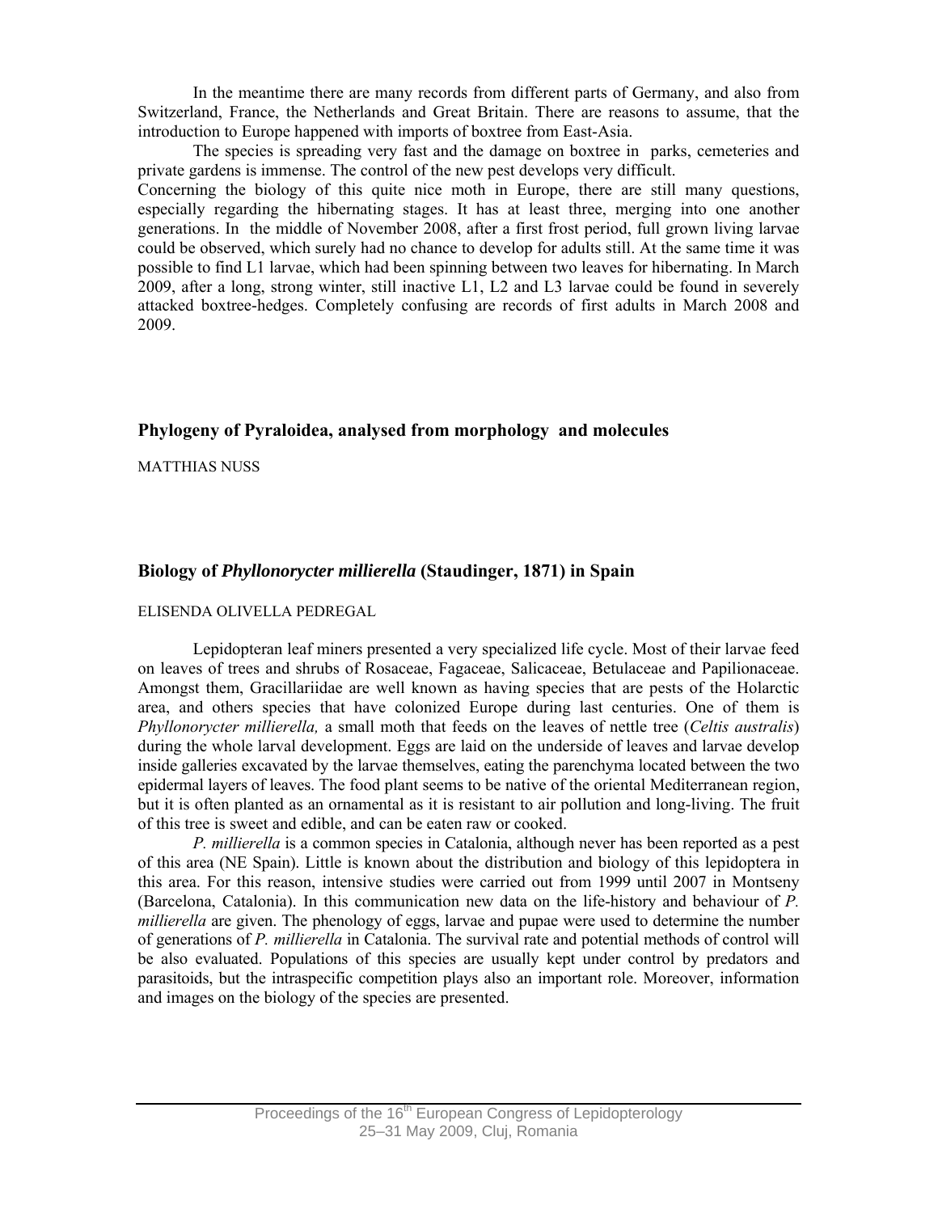In the meantime there are many records from different parts of Germany, and also from Switzerland, France, the Netherlands and Great Britain. There are reasons to assume, that the introduction to Europe happened with imports of boxtree from East-Asia.

The species is spreading very fast and the damage on boxtree in parks, cemeteries and private gardens is immense. The control of the new pest develops very difficult.
Concerning the biology of this quite nice moth in Europe, there are still many questions, especially regarding the hibernating stages. It has at least three, merging into one another generations. In the middle of November 2008, after a first frost period, full grown living larvae could be observed, which surely had no chance to develop for adults still. At the same time it was possible to find L1 larvae, which had been spinning between two leaves for hibernating. In March 2009, after a long, strong winter, still inactive L1, L2 and L3 larvae could be found in severely attacked boxtree-hedges. Completely confusing are records of first adults in March 2008 and 2009.

## Phylogeny of Pyraloidea, analysed from morphology and molecules

MATTHIAS NUSS

## Biology of *Phyllonorycter millierella* (Staudinger, 1871) in Spain

ELISENDA OLIVELLA PEDREGAL

Lepidopteran leaf miners presented a very specialized life cycle. Most of their larvae feed on leaves of trees and shrubs of Rosaceae, Fagaceae, Salicaceae, Betulaceae and Papilionaceae. Amongst them, Gracillariidae are well known as having species that are pests of the Holarctic area, and others species that have colonized Europe during last centuries. One of them is *Phyllonorycter millierella,* a small moth that feeds on the leaves of nettle tree (*Celtis australis*) during the whole larval development. Eggs are laid on the underside of leaves and larvae develop inside galleries excavated by the larvae themselves, eating the parenchyma located between the two epidermal layers of leaves. The food plant seems to be native of the oriental Mediterranean region, but it is often planted as an ornamental as it is resistant to air pollution and long-living. The fruit of this tree is sweet and edible, and can be eaten raw or cooked.

*P. millierella* is a common species in Catalonia, although never has been reported as a pest of this area (NE Spain). Little is known about the distribution and biology of this lepidoptera in this area. For this reason, intensive studies were carried out from 1999 until 2007 in Montseny (Barcelona, Catalonia). In this communication new data on the life-history and behaviour of *P. millierella* are given. The phenology of eggs, larvae and pupae were used to determine the number of generations of *P. millierella* in Catalonia. The survival rate and potential methods of control will be also evaluated. Populations of this species are usually kept under control by predators and parasitoids, but the intraspecific competition plays also an important role. Moreover, information and images on the biology of the species are presented.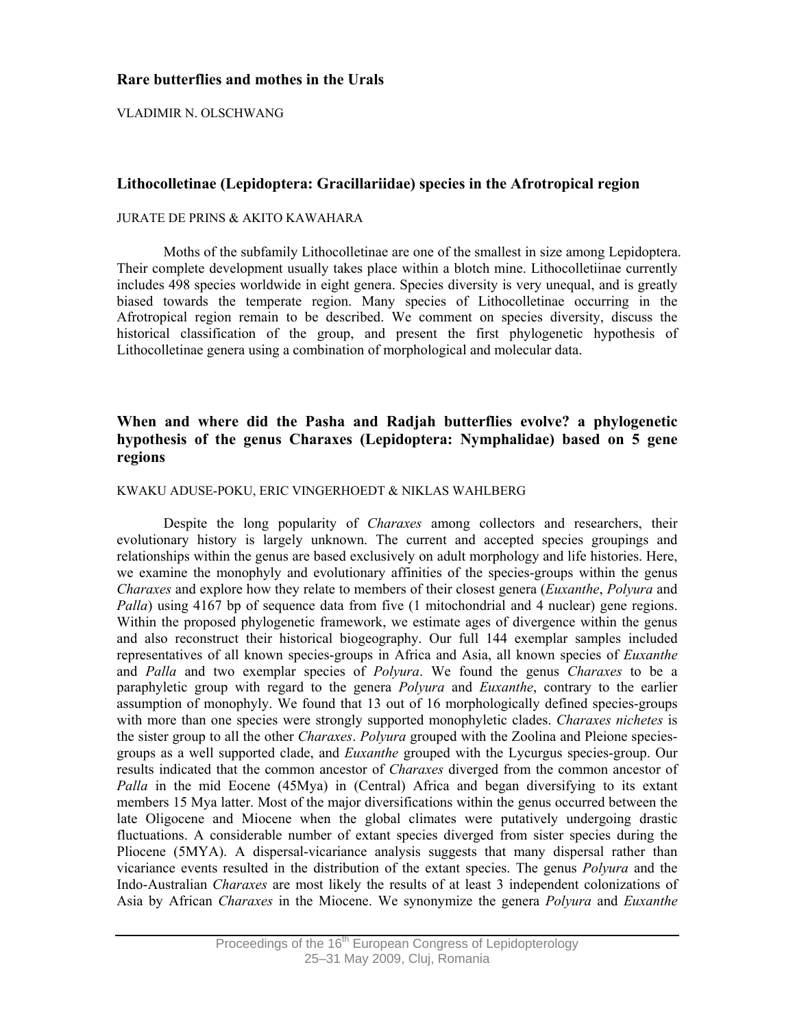### Rare butterflies and mothes in the Urals

VLADIMIR N. OLSCHWANG

### Lithocolletinae (Lepidoptera: Gracillariidae) species in the Afrotropical region

JURATE DE PRINS & AKITO KAWAHARA

Moths of the subfamily Lithocolletinae are one of the smallest in size among Lepidoptera. Their complete development usually takes place within a blotch mine. Lithocolletiinae currently includes 498 species worldwide in eight genera. Species diversity is very unequal, and is greatly biased towards the temperate region. Many species of Lithocolletinae occurring in the Afrotropical region remain to be described. We comment on species diversity, discuss the historical classification of the group, and present the first phylogenetic hypothesis of Lithocolletinae genera using a combination of morphological and molecular data.

### When and where did the Pasha and Radjah butterflies evolve? a phylogenetic hypothesis of the genus Charaxes (Lepidoptera: Nymphalidae) based on 5 gene regions

KWAKU ADUSE-POKU, ERIC VINGERHOEDT & NIKLAS WAHLBERG

Despite the long popularity of *Charaxes* among collectors and researchers, their evolutionary history is largely unknown. The current and accepted species groupings and relationships within the genus are based exclusively on adult morphology and life histories. Here, we examine the monophyly and evolutionary affinities of the species-groups within the genus *Charaxes* and explore how they relate to members of their closest genera (*Euxanthe*, *Polyura* and *Palla*) using 4167 bp of sequence data from five (1 mitochondrial and 4 nuclear) gene regions. Within the proposed phylogenetic framework, we estimate ages of divergence within the genus and also reconstruct their historical biogeography. Our full 144 exemplar samples included representatives of all known species-groups in Africa and Asia, all known species of *Euxanthe* and *Palla* and two exemplar species of *Polyura*. We found the genus *Charaxes* to be a paraphyletic group with regard to the genera *Polyura* and *Euxanthe*, contrary to the earlier assumption of monophyly. We found that 13 out of 16 morphologically defined species-groups with more than one species were strongly supported monophyletic clades. *Charaxes nichetes* is the sister group to all the other *Charaxes*. *Polyura* grouped with the Zoolina and Pleione species-groups as a well supported clade, and *Euxanthe* grouped with the Lycurgus species-group. Our results indicated that the common ancestor of *Charaxes* diverged from the common ancestor of *Palla* in the mid Eocene (45Mya) in (Central) Africa and began diversifying to its extant members 15 Mya latter. Most of the major diversifications within the genus occurred between the late Oligocene and Miocene when the global climates were putatively undergoing drastic fluctuations. A considerable number of extant species diverged from sister species during the Pliocene (5MYA). A dispersal-vicariance analysis suggests that many dispersal rather than vicariance events resulted in the distribution of the extant species. The genus *Polyura* and the Indo-Australian *Charaxes* are most likely the results of at least 3 independent colonizations of Asia by African *Charaxes* in the Miocene. We synonymize the genera *Polyura* and *Euxanthe*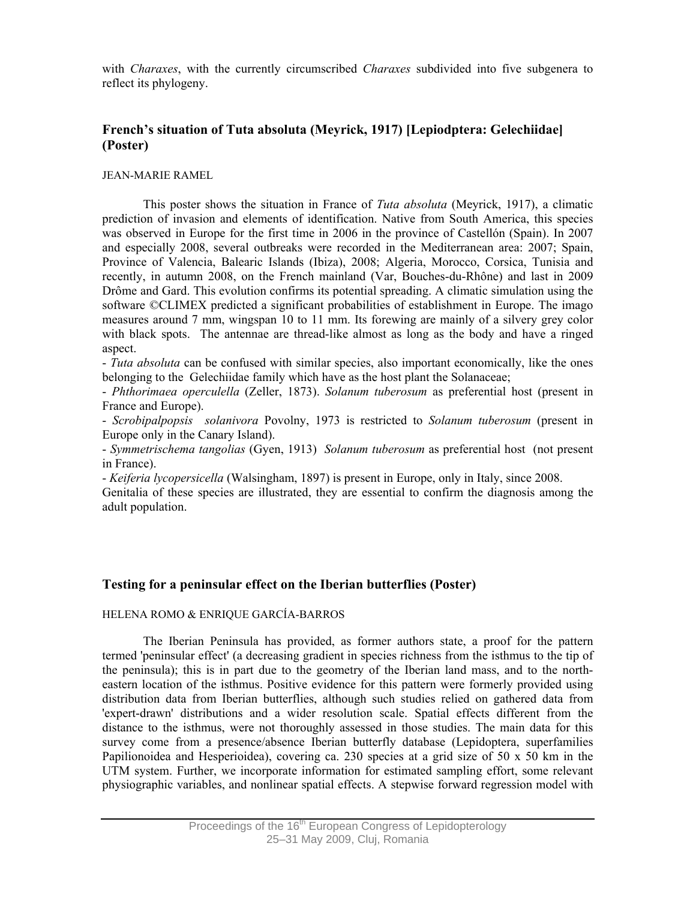with *Charaxes*, with the currently circumscribed *Charaxes* subdivided into five subgenera to reflect its phylogeny.

## French's situation of Tuta absoluta (Meyrick, 1917) [Lepiodptera: Gelechiidae] (Poster)

JEAN-MARIE RAMEL

This poster shows the situation in France of *Tuta absoluta* (Meyrick, 1917), a climatic prediction of invasion and elements of identification. Native from South America, this species was observed in Europe for the first time in 2006 in the province of Castellón (Spain). In 2007 and especially 2008, several outbreaks were recorded in the Mediterranean area: 2007; Spain, Province of Valencia, Balearic Islands (Ibiza), 2008; Algeria, Morocco, Corsica, Tunisia and recently, in autumn 2008, on the French mainland (Var, Bouches-du-Rhône) and last in 2009 Drôme and Gard. This evolution confirms its potential spreading. A climatic simulation using the software ©CLIMEX predicted a significant probabilities of establishment in Europe. The imago measures around 7 mm, wingspan 10 to 11 mm. Its forewing are mainly of a silvery grey color with black spots. The antennae are thread-like almost as long as the body and have a ringed aspect.

- *Tuta absoluta* can be confused with similar species, also important economically, like the ones belonging to the Gelechiidae family which have as the host plant the Solanaceae;
- *Phthorimaea operculella* (Zeller, 1873). *Solanum tuberosum* as preferential host (present in France and Europe).
- *Scrobipalpopsis solanivora* Povolny, 1973 is restricted to *Solanum tuberosum* (present in Europe only in the Canary Island).
- *Symmetrischema tangolias* (Gyen, 1913) *Solanum tuberosum* as preferential host (not present in France).
- *Keiferia lycopersicella* (Walsingham, 1897) is present in Europe, only in Italy, since 2008.

Genitalia of these species are illustrated, they are essential to confirm the diagnosis among the adult population.

## Testing for a peninsular effect on the Iberian butterflies (Poster)

HELENA ROMO & ENRIQUE GARCÍA-BARROS

The Iberian Peninsula has provided, as former authors state, a proof for the pattern termed 'peninsular effect' (a decreasing gradient in species richness from the isthmus to the tip of the peninsula); this is in part due to the geometry of the Iberian land mass, and to the north-eastern location of the isthmus. Positive evidence for this pattern were formerly provided using distribution data from Iberian butterflies, although such studies relied on gathered data from 'expert-drawn' distributions and a wider resolution scale. Spatial effects different from the distance to the isthmus, were not thoroughly assessed in those studies. The main data for this survey come from a presence/absence Iberian butterfly database (Lepidoptera, superfamilies Papilionoidea and Hesperioidea), covering ca. 230 species at a grid size of 50 x 50 km in the UTM system. Further, we incorporate information for estimated sampling effort, some relevant physiographic variables, and nonlinear spatial effects. A stepwise forward regression model with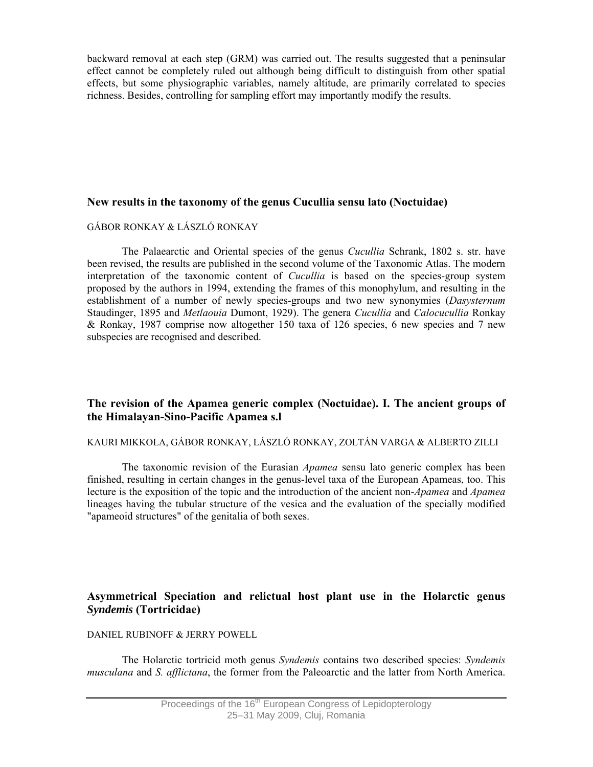backward removal at each step (GRM) was carried out. The results suggested that a peninsular effect cannot be completely ruled out although being difficult to distinguish from other spatial effects, but some physiographic variables, namely altitude, are primarily correlated to species richness. Besides, controlling for sampling effort may importantly modify the results.

## New results in the taxonomy of the genus Cucullia sensu lato (Noctuidae)

GÁBOR RONKAY & LÁSZLÓ RONKAY

The Palaearctic and Oriental species of the genus *Cucullia* Schrank, 1802 s. str. have been revised, the results are published in the second volume of the Taxonomic Atlas. The modern interpretation of the taxonomic content of *Cucullia* is based on the species-group system proposed by the authors in 1994, extending the frames of this monophylum, and resulting in the establishment of a number of newly species-groups and two new synonymies (*Dasysternum* Staudinger, 1895 and *Metlaouia* Dumont, 1929). The genera *Cucullia* and *Calocucullia* Ronkay & Ronkay, 1987 comprise now altogether 150 taxa of 126 species, 6 new species and 7 new subspecies are recognised and described.

## The revision of the Apamea generic complex (Noctuidae). I. The ancient groups of the Himalayan-Sino-Pacific Apamea s.l

KAURI MIKKOLA, GÁBOR RONKAY, LÁSZLÓ RONKAY, ZOLTÁN VARGA & ALBERTO ZILLI

The taxonomic revision of the Eurasian *Apamea* sensu lato generic complex has been finished, resulting in certain changes in the genus-level taxa of the European Apameas, too. This lecture is the exposition of the topic and the introduction of the ancient non-*Apamea* and *Apamea* lineages having the tubular structure of the vesica and the evaluation of the specially modified "apameoid structures" of the genitalia of both sexes.

## Asymmetrical Speciation and relictual host plant use in the Holarctic genus *Syndemis* (Tortricidae)

DANIEL RUBINOFF & JERRY POWELL

The Holarctic tortricid moth genus *Syndemis* contains two described species: *Syndemis musculana* and *S. afflictana*, the former from the Paleoarctic and the latter from North America.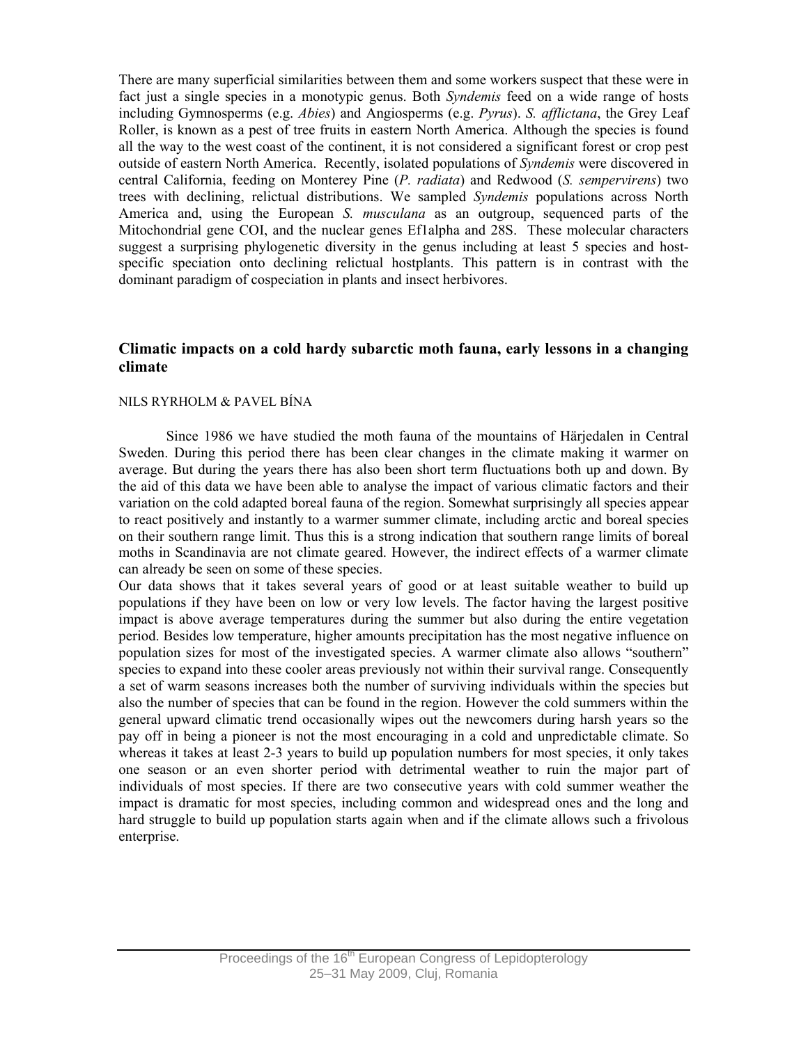There are many superficial similarities between them and some workers suspect that these were in fact just a single species in a monotypic genus. Both *Syndemis* feed on a wide range of hosts including Gymnosperms (e.g. *Abies*) and Angiosperms (e.g. *Pyrus*). *S. afflictana*, the Grey Leaf Roller, is known as a pest of tree fruits in eastern North America. Although the species is found all the way to the west coast of the continent, it is not considered a significant forest or crop pest outside of eastern North America. Recently, isolated populations of *Syndemis* were discovered in central California, feeding on Monterey Pine (*P. radiata*) and Redwood (*S. sempervirens*) two trees with declining, relictual distributions. We sampled *Syndemis* populations across North America and, using the European *S. musculana* as an outgroup, sequenced parts of the Mitochondrial gene COI, and the nuclear genes Ef1alpha and 28S. These molecular characters suggest a surprising phylogenetic diversity in the genus including at least 5 species and host-specific speciation onto declining relictual hostplants. This pattern is in contrast with the dominant paradigm of cospeciation in plants and insect herbivores.

## Climatic impacts on a cold hardy subarctic moth fauna, early lessons in a changing climate

NILS RYRHOLM & PAVEL BÍNA

Since 1986 we have studied the moth fauna of the mountains of Härjedalen in Central Sweden. During this period there has been clear changes in the climate making it warmer on average. But during the years there has also been short term fluctuations both up and down. By the aid of this data we have been able to analyse the impact of various climatic factors and their variation on the cold adapted boreal fauna of the region. Somewhat surprisingly all species appear to react positively and instantly to a warmer summer climate, including arctic and boreal species on their southern range limit. Thus this is a strong indication that southern range limits of boreal moths in Scandinavia are not climate geared. However, the indirect effects of a warmer climate can already be seen on some of these species.

Our data shows that it takes several years of good or at least suitable weather to build up populations if they have been on low or very low levels. The factor having the largest positive impact is above average temperatures during the summer but also during the entire vegetation period. Besides low temperature, higher amounts precipitation has the most negative influence on population sizes for most of the investigated species. A warmer climate also allows "southern" species to expand into these cooler areas previously not within their survival range. Consequently a set of warm seasons increases both the number of surviving individuals within the species but also the number of species that can be found in the region. However the cold summers within the general upward climatic trend occasionally wipes out the newcomers during harsh years so the pay off in being a pioneer is not the most encouraging in a cold and unpredictable climate. So whereas it takes at least 2-3 years to build up population numbers for most species, it only takes one season or an even shorter period with detrimental weather to ruin the major part of individuals of most species. If there are two consecutive years with cold summer weather the impact is dramatic for most species, including common and widespread ones and the long and hard struggle to build up population starts again when and if the climate allows such a frivolous enterprise.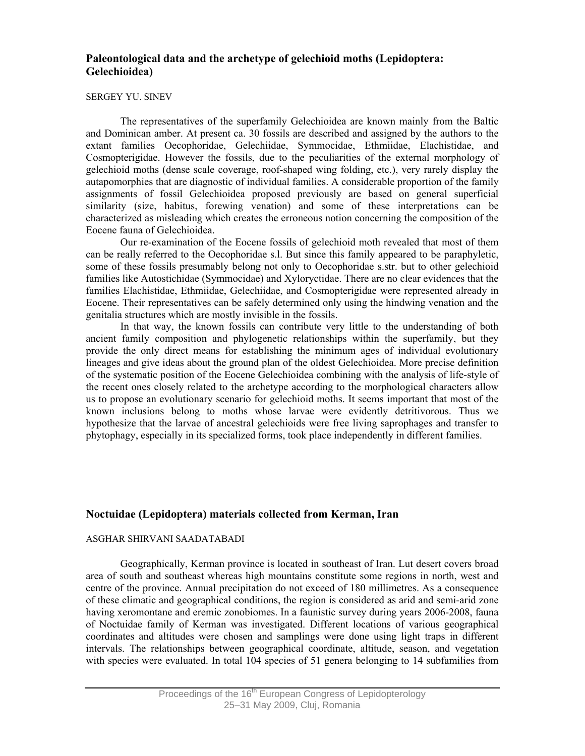## Paleontological data and the archetype of gelechioid moths (Lepidoptera: Gelechioidea)

SERGEY YU. SINEV

The representatives of the superfamily Gelechioidea are known mainly from the Baltic and Dominican amber. At present ca. 30 fossils are described and assigned by the authors to the extant families Oecophoridae, Gelechiidae, Symmocidae, Ethmiidae, Elachistidae, and Cosmopterigidae. However the fossils, due to the peculiarities of the external morphology of gelechioid moths (dense scale coverage, roof-shaped wing folding, etc.), very rarely display the autapomorphies that are diagnostic of individual families. A considerable proportion of the family assignments of fossil Gelechioidea proposed previously are based on general superficial similarity (size, habitus, forewing venation) and some of these interpretations can be characterized as misleading which creates the erroneous notion concerning the composition of the Eocene fauna of Gelechioidea.

Our re-examination of the Eocene fossils of gelechioid moth revealed that most of them can be really referred to the Oecophoridae s.l. But since this family appeared to be paraphyletic, some of these fossils presumably belong not only to Oecophoridae s.str. but to other gelechioid families like Autostichidae (Symmocidae) and Xyloryctidae. There are no clear evidences that the families Elachistidae, Ethmiidae, Gelechiidae, and Cosmopterigidae were represented already in Eocene. Their representatives can be safely determined only using the hindwing venation and the genitalia structures which are mostly invisible in the fossils.

In that way, the known fossils can contribute very little to the understanding of both ancient family composition and phylogenetic relationships within the superfamily, but they provide the only direct means for establishing the minimum ages of individual evolutionary lineages and give ideas about the ground plan of the oldest Gelechioidea. More precise definition of the systematic position of the Eocene Gelechioidea combining with the analysis of life-style of the recent ones closely related to the archetype according to the morphological characters allow us to propose an evolutionary scenario for gelechioid moths. It seems important that most of the known inclusions belong to moths whose larvae were evidently detritivorous. Thus we hypothesize that the larvae of ancestral gelechioids were free living saprophages and transfer to phytophagy, especially in its specialized forms, took place independently in different families.

## Noctuidae (Lepidoptera) materials collected from Kerman, Iran

ASGHAR SHIRVANI SAADATABADI

Geographically, Kerman province is located in southeast of Iran. Lut desert covers broad area of south and southeast whereas high mountains constitute some regions in north, west and centre of the province. Annual precipitation do not exceed of 180 millimetres. As a consequence of these climatic and geographical conditions, the region is considered as arid and semi-arid zone having xeromontane and eremic zonobiomes. In a faunistic survey during years 2006-2008, fauna of Noctuidae family of Kerman was investigated. Different locations of various geographical coordinates and altitudes were chosen and samplings were done using light traps in different intervals. The relationships between geographical coordinate, altitude, season, and vegetation with species were evaluated. In total 104 species of 51 genera belonging to 14 subfamilies from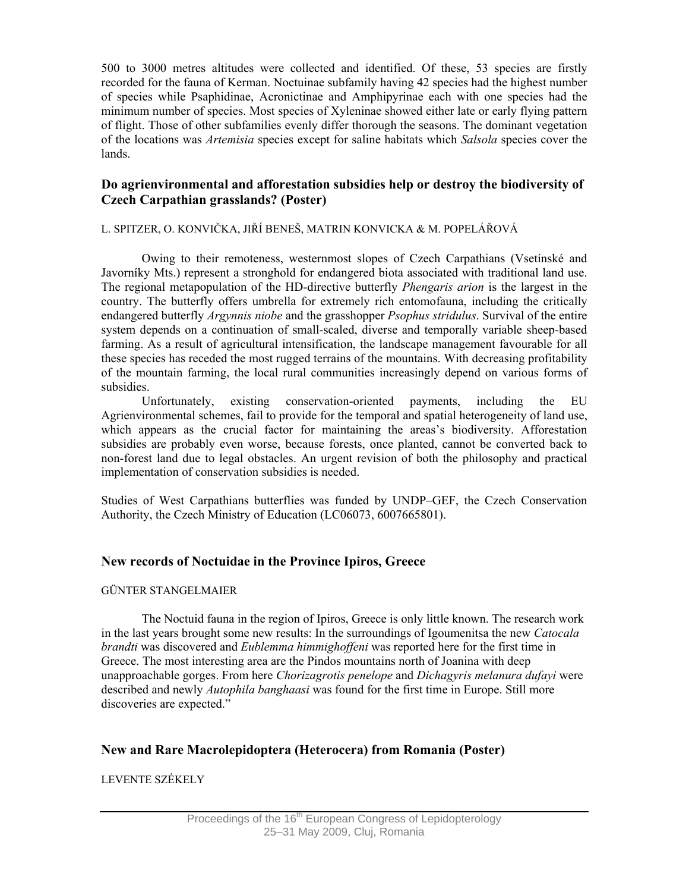500 to 3000 metres altitudes were collected and identified. Of these, 53 species are firstly recorded for the fauna of Kerman. Noctuinae subfamily having 42 species had the highest number of species while Psaphidinae, Acronictinae and Amphipyrinae each with one species had the minimum number of species. Most species of Xyleninae showed either late or early flying pattern of flight. Those of other subfamilies evenly differ thorough the seasons. The dominant vegetation of the locations was *Artemisia* species except for saline habitats which *Salsola* species cover the lands.

## Do agrienvironmental and afforestation subsidies help or destroy the biodiversity of Czech Carpathian grasslands? (Poster)

L. SPITZER, O. KONVIČKA, JIŘÍ BENEŠ, MATRIN KONVICKA & M. POPELÁŘOVÁ

Owing to their remoteness, westernmost slopes of Czech Carpathians (Vsetínské and Javorníky Mts.) represent a stronghold for endangered biota associated with traditional land use. The regional metapopulation of the HD-directive butterfly *Phengaris arion* is the largest in the country. The butterfly offers umbrella for extremely rich entomofauna, including the critically endangered butterfly *Argynnis niobe* and the grasshopper *Psophus stridulus*. Survival of the entire system depends on a continuation of small-scaled, diverse and temporally variable sheep-based farming. As a result of agricultural intensification, the landscape management favourable for all these species has receded the most rugged terrains of the mountains. With decreasing profitability of the mountain farming, the local rural communities increasingly depend on various forms of subsidies.

Unfortunately, existing conservation-oriented payments, including the EU Agrienvironmental schemes, fail to provide for the temporal and spatial heterogeneity of land use, which appears as the crucial factor for maintaining the areas's biodiversity. Afforestation subsidies are probably even worse, because forests, once planted, cannot be converted back to non-forest land due to legal obstacles. An urgent revision of both the philosophy and practical implementation of conservation subsidies is needed.

Studies of West Carpathians butterflies was funded by UNDP–GEF, the Czech Conservation Authority, the Czech Ministry of Education (LC06073, 6007665801).

## New records of Noctuidae in the Province Ipiros, Greece

GÜNTER STANGELMAIER

The Noctuid fauna in the region of Ipiros, Greece is only little known. The research work in the last years brought some new results: In the surroundings of Igoumenitsa the new *Catocala brandti* was discovered and *Eublemma himmighoffeni* was reported here for the first time in Greece. The most interesting area are the Pindos mountains north of Joanina with deep unapproachable gorges. From here *Chorizagrotis penelope* and *Dichagyris melanura dufayi* were described and newly *Autophila banghaasi* was found for the first time in Europe. Still more discoveries are expected."

## New and Rare Macrolepidoptera (Heterocera) from Romania (Poster)

LEVENTE SZÉKELY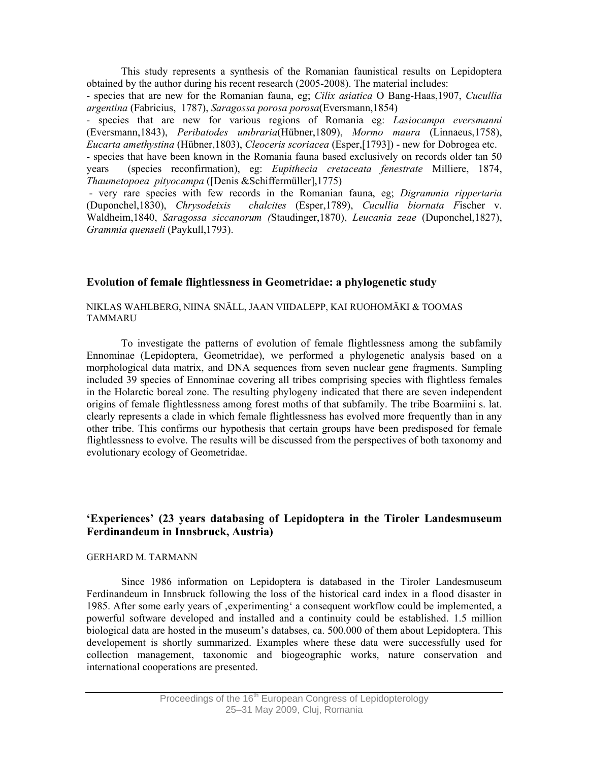This study represents a synthesis of the Romanian faunistical results on Lepidoptera obtained by the author during his recent research (2005-2008). The material includes:

- species that are new for the Romanian fauna, eg; *Cilix asiatica* O Bang-Haas,1907, *Cucullia argentina* (Fabricius, 1787), *Saragossa porosa porosa*(Eversmann,1854)
- species that are new for various regions of Romania eg: *Lasiocampa eversmanni* (Eversmann,1843), *Peribatodes umbraria*(Hübner,1809), *Mormo maura* (Linnaeus,1758), *Eucarta amethystina* (Hübner,1803), *Cleoceris scoriacea* (Esper,[1793]) - new for Dobrogea etc.
- species that have been known in the Romania fauna based exclusively on records older tan 50 years (species reconfirmation), eg: *Eupithecia cretaceata fenestrate* Milliere, 1874, *Thaumetopoea pityocampa* ([Denis &Schiffermüller],1775)
- very rare species with few records in the Romanian fauna, eg; *Digrammia rippertaria* (Duponchel,1830), *Chrysodeixis chalcites* (Esper,1789), *Cucullia biornata F*ischer v. Waldheim,1840, *Saragossa siccanorum (*Staudinger,1870), *Leucania zeae* (Duponchel,1827), *Grammia quenseli* (Paykull,1793).

## Evolution of female flightlessness in Geometridae: a phylogenetic study

NIKLAS WAHLBERG, NIINA SNÄLL, JAAN VIIDALEPP, KAI RUOHOMÄKI & TOOMAS TAMMARU

To investigate the patterns of evolution of female flightlessness among the subfamily Ennominae (Lepidoptera, Geometridae), we performed a phylogenetic analysis based on a morphological data matrix, and DNA sequences from seven nuclear gene fragments. Sampling included 39 species of Ennominae covering all tribes comprising species with flightless females in the Holarctic boreal zone. The resulting phylogeny indicated that there are seven independent origins of female flightlessness among forest moths of that subfamily. The tribe Boarmiini s. lat. clearly represents a clade in which female flightlessness has evolved more frequently than in any other tribe. This confirms our hypothesis that certain groups have been predisposed for female flightlessness to evolve. The results will be discussed from the perspectives of both taxonomy and evolutionary ecology of Geometridae.

## 'Experiences' (23 years databasing of Lepidoptera in the Tiroler Landesmuseum Ferdinandeum in Innsbruck, Austria)

GERHARD M. TARMANN

Since 1986 information on Lepidoptera is databased in the Tiroler Landesmuseum Ferdinandeum in Innsbruck following the loss of the historical card index in a flood disaster in 1985. After some early years of ‚experimenting' a consequent workflow could be implemented, a powerful software developed and installed and a continuity could be established. 1.5 million biological data are hosted in the museum's databses, ca. 500.000 of them about Lepidoptera. This developement is shortly summarized. Examples where these data were successfully used for collection management, taxonomic and biogeographic works, nature conservation and international cooperations are presented.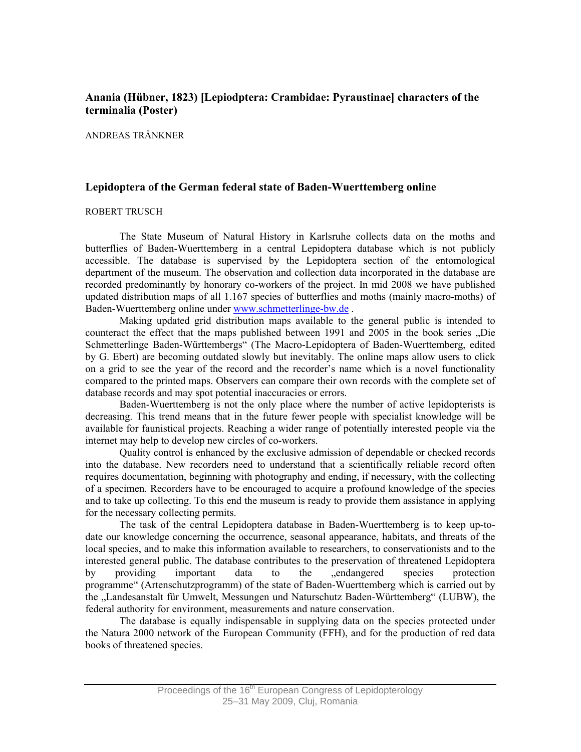## Anania (Hübner, 1823) [Lepiodptera: Crambidae: Pyraustinae] characters of the terminalia (Poster)

ANDREAS TRÄNKNER

## Lepidoptera of the German federal state of Baden-Wuerttemberg online

ROBERT TRUSCH

The State Museum of Natural History in Karlsruhe collects data on the moths and butterflies of Baden-Wuerttemberg in a central Lepidoptera database which is not publicly accessible. The database is supervised by the Lepidoptera section of the entomological department of the museum. The observation and collection data incorporated in the database are recorded predominantly by honorary co-workers of the project. In mid 2008 we have published updated distribution maps of all 1.167 species of butterflies and moths (mainly macro-moths) of Baden-Wuerttemberg online under www.schmetterlinge-bw.de .

Making updated grid distribution maps available to the general public is intended to counteract the effect that the maps published between 1991 and 2005 in the book series „Die Schmetterlinge Baden-Württembergs" (The Macro-Lepidoptera of Baden-Wuerttemberg, edited by G. Ebert) are becoming outdated slowly but inevitably. The online maps allow users to click on a grid to see the year of the record and the recorder's name which is a novel functionality compared to the printed maps. Observers can compare their own records with the complete set of database records and may spot potential inaccuracies or errors.

Baden-Wuerttemberg is not the only place where the number of active lepidopterists is decreasing. This trend means that in the future fewer people with specialist knowledge will be available for faunistical projects. Reaching a wider range of potentially interested people via the internet may help to develop new circles of co-workers.

Quality control is enhanced by the exclusive admission of dependable or checked records into the database. New recorders need to understand that a scientifically reliable record often requires documentation, beginning with photography and ending, if necessary, with the collecting of a specimen. Recorders have to be encouraged to acquire a profound knowledge of the species and to take up collecting. To this end the museum is ready to provide them assistance in applying for the necessary collecting permits.

The task of the central Lepidoptera database in Baden-Wuerttemberg is to keep up-to-date our knowledge concerning the occurrence, seasonal appearance, habitats, and threats of the local species, and to make this information available to researchers, to conservationists and to the interested general public. The database contributes to the preservation of threatened Lepidoptera by providing important data to the „endangered species protection programme" (Artenschutzprogramm) of the state of Baden-Wuerttemberg which is carried out by the „Landesanstalt für Umwelt, Messungen und Naturschutz Baden-Württemberg" (LUBW), the federal authority for environment, measurements and nature conservation.

The database is equally indispensable in supplying data on the species protected under the Natura 2000 network of the European Community (FFH), and for the production of red data books of threatened species.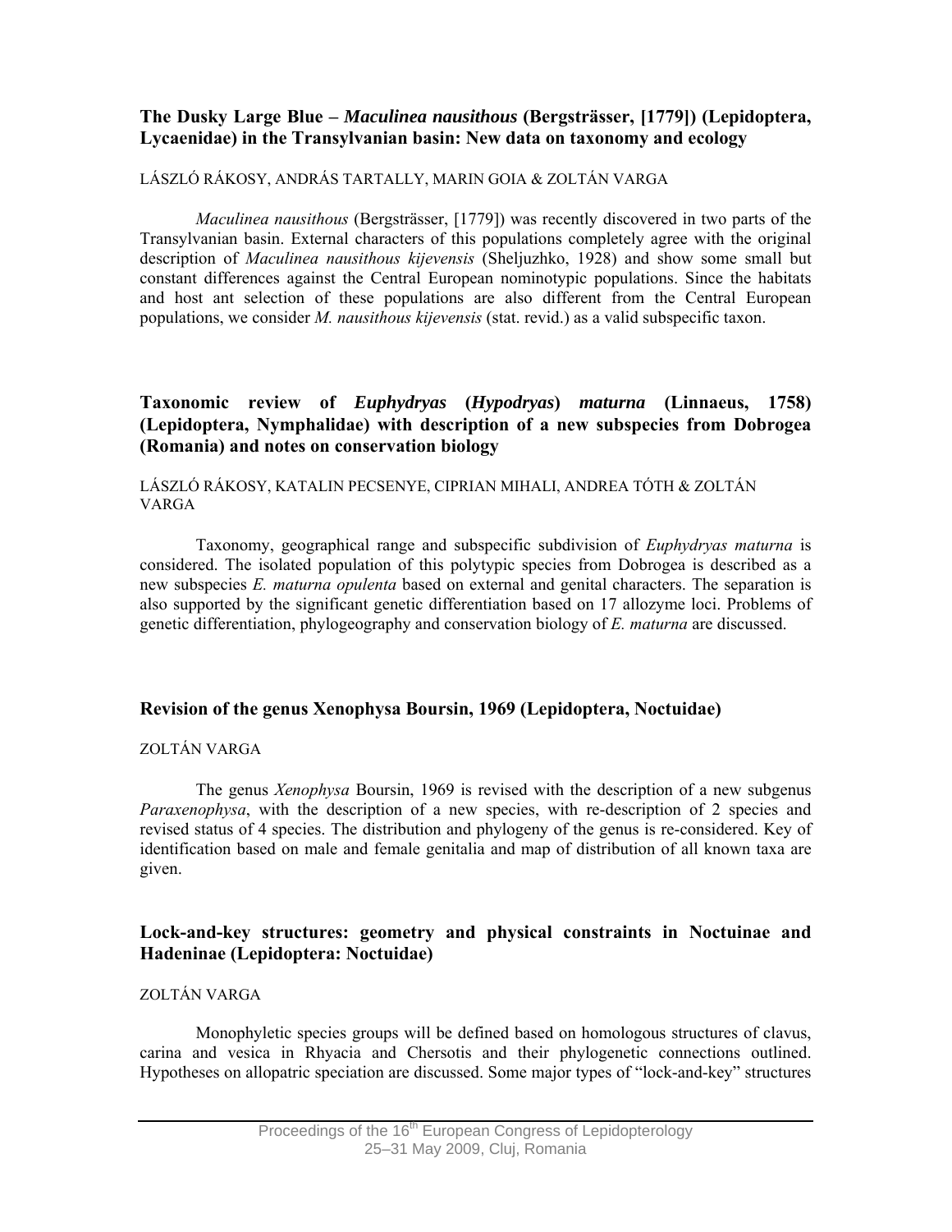## The Dusky Large Blue – *Maculinea nausithous* (Bergsträsser, [1779]) (Lepidoptera, Lycaenidae) in the Transylvanian basin: New data on taxonomy and ecology

LÁSZLÓ RÁKOSY, ANDRÁS TARTALLY, MARIN GOIA & ZOLTÁN VARGA

*Maculinea nausithous* (Bergsträsser, [1779]) was recently discovered in two parts of the Transylvanian basin. External characters of this populations completely agree with the original description of *Maculinea nausithous kijevensis* (Sheljuzhko, 1928) and show some small but constant differences against the Central European nominotypic populations. Since the habitats and host ant selection of these populations are also different from the Central European populations, we consider *M. nausithous kijevensis* (stat. revid.) as a valid subspecific taxon.

## Taxonomic review of *Euphydryas* (*Hypodryas*) *maturna* (Linnaeus, 1758) (Lepidoptera, Nymphalidae) with description of a new subspecies from Dobrogea (Romania) and notes on conservation biology

LÁSZLÓ RÁKOSY, KATALIN PECSENYE, CIPRIAN MIHALI, ANDREA TÓTH & ZOLTÁN VARGA

Taxonomy, geographical range and subspecific subdivision of *Euphydryas maturna* is considered. The isolated population of this polytypic species from Dobrogea is described as a new subspecies *E. maturna opulenta* based on external and genital characters. The separation is also supported by the significant genetic differentiation based on 17 allozyme loci. Problems of genetic differentiation, phylogeography and conservation biology of *E. maturna* are discussed.

## Revision of the genus Xenophysa Boursin, 1969 (Lepidoptera, Noctuidae)

ZOLTÁN VARGA

The genus *Xenophysa* Boursin, 1969 is revised with the description of a new subgenus *Paraxenophysa*, with the description of a new species, with re-description of 2 species and revised status of 4 species. The distribution and phylogeny of the genus is re-considered. Key of identification based on male and female genitalia and map of distribution of all known taxa are given.

## Lock-and-key structures: geometry and physical constraints in Noctuinae and Hadeninae (Lepidoptera: Noctuidae)

ZOLTÁN VARGA

Monophyletic species groups will be defined based on homologous structures of clavus, carina and vesica in Rhyacia and Chersotis and their phylogenetic connections outlined. Hypotheses on allopatric speciation are discussed. Some major types of "lock-and-key" structures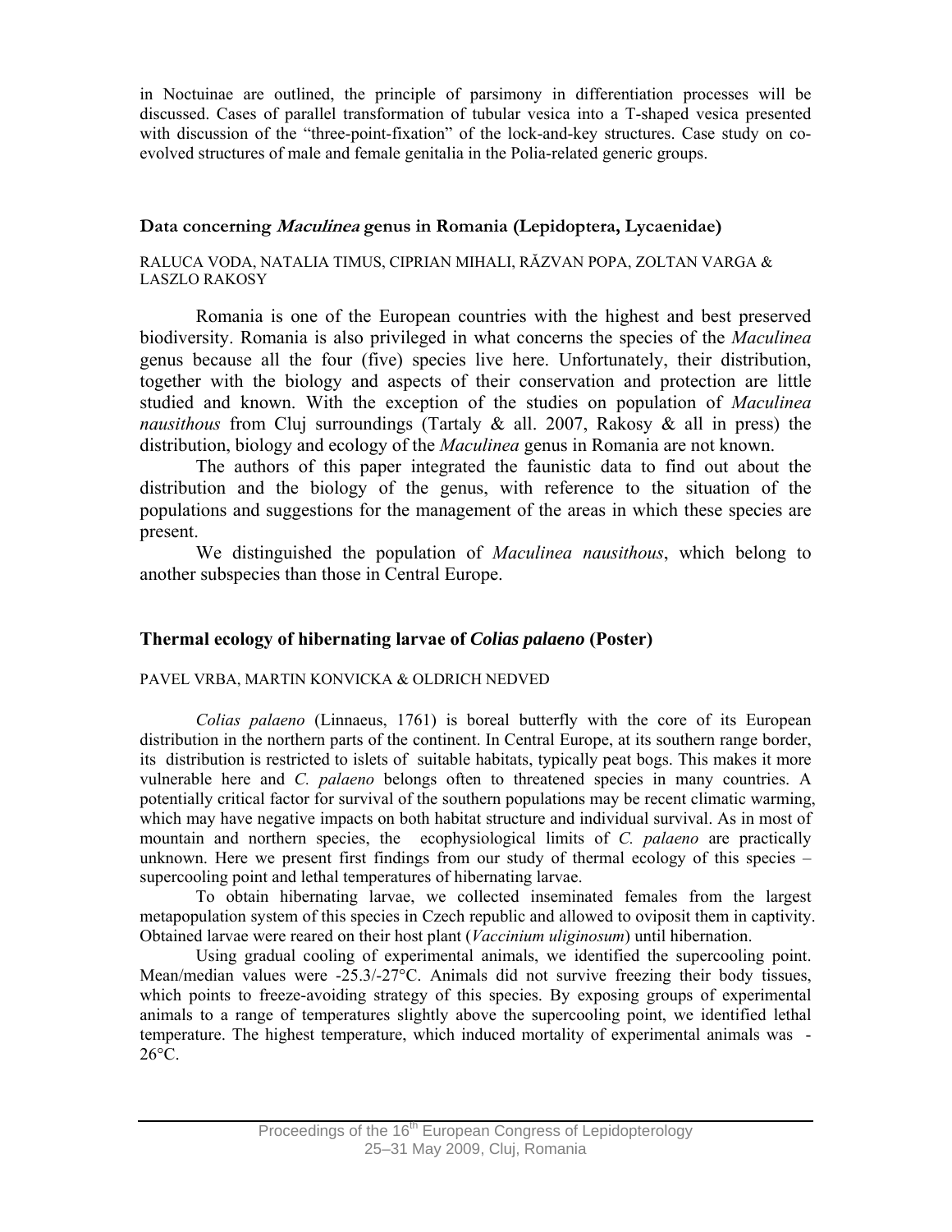in Noctuinae are outlined, the principle of parsimony in differentiation processes will be discussed. Cases of parallel transformation of tubular vesica into a T-shaped vesica presented with discussion of the "three-point-fixation" of the lock-and-key structures. Case study on co-evolved structures of male and female genitalia in the Polia-related generic groups.

### Data concerning *Maculinea* genus in Romania (Lepidoptera, Lycaenidae)

RALUCA VODA, NATALIA TIMUS, CIPRIAN MIHALI, RĂZVAN POPA, ZOLTAN VARGA & LASZLO RAKOSY

Romania is one of the European countries with the highest and best preserved biodiversity. Romania is also privileged in what concerns the species of the *Maculinea* genus because all the four (five) species live here. Unfortunately, their distribution, together with the biology and aspects of their conservation and protection are little studied and known. With the exception of the studies on population of *Maculinea nausithous* from Cluj surroundings (Tartaly & all. 2007, Rakosy & all in press) the distribution, biology and ecology of the *Maculinea* genus in Romania are not known.

The authors of this paper integrated the faunistic data to find out about the distribution and the biology of the genus, with reference to the situation of the populations and suggestions for the management of the areas in which these species are present.

We distinguished the population of *Maculinea nausithous*, which belong to another subspecies than those in Central Europe.

### Thermal ecology of hibernating larvae of *Colias palaeno* (Poster)

PAVEL VRBA, MARTIN KONVICKA & OLDRICH NEDVED

*Colias palaeno* (Linnaeus, 1761) is boreal butterfly with the core of its European distribution in the northern parts of the continent. In Central Europe, at its southern range border, its distribution is restricted to islets of suitable habitats, typically peat bogs. This makes it more vulnerable here and *C. palaeno* belongs often to threatened species in many countries. A potentially critical factor for survival of the southern populations may be recent climatic warming, which may have negative impacts on both habitat structure and individual survival. As in most of mountain and northern species, the ecophysiological limits of *C. palaeno* are practically unknown. Here we present first findings from our study of thermal ecology of this species – supercooling point and lethal temperatures of hibernating larvae.

To obtain hibernating larvae, we collected inseminated females from the largest metapopulation system of this species in Czech republic and allowed to oviposit them in captivity. Obtained larvae were reared on their host plant (*Vaccinium uliginosum*) until hibernation.

Using gradual cooling of experimental animals, we identified the supercooling point. Mean/median values were -25.3/-27°C. Animals did not survive freezing their body tissues, which points to freeze-avoiding strategy of this species. By exposing groups of experimental animals to a range of temperatures slightly above the supercooling point, we identified lethal temperature. The highest temperature, which induced mortality of experimental animals was -26°C.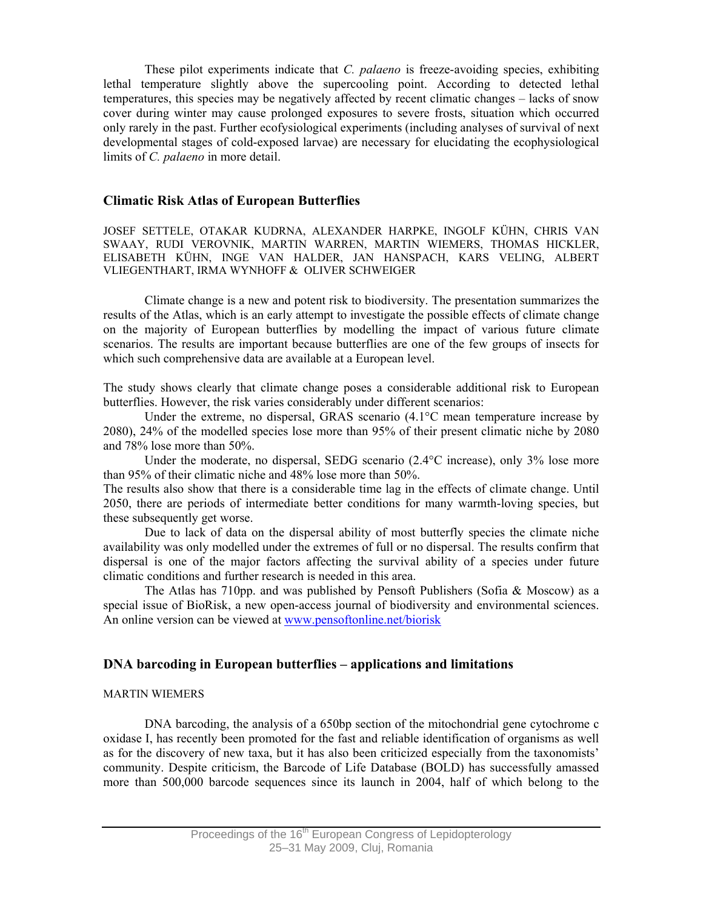These pilot experiments indicate that *C. palaeno* is freeze-avoiding species, exhibiting lethal temperature slightly above the supercooling point. According to detected lethal temperatures, this species may be negatively affected by recent climatic changes – lacks of snow cover during winter may cause prolonged exposures to severe frosts, situation which occurred only rarely in the past. Further ecofysiological experiments (including analyses of survival of next developmental stages of cold-exposed larvae) are necessary for elucidating the ecophysiological limits of *C. palaeno* in more detail.

## Climatic Risk Atlas of European Butterflies

JOSEF SETTELE, OTAKAR KUDRNA, ALEXANDER HARPKE, INGOLF KÜHN, CHRIS VAN SWAAY, RUDI VEROVNIK, MARTIN WARREN, MARTIN WIEMERS, THOMAS HICKLER, ELISABETH KÜHN, INGE VAN HALDER, JAN HANSPACH, KARS VELING, ALBERT VLIEGENTHART, IRMA WYNHOFF & OLIVER SCHWEIGER

Climate change is a new and potent risk to biodiversity. The presentation summarizes the results of the Atlas, which is an early attempt to investigate the possible effects of climate change on the majority of European butterflies by modelling the impact of various future climate scenarios. The results are important because butterflies are one of the few groups of insects for which such comprehensive data are available at a European level.

The study shows clearly that climate change poses a considerable additional risk to European butterflies. However, the risk varies considerably under different scenarios:

Under the extreme, no dispersal, GRAS scenario (4.1°C mean temperature increase by 2080), 24% of the modelled species lose more than 95% of their present climatic niche by 2080 and 78% lose more than 50%.

Under the moderate, no dispersal, SEDG scenario (2.4°C increase), only 3% lose more than 95% of their climatic niche and 48% lose more than 50%.

The results also show that there is a considerable time lag in the effects of climate change. Until 2050, there are periods of intermediate better conditions for many warmth-loving species, but these subsequently get worse.

Due to lack of data on the dispersal ability of most butterfly species the climate niche availability was only modelled under the extremes of full or no dispersal. The results confirm that dispersal is one of the major factors affecting the survival ability of a species under future climatic conditions and further research is needed in this area.

The Atlas has 710pp. and was published by Pensoft Publishers (Sofia & Moscow) as a special issue of BioRisk, a new open-access journal of biodiversity and environmental sciences. An online version can be viewed at www.pensoftonline.net/biorisk

## DNA barcoding in European butterflies – applications and limitations

MARTIN WIEMERS

DNA barcoding, the analysis of a 650bp section of the mitochondrial gene cytochrome c oxidase I, has recently been promoted for the fast and reliable identification of organisms as well as for the discovery of new taxa, but it has also been criticized especially from the taxonomists' community. Despite criticism, the Barcode of Life Database (BOLD) has successfully amassed more than 500,000 barcode sequences since its launch in 2004, half of which belong to the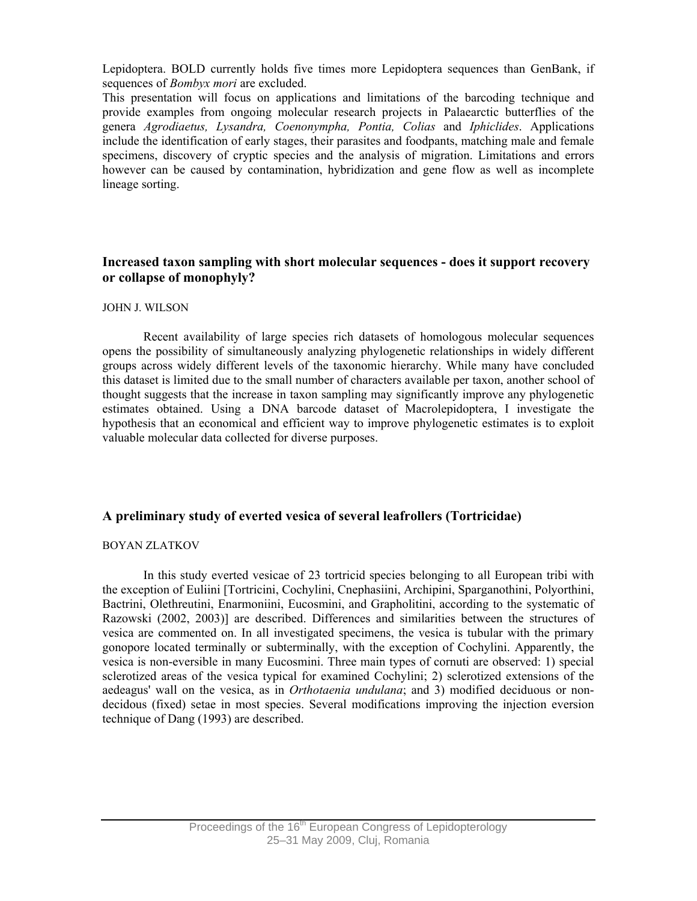Lepidoptera. BOLD currently holds five times more Lepidoptera sequences than GenBank, if sequences of *Bombyx mori* are excluded.

This presentation will focus on applications and limitations of the barcoding technique and provide examples from ongoing molecular research projects in Palaearctic butterflies of the genera *Agrodiaetus, Lysandra, Coenonympha, Pontia, Colias* and *Iphiclides*. Applications include the identification of early stages, their parasites and foodpants, matching male and female specimens, discovery of cryptic species and the analysis of migration. Limitations and errors however can be caused by contamination, hybridization and gene flow as well as incomplete lineage sorting.

### Increased taxon sampling with short molecular sequences - does it support recovery or collapse of monophyly?

JOHN J. WILSON

Recent availability of large species rich datasets of homologous molecular sequences opens the possibility of simultaneously analyzing phylogenetic relationships in widely different groups across widely different levels of the taxonomic hierarchy. While many have concluded this dataset is limited due to the small number of characters available per taxon, another school of thought suggests that the increase in taxon sampling may significantly improve any phylogenetic estimates obtained. Using a DNA barcode dataset of Macrolepidoptera, I investigate the hypothesis that an economical and efficient way to improve phylogenetic estimates is to exploit valuable molecular data collected for diverse purposes.

### A preliminary study of everted vesica of several leafrollers (Tortricidae)

BOYAN ZLATKOV

In this study everted vesicae of 23 tortricid species belonging to all European tribi with the exception of Euliini [Tortricini, Cochylini, Cnephasiini, Archipini, Sparganothini, Polyorthini, Bactrini, Olethreutini, Enarmoniini, Eucosmini, and Grapholitini, according to the systematic of Razowski (2002, 2003)] are described. Differences and similarities between the structures of vesica are commented on. In all investigated specimens, the vesica is tubular with the primary gonopore located terminally or subterminally, with the exception of Cochylini. Apparently, the vesica is non-eversible in many Eucosmini. Three main types of cornuti are observed: 1) special sclerotized areas of the vesica typical for examined Cochylini; 2) sclerotized extensions of the aedeagus' wall on the vesica, as in *Orthotaenia undulana*; and 3) modified deciduous or non-decidous (fixed) setae in most species. Several modifications improving the injection eversion technique of Dang (1993) are described.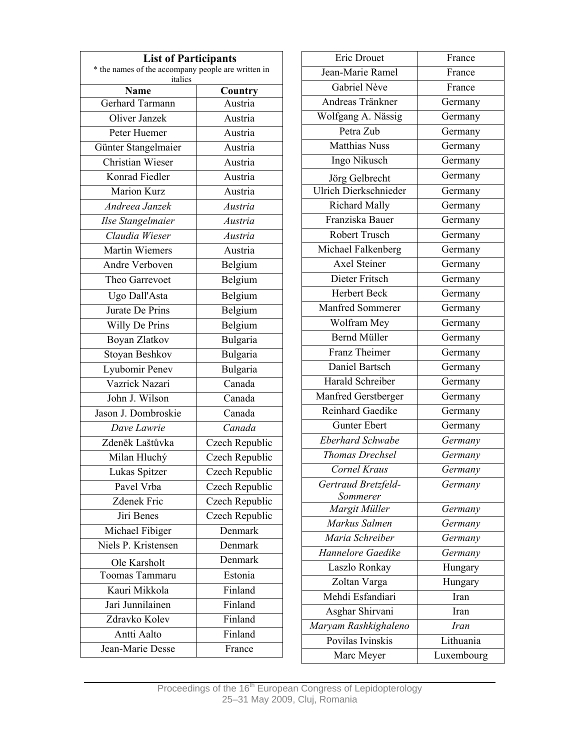**List of Participants**

\* the names of the accompany people are written in italics

| Name | Country |
|---|---|
| Gerhard Tarmann | Austria |
| Oliver Janzek | Austria |
| Peter Huemer | Austria |
| Günter Stangelmaier | Austria |
| Christian Wieser | Austria |
| Konrad Fiedler | Austria |
| Marion Kurz | Austria |
| *Andreea Janzek* | *Austria* |
| *Ilse Stangelmaier* | *Austria* |
| *Claudia Wieser* | *Austria* |
| Martin Wiemers | Austria |
| Andre Verboven | Belgium |
| Theo Garrevoet | Belgium |
| Ugo Dall'Asta | Belgium |
| Jurate De Prins | Belgium |
| Willy De Prins | Belgium |
| Boyan Zlatkov | Bulgaria |
| Stoyan Beshkov | Bulgaria |
| Lyubomir Penev | Bulgaria |
| Vazrick Nazari | Canada |
| John J. Wilson | Canada |
| Jason J. Dombroskie | Canada |
| *Dave Lawrie* | *Canada* |
| Zdeněk Laštůvka | Czech Republic |
| Milan Hluchý | Czech Republic |
| Lukas Spitzer | Czech Republic |
| Pavel Vrba | Czech Republic |
| Zdenek Fric | Czech Republic |
| Jiri Benes | Czech Republic |
| Michael Fibiger | Denmark |
| Niels P. Kristensen | Denmark |
| Ole Karsholt | Denmark |
| Toomas Tammaru | Estonia |
| Kauri Mikkola | Finland |
| Jari Junnilainen | Finland |
| Zdravko Kolev | Finland |
| Antti Aalto | Finland |
| Jean-Marie Desse | France |
| Eric Drouet | France |
| Jean-Marie Ramel | France |
| Gabriel Nève | France |
| Andreas Tränkner | Germany |
| Wolfgang A. Nässig | Germany |
| Petra Zub | Germany |
| Matthias Nuss | Germany |
| Ingo Nikusch | Germany |
| Jörg Gelbrecht | Germany |
| Ulrich Dierkschnieder | Germany |
| Richard Mally | Germany |
| Franziska Bauer | Germany |
| Robert Trusch | Germany |
| Michael Falkenberg | Germany |
| Axel Steiner | Germany |
| Dieter Fritsch | Germany |
| Herbert Beck | Germany |
| Manfred Sommerer | Germany |
| Wolfram Mey | Germany |
| Bernd Müller | Germany |
| Franz Theimer | Germany |
| Daniel Bartsch | Germany |
| Harald Schreiber | Germany |
| Manfred Gerstberger | Germany |
| Reinhard Gaedike | Germany |
| Gunter Ebert | Germany |
| *Eberhard Schwabe* | *Germany* |
| *Thomas Drechsel* | *Germany* |
| *Cornel Kraus* | *Germany* |
| *Gertraud Bretzfeld-Sommerer* | *Germany* |
| *Margit Müller* | *Germany* |
| *Markus Salmen* | *Germany* |
| *Maria Schreiber* | *Germany* |
| *Hannelore Gaedike* | *Germany* |
| Laszlo Ronkay | Hungary |
| Zoltan Varga | Hungary |
| Mehdi Esfandiari | Iran |
| Asghar Shirvani | Iran |
| *Maryam Rashkighaleno* | *Iran* |
| Povilas Ivinskis | Lithuania |
| Marc Meyer | Luxembourg |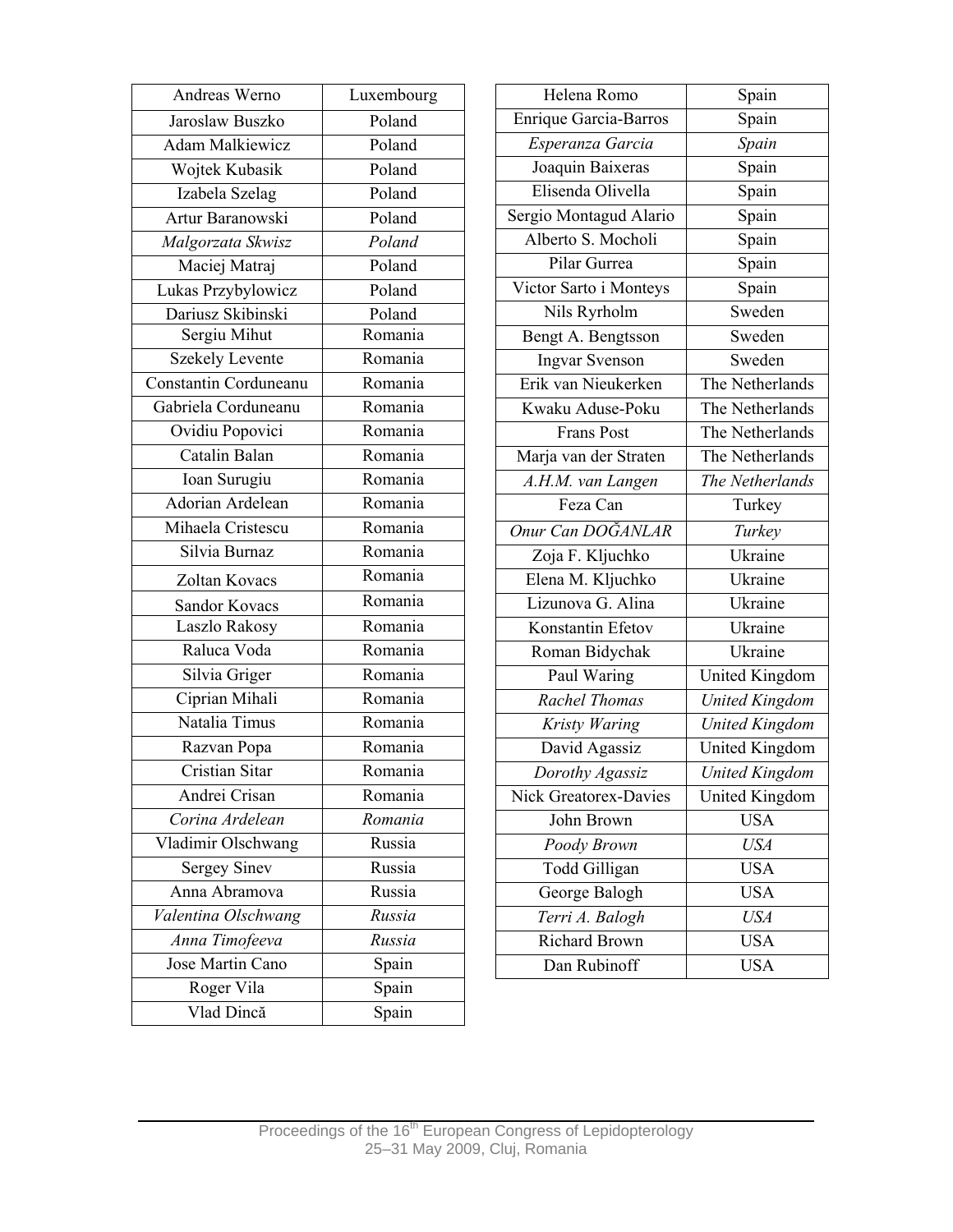| Andreas Werno | Luxembourg |
|---|---|
| Jaroslaw Buszko | Poland |
| Adam Malkiewicz | Poland |
| Wojtek Kubasik | Poland |
| Izabela Szelag | Poland |
| Artur Baranowski | Poland |
| *Malgorzata Skwisz* | *Poland* |
| Maciej Matraj | Poland |
| Lukas Przybylowicz | Poland |
| Dariusz Skibinski | Poland |
| Sergiu Mihut | Romania |
| Szekely Levente | Romania |
| Constantin Corduneanu | Romania |
| Gabriela Corduneanu | Romania |
| Ovidiu Popovici | Romania |
| Catalin Balan | Romania |
| Ioan Surugiu | Romania |
| Adorian Ardelean | Romania |
| Mihaela Cristescu | Romania |
| Silvia Burnaz | Romania |
| Zoltan Kovacs | Romania |
| Sandor Kovacs | Romania |
| Laszlo Rakosy | Romania |
| Raluca Voda | Romania |
| Silvia Griger | Romania |
| Ciprian Mihali | Romania |
| Natalia Timus | Romania |
| Razvan Popa | Romania |
| Cristian Sitar | Romania |
| Andrei Crisan | Romania |
| *Corina Ardelean* | *Romania* |
| Vladimir Olschwang | Russia |
| Sergey Sinev | Russia |
| Anna Abramova | Russia |
| *Valentina Olschwang* | *Russia* |
| *Anna Timofeeva* | *Russia* |
| Jose Martin Cano | Spain |
| Roger Vila | Spain |
| Vlad Dincă | Spain |
| Helena Romo | Spain |
| Enrique Garcia-Barros | Spain |
| *Esperanza Garcia* | *Spain* |
| Joaquin Baixeras | Spain |
| Elisenda Olivella | Spain |
| Sergio Montagud Alario | Spain |
| Alberto S. Mocholi | Spain |
| Pilar Gurrea | Spain |
| Victor Sarto i Monteys | Spain |
| Nils Ryrholm | Sweden |
| Bengt A. Bengtsson | Sweden |
| Ingvar Svenson | Sweden |
| Erik van Nieukerken | The Netherlands |
| Kwaku Aduse-Poku | The Netherlands |
| Frans Post | The Netherlands |
| Marja van der Straten | The Netherlands |
| *A.H.M. van Langen* | *The Netherlands* |
| Feza Can | Turkey |
| *Onur Can DOĞANLAR* | *Turkey* |
| Zoja F. Kljuchko | Ukraine |
| Elena M. Kljuchko | Ukraine |
| Lizunova G. Alina | Ukraine |
| Konstantin Efetov | Ukraine |
| Roman Bidychak | Ukraine |
| Paul Waring | United Kingdom |
| *Rachel Thomas* | *United Kingdom* |
| *Kristy Waring* | *United Kingdom* |
| David Agassiz | United Kingdom |
| *Dorothy Agassiz* | *United Kingdom* |
| Nick Greatorex-Davies | United Kingdom |
| John Brown | USA |
| *Poody Brown* | *USA* |
| Todd Gilligan | USA |
| George Balogh | USA |
| *Terri A. Balogh* | *USA* |
| Richard Brown | USA |
| Dan Rubinoff | USA |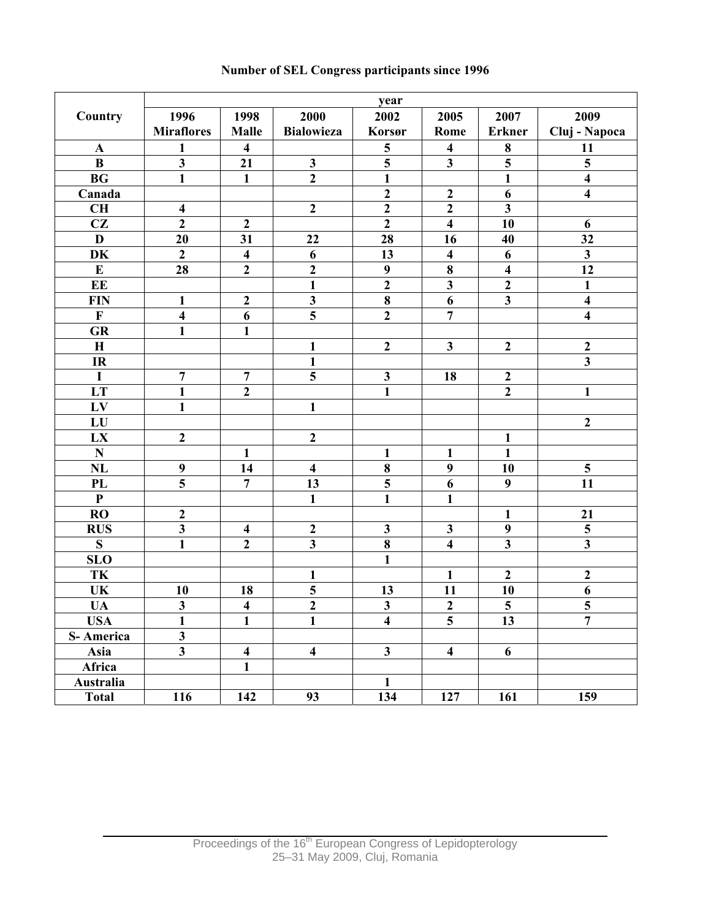**Number of SEL Congress participants since 1996**

| Country | year | | | | | | |
|---|---|---|---|---|---|---|---|
| | 1996 Miraflores | 1998 Malle | 2000 Bialowieza | 2002 Korsør | 2005 Rome | 2007 Erkner | 2009 Cluj - Napoca |
| A | 1 | 4 | | 5 | 4 | 8 | 11 |
| B | 3 | 21 | 3 | 5 | 3 | 5 | 5 |
| BG | 1 | 1 | 2 | 1 | | 1 | 4 |
| Canada | | | | 2 | 2 | 6 | 4 |
| CH | 4 | | 2 | 2 | 2 | 3 | |
| CZ | 2 | 2 | | 2 | 4 | 10 | 6 |
| D | 20 | 31 | 22 | 28 | 16 | 40 | 32 |
| DK | 2 | 4 | 6 | 13 | 4 | 6 | 3 |
| E | 28 | 2 | 2 | 9 | 8 | 4 | 12 |
| EE | | | 1 | 2 | 3 | 2 | 1 |
| FIN | 1 | 2 | 3 | 8 | 6 | 3 | 4 |
| F | 4 | 6 | 5 | 2 | 7 | | 4 |
| GR | 1 | 1 | | | | | |
| H | | | 1 | 2 | 3 | 2 | 2 |
| IR | | | 1 | | | | 3 |
| I | 7 | 7 | 5 | 3 | 18 | 2 | |
| LT | 1 | 2 | | 1 | | 2 | 1 |
| LV | 1 | | 1 | | | | |
| LU | | | | | | | 2 |
| LX | 2 | | 2 | | | 1 | |
| N | | 1 | | 1 | 1 | 1 | |
| NL | 9 | 14 | 4 | 8 | 9 | 10 | 5 |
| PL | 5 | 7 | 13 | 5 | 6 | 9 | 11 |
| P | | | 1 | 1 | 1 | | |
| RO | 2 | | | | | 1 | 21 |
| RUS | 3 | 4 | 2 | 3 | 3 | 9 | 5 |
| S | 1 | 2 | 3 | 8 | 4 | 3 | 3 |
| SLO | | | | 1 | | | |
| TK | | | 1 | | 1 | 2 | 2 |
| UK | 10 | 18 | 5 | 13 | 11 | 10 | 6 |
| UA | 3 | 4 | 2 | 3 | 2 | 5 | 5 |
| USA | 1 | 1 | 1 | 4 | 5 | 13 | 7 |
| S- America | 3 | | | | | | |
| Asia | 3 | 4 | 4 | 3 | 4 | 6 | |
| Africa | | 1 | | | | | |
| Australia | | | | 1 | | | |
| Total | 116 | 142 | 93 | 134 | 127 | 161 | 159 |